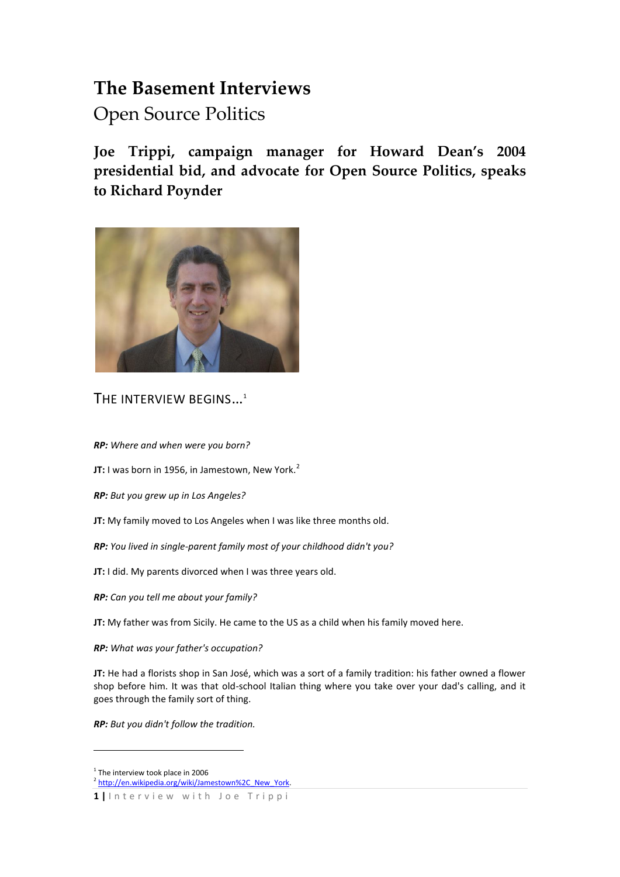# The Basement Interviews

## Open Source Politics

### Joe Trippi, campaign manager for Howard Dean's 2004 presidential bid, and advocate for Open Source Politics, speaks to Richard Poynder

THE INTERVIEW BEGINS...[1]

***RP:** Where and when were you born?*

**JT:** I was born in 1956, in Jamestown, New York.[2]

***RP:** But you grew up in Los Angeles?*

**JT:** My family moved to Los Angeles when I was like three months old.

***RP:** You lived in single-parent family most of your childhood didn't you?*

**JT:** I did. My parents divorced when I was three years old.

***RP:** Can you tell me about your family?*

**JT:** My father was from Sicily. He came to the US as a child when his family moved here.

***RP:** What was your father's occupation?*

**JT:** He had a florists shop in San José, which was a sort of a family tradition: his father owned a flower shop before him. It was that old-school Italian thing where you take over your dad's calling, and it goes through the family sort of thing.

***RP:** But you didn't follow the tradition.*

---

[1] The interview took place in 2006

[2] http://en.wikipedia.org/wiki/Jamestown%2C_New_York.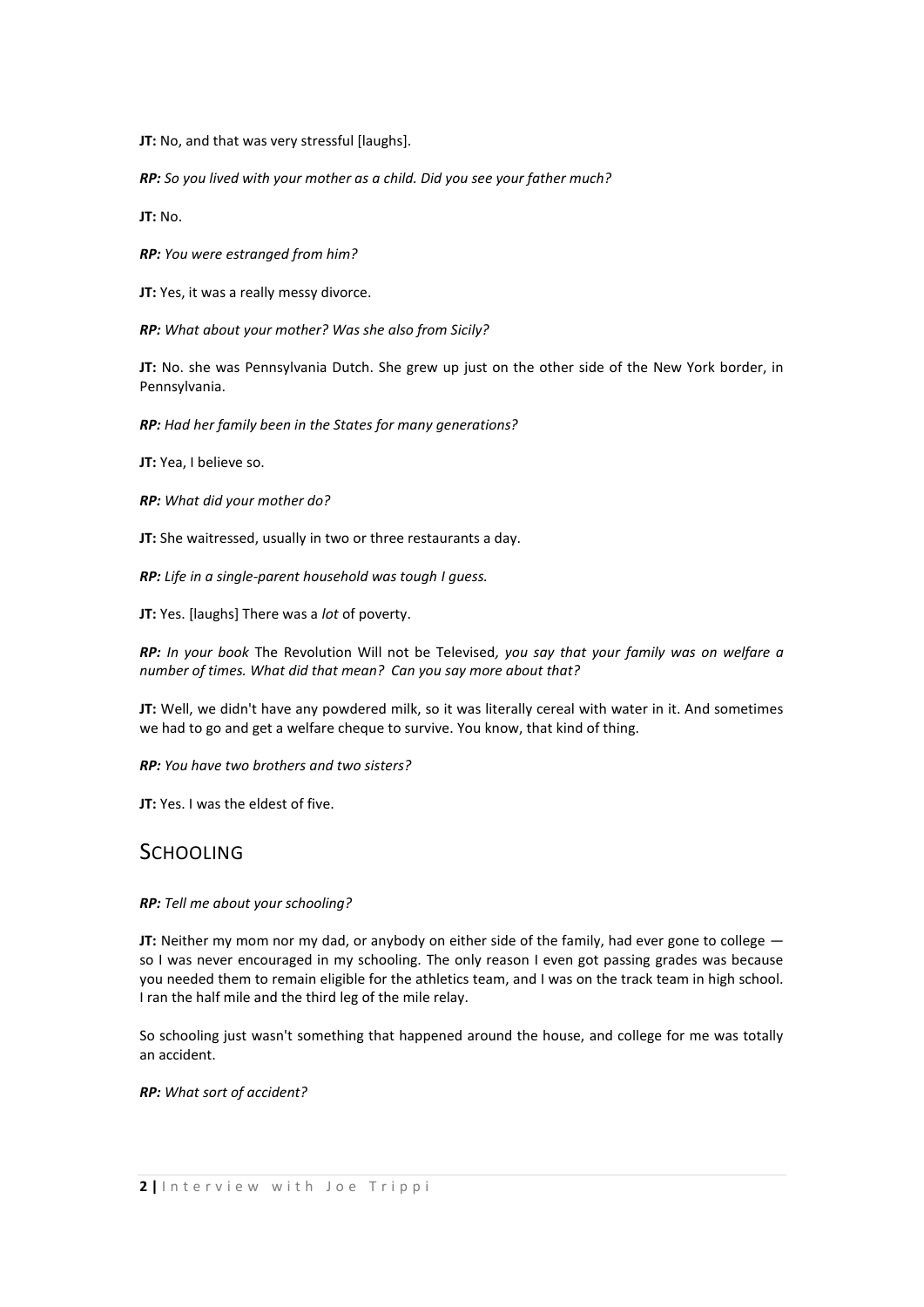**JT:** No, and that was very stressful [laughs].

***RP:*** *So you lived with your mother as a child. Did you see your father much?*

**JT:** No.

***RP:*** *You were estranged from him?*

**JT:** Yes, it was a really messy divorce.

***RP:*** *What about your mother? Was she also from Sicily?*

**JT:** No. she was Pennsylvania Dutch. She grew up just on the other side of the New York border, in Pennsylvania.

***RP:*** *Had her family been in the States for many generations?*

**JT:** Yea, I believe so.

***RP:*** *What did your mother do?*

**JT:** She waitressed, usually in two or three restaurants a day.

***RP:*** *Life in a single-parent household was tough I guess.*

**JT:** Yes. [laughs] There was a *lot* of poverty.

***RP:*** *In your book* The Revolution Will not be Televised*, you say that your family was on welfare a number of times. What did that mean? Can you say more about that?*

**JT:** Well, we didn't have any powdered milk, so it was literally cereal with water in it. And sometimes we had to go and get a welfare cheque to survive. You know, that kind of thing.

***RP:*** *You have two brothers and two sisters?*

**JT:** Yes. I was the eldest of five.

## Schooling

***RP:*** *Tell me about your schooling?*

**JT:** Neither my mom nor my dad, or anybody on either side of the family, had ever gone to college — so I was never encouraged in my schooling. The only reason I even got passing grades was because you needed them to remain eligible for the athletics team, and I was on the track team in high school. I ran the half mile and the third leg of the mile relay.

So schooling just wasn't something that happened around the house, and college for me was totally an accident.

***RP:*** *What sort of accident?*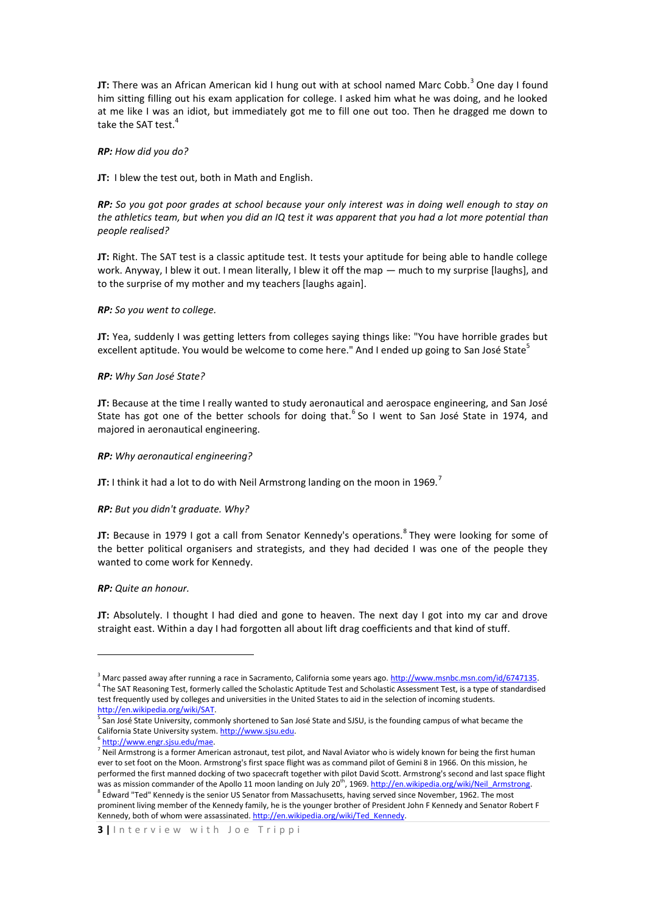**JT:** There was an African American kid I hung out with at school named Marc Cobb.[3] One day I found him sitting filling out his exam application for college. I asked him what he was doing, and he looked at me like I was an idiot, but immediately got me to fill one out too. Then he dragged me down to take the SAT test.[4]

***RP:** How did you do?*

**JT:** I blew the test out, both in Math and English.

***RP:** So you got poor grades at school because your only interest was in doing well enough to stay on the athletics team, but when you did an IQ test it was apparent that you had a lot more potential than people realised?*

**JT:** Right. The SAT test is a classic aptitude test. It tests your aptitude for being able to handle college work. Anyway, I blew it out. I mean literally, I blew it off the map — much to my surprise [laughs], and to the surprise of my mother and my teachers [laughs again].

***RP:** So you went to college.*

**JT:** Yea, suddenly I was getting letters from colleges saying things like: "You have horrible grades but excellent aptitude. You would be welcome to come here." And I ended up going to San José State[5]

***RP:** Why San José State?*

**JT:** Because at the time I really wanted to study aeronautical and aerospace engineering, and San José State has got one of the better schools for doing that.[6] So I went to San José State in 1974, and majored in aeronautical engineering.

***RP:** Why aeronautical engineering?*

**JT:** I think it had a lot to do with Neil Armstrong landing on the moon in 1969.[7]

***RP:** But you didn't graduate. Why?*

**JT:** Because in 1979 I got a call from Senator Kennedy's operations.[8] They were looking for some of the better political organisers and strategists, and they had decided I was one of the people they wanted to come work for Kennedy.

***RP:** Quite an honour.*

**JT:** Absolutely. I thought I had died and gone to heaven. The next day I got into my car and drove straight east. Within a day I had forgotten all about lift drag coefficients and that kind of stuff.

---

[3] Marc passed away after running a race in Sacramento, California some years ago. http://www.msnbc.msn.com/id/6747135.

[4] The SAT Reasoning Test, formerly called the Scholastic Aptitude Test and Scholastic Assessment Test, is a type of standardised test frequently used by colleges and universities in the United States to aid in the selection of incoming students. http://en.wikipedia.org/wiki/SAT.

[5] San José State University, commonly shortened to San José State and SJSU, is the founding campus of what became the California State University system. http://www.sjsu.edu.

[6] http://www.engr.sjsu.edu/mae.

[7] Neil Armstrong is a former American astronaut, test pilot, and Naval Aviator who is widely known for being the first human ever to set foot on the Moon. Armstrong's first space flight was as command pilot of Gemini 8 in 1966. On this mission, he performed the first manned docking of two spacecraft together with pilot David Scott. Armstrong's second and last space flight was as mission commander of the Apollo 11 moon landing on July 20th, 1969. http://en.wikipedia.org/wiki/Neil_Armstrong.

[8] Edward "Ted" Kennedy is the senior US Senator from Massachusetts, having served since November, 1962. The most prominent living member of the Kennedy family, he is the younger brother of President John F Kennedy and Senator Robert F Kennedy, both of whom were assassinated. http://en.wikipedia.org/wiki/Ted_Kennedy.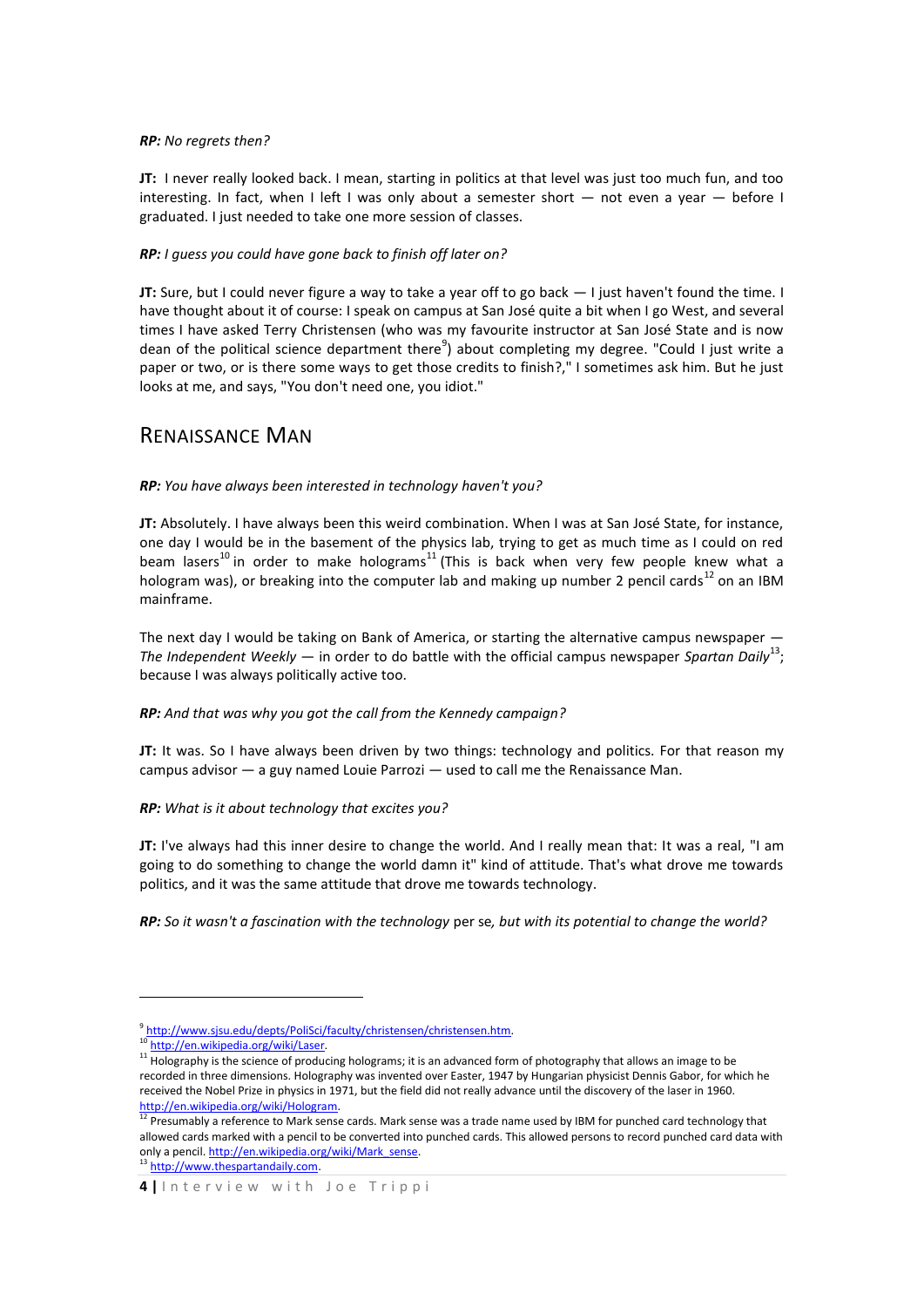***RP:** No regrets then?*

**JT:** I never really looked back. I mean, starting in politics at that level was just too much fun, and too interesting. In fact, when I left I was only about a semester short — not even a year — before I graduated. I just needed to take one more session of classes.

***RP:** I guess you could have gone back to finish off later on?*

**JT:** Sure, but I could never figure a way to take a year off to go back — I just haven't found the time. I have thought about it of course: I speak on campus at San José quite a bit when I go West, and several times I have asked Terry Christensen (who was my favourite instructor at San José State and is now dean of the political science department there[9]) about completing my degree. "Could I just write a paper or two, or is there some ways to get those credits to finish?," I sometimes ask him. But he just looks at me, and says, "You don't need one, you idiot."

## Renaissance Man

***RP:** You have always been interested in technology haven't you?*

**JT:** Absolutely. I have always been this weird combination. When I was at San José State, for instance, one day I would be in the basement of the physics lab, trying to get as much time as I could on red beam lasers[10] in order to make holograms[11] (This is back when very few people knew what a hologram was), or breaking into the computer lab and making up number 2 pencil cards[12] on an IBM mainframe.

The next day I would be taking on Bank of America, or starting the alternative campus newspaper — *The Independent Weekly* — in order to do battle with the official campus newspaper *Spartan Daily*[13]; because I was always politically active too.

***RP:** And that was why you got the call from the Kennedy campaign?*

**JT:** It was. So I have always been driven by two things: technology and politics. For that reason my campus advisor — a guy named Louie Parrozi — used to call me the Renaissance Man.

***RP:** What is it about technology that excites you?*

**JT:** I've always had this inner desire to change the world. And I really mean that: It was a real, "I am going to do something to change the world damn it" kind of attitude. That's what drove me towards politics, and it was the same attitude that drove me towards technology.

***RP:** So it wasn't a fascination with the technology* per se*, but with its potential to change the world?*

---

[9] http://www.sjsu.edu/depts/PoliSci/faculty/christensen/christensen.htm.

[10] http://en.wikipedia.org/wiki/Laser.

[11] Holography is the science of producing holograms; it is an advanced form of photography that allows an image to be recorded in three dimensions. Holography was invented over Easter, 1947 by Hungarian physicist Dennis Gabor, for which he received the Nobel Prize in physics in 1971, but the field did not really advance until the discovery of the laser in 1960. http://en.wikipedia.org/wiki/Hologram.

[12] Presumably a reference to Mark sense cards. Mark sense was a trade name used by IBM for punched card technology that allowed cards marked with a pencil to be converted into punched cards. This allowed persons to record punched card data with only a pencil. http://en.wikipedia.org/wiki/Mark_sense.

[13] http://www.thespartandaily.com.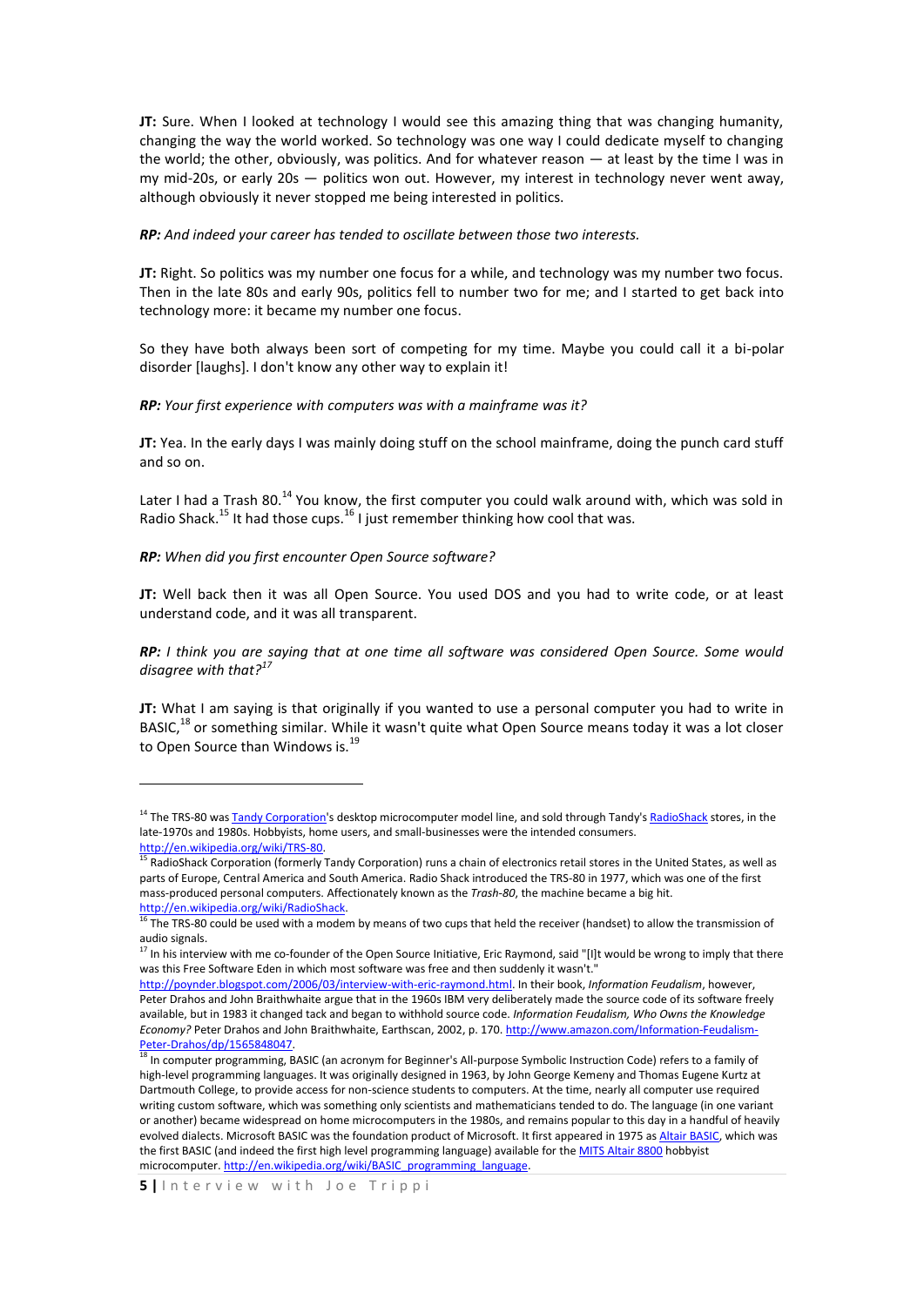**JT:** Sure. When I looked at technology I would see this amazing thing that was changing humanity, changing the way the world worked. So technology was one way I could dedicate myself to changing the world; the other, obviously, was politics. And for whatever reason — at least by the time I was in my mid-20s, or early 20s — politics won out. However, my interest in technology never went away, although obviously it never stopped me being interested in politics.

***RP:** And indeed your career has tended to oscillate between those two interests.*

**JT:** Right. So politics was my number one focus for a while, and technology was my number two focus. Then in the late 80s and early 90s, politics fell to number two for me; and I started to get back into technology more: it became my number one focus.

So they have both always been sort of competing for my time. Maybe you could call it a bi-polar disorder [laughs]. I don't know any other way to explain it!

***RP:** Your first experience with computers was with a mainframe was it?*

**JT:** Yea. In the early days I was mainly doing stuff on the school mainframe, doing the punch card stuff and so on.

Later I had a Trash 80.[14] You know, the first computer you could walk around with, which was sold in Radio Shack.[15] It had those cups.[16] I just remember thinking how cool that was.

***RP:** When did you first encounter Open Source software?*

**JT:** Well back then it was all Open Source. You used DOS and you had to write code, or at least understand code, and it was all transparent.

***RP:** I think you are saying that at one time all software was considered Open Source. Some would disagree with that?*[17]

**JT:** What I am saying is that originally if you wanted to use a personal computer you had to write in BASIC,[18] or something similar. While it wasn't quite what Open Source means today it was a lot closer to Open Source than Windows is.[19]

---

[14] The TRS-80 was Tandy Corporation's desktop microcomputer model line, and sold through Tandy's RadioShack stores, in the late-1970s and 1980s. Hobbyists, home users, and small-businesses were the intended consumers. http://en.wikipedia.org/wiki/TRS-80.

[15] RadioShack Corporation (formerly Tandy Corporation) runs a chain of electronics retail stores in the United States, as well as parts of Europe, Central America and South America. Radio Shack introduced the TRS-80 in 1977, which was one of the first mass-produced personal computers. Affectionately known as the *Trash-80*, the machine became a big hit. http://en.wikipedia.org/wiki/RadioShack.

[16] The TRS-80 could be used with a modem by means of two cups that held the receiver (handset) to allow the transmission of audio signals.

[17] In his interview with me co-founder of the Open Source Initiative, Eric Raymond, said "[I]t would be wrong to imply that there was this Free Software Eden in which most software was free and then suddenly it wasn't." http://poynder.blogspot.com/2006/03/interview-with-eric-raymond.html. In their book, *Information Feudalism*, however, Peter Drahos and John Braithwhaite argue that in the 1960s IBM very deliberately made the source code of its software freely available, but in 1983 it changed tack and began to withhold source code. *Information Feudalism, Who Owns the Knowledge Economy?* Peter Drahos and John Braithwhaite, Earthscan, 2002, p. 170. http://www.amazon.com/Information-Feudalism-Peter-Drahos/dp/1565848047.

[18] In computer programming, BASIC (an acronym for Beginner's All-purpose Symbolic Instruction Code) refers to a family of high-level programming languages. It was originally designed in 1963, by John George Kemeny and Thomas Eugene Kurtz at Dartmouth College, to provide access for non-science students to computers. At the time, nearly all computer use required writing custom software, which was something only scientists and mathematicians tended to do. The language (in one variant or another) became widespread on home microcomputers in the 1980s, and remains popular to this day in a handful of heavily evolved dialects. Microsoft BASIC was the foundation product of Microsoft. It first appeared in 1975 as Altair BASIC, which was the first BASIC (and indeed the first high level programming language) available for the MITS Altair 8800 hobbyist microcomputer. http://en.wikipedia.org/wiki/BASIC_programming_language.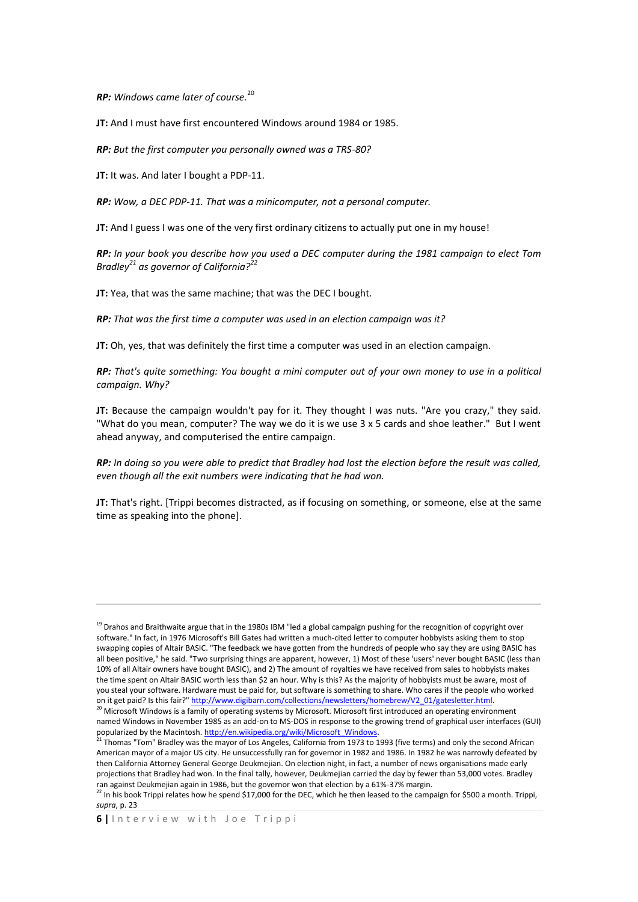***RP:*** *Windows came later of course.*[20]

**JT:** And I must have first encountered Windows around 1984 or 1985.

***RP:*** *But the first computer you personally owned was a TRS-80?*

**JT:** It was. And later I bought a PDP-11.

***RP:*** *Wow, a DEC PDP-11. That was a minicomputer, not a personal computer.*

**JT:** And I guess I was one of the very first ordinary citizens to actually put one in my house!

***RP:*** *In your book you describe how you used a DEC computer during the 1981 campaign to elect Tom Bradley*[21] *as governor of California?*[22]

**JT:** Yea, that was the same machine; that was the DEC I bought.

***RP:*** *That was the first time a computer was used in an election campaign was it?*

**JT:** Oh, yes, that was definitely the first time a computer was used in an election campaign.

***RP:*** *That's quite something: You bought a mini computer out of your own money to use in a political campaign. Why?*

**JT:** Because the campaign wouldn't pay for it. They thought I was nuts. "Are you crazy," they said. "What do you mean, computer? The way we do it is we use 3 x 5 cards and shoe leather." But I went ahead anyway, and computerised the entire campaign.

***RP:*** *In doing so you were able to predict that Bradley had lost the election before the result was called, even though all the exit numbers were indicating that he had won.*

**JT:** That's right. [Trippi becomes distracted, as if focusing on something, or someone, else at the same time as speaking into the phone].

---

[19] Drahos and Braithwaite argue that in the 1980s IBM "led a global campaign pushing for the recognition of copyright over software." In fact, in 1976 Microsoft's Bill Gates had written a much-cited letter to computer hobbyists asking them to stop swapping copies of Altair BASIC. "The feedback we have gotten from the hundreds of people who say they are using BASIC has all been positive," he said. "Two surprising things are apparent, however, 1) Most of these 'users' never bought BASIC (less than 10% of all Altair owners have bought BASIC), and 2) The amount of royalties we have received from sales to hobbyists makes the time spent on Altair BASIC worth less than $2 an hour. Why is this? As the majority of hobbyists must be aware, most of you steal your software. Hardware must be paid for, but software is something to share. Who cares if the people who worked on it get paid? Is this fair?" http://www.digibarn.com/collections/newsletters/homebrew/V2_01/gatesletter.html.

[20] Microsoft Windows is a family of operating systems by Microsoft. Microsoft first introduced an operating environment named Windows in November 1985 as an add-on to MS-DOS in response to the growing trend of graphical user interfaces (GUI) popularized by the Macintosh. http://en.wikipedia.org/wiki/Microsoft_Windows.

[21] Thomas "Tom" Bradley was the mayor of Los Angeles, California from 1973 to 1993 (five terms) and only the second African American mayor of a major US city. He unsuccessfully ran for governor in 1982 and 1986. In 1982 he was narrowly defeated by then California Attorney General George Deukmejian. On election night, in fact, a number of news organisations made early projections that Bradley had won. In the final tally, however, Deukmejian carried the day by fewer than 53,000 votes. Bradley ran against Deukmejian again in 1986, but the governor won that election by a 61%-37% margin.

[22] In his book Trippi relates how he spend $17,000 for the DEC, which he then leased to the campaign for $500 a month. Trippi, *supra*, p. 23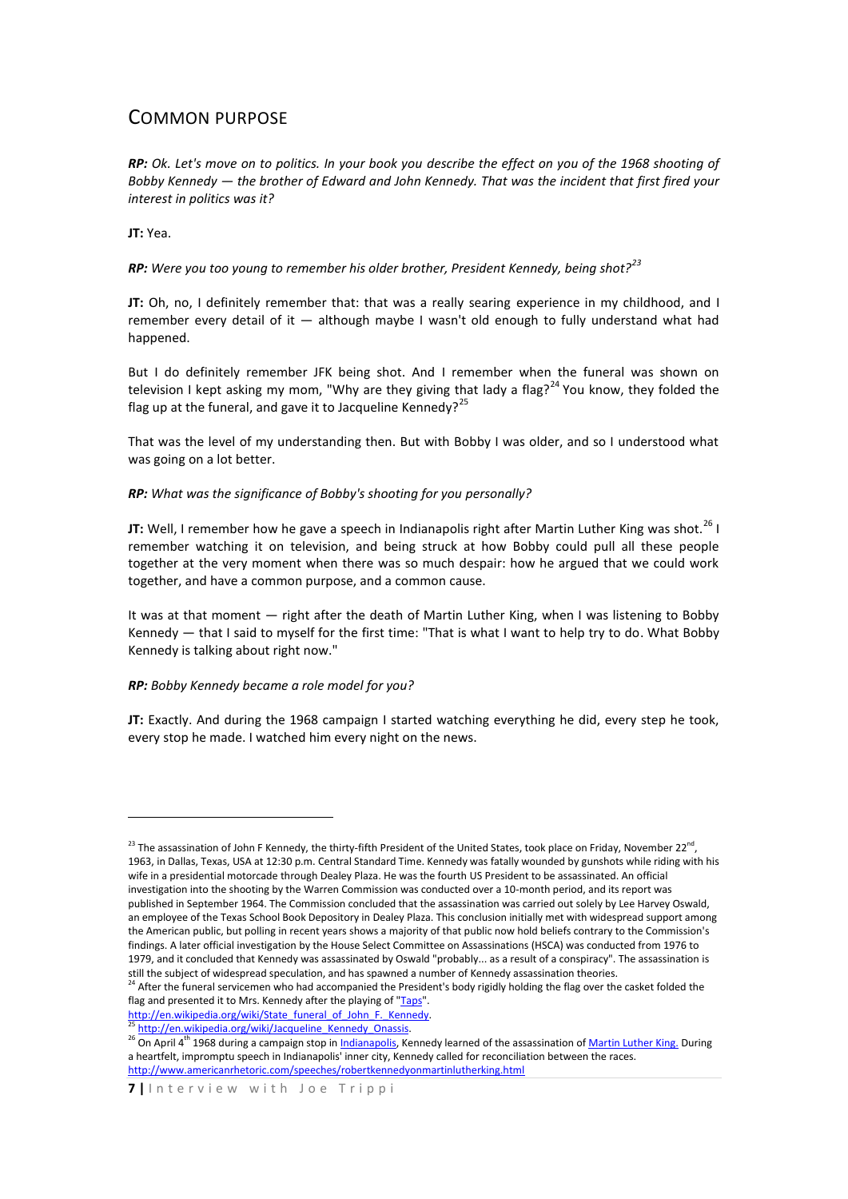## COMMON PURPOSE

***RP:*** *Ok. Let's move on to politics. In your book you describe the effect on you of the 1968 shooting of Bobby Kennedy — the brother of Edward and John Kennedy. That was the incident that first fired your interest in politics was it?*

**JT:** Yea.

***RP:*** *Were you too young to remember his older brother, President Kennedy, being shot?*[23]

**JT:** Oh, no, I definitely remember that: that was a really searing experience in my childhood, and I remember every detail of it — although maybe I wasn't old enough to fully understand what had happened.

But I do definitely remember JFK being shot. And I remember when the funeral was shown on television I kept asking my mom, "Why are they giving that lady a flag?[24] You know, they folded the flag up at the funeral, and gave it to Jacqueline Kennedy?[25]

That was the level of my understanding then. But with Bobby I was older, and so I understood what was going on a lot better.

***RP:*** *What was the significance of Bobby's shooting for you personally?*

**JT:** Well, I remember how he gave a speech in Indianapolis right after Martin Luther King was shot.[26] I remember watching it on television, and being struck at how Bobby could pull all these people together at the very moment when there was so much despair: how he argued that we could work together, and have a common purpose, and a common cause.

It was at that moment — right after the death of Martin Luther King, when I was listening to Bobby Kennedy — that I said to myself for the first time: "That is what I want to help try to do. What Bobby Kennedy is talking about right now."

***RP:*** *Bobby Kennedy became a role model for you?*

**JT:** Exactly. And during the 1968 campaign I started watching everything he did, every step he took, every stop he made. I watched him every night on the news.

---

[23] The assassination of John F Kennedy, the thirty-fifth President of the United States, took place on Friday, November 22nd, 1963, in Dallas, Texas, USA at 12:30 p.m. Central Standard Time. Kennedy was fatally wounded by gunshots while riding with his wife in a presidential motorcade through Dealey Plaza. He was the fourth US President to be assassinated. An official investigation into the shooting by the Warren Commission was conducted over a 10-month period, and its report was published in September 1964. The Commission concluded that the assassination was carried out solely by Lee Harvey Oswald, an employee of the Texas School Book Depository in Dealey Plaza. This conclusion initially met with widespread support among the American public, but polling in recent years shows a majority of that public now hold beliefs contrary to the Commission's findings. A later official investigation by the House Select Committee on Assassinations (HSCA) was conducted from 1976 to 1979, and it concluded that Kennedy was assassinated by Oswald "probably... as a result of a conspiracy". The assassination is still the subject of widespread speculation, and has spawned a number of Kennedy assassination theories.

[24] After the funeral servicemen who had accompanied the President's body rigidly holding the flag over the casket folded the flag and presented it to Mrs. Kennedy after the playing of "Taps". http://en.wikipedia.org/wiki/State_funeral_of_John_F._Kennedy.

[25] http://en.wikipedia.org/wiki/Jacqueline_Kennedy_Onassis.

[26] On April 4th 1968 during a campaign stop in Indianapolis, Kennedy learned of the assassination of Martin Luther King. During a heartfelt, impromptu speech in Indianapolis' inner city, Kennedy called for reconciliation between the races. http://www.americanrhetoric.com/speeches/robertkennedyonmartinlutherking.html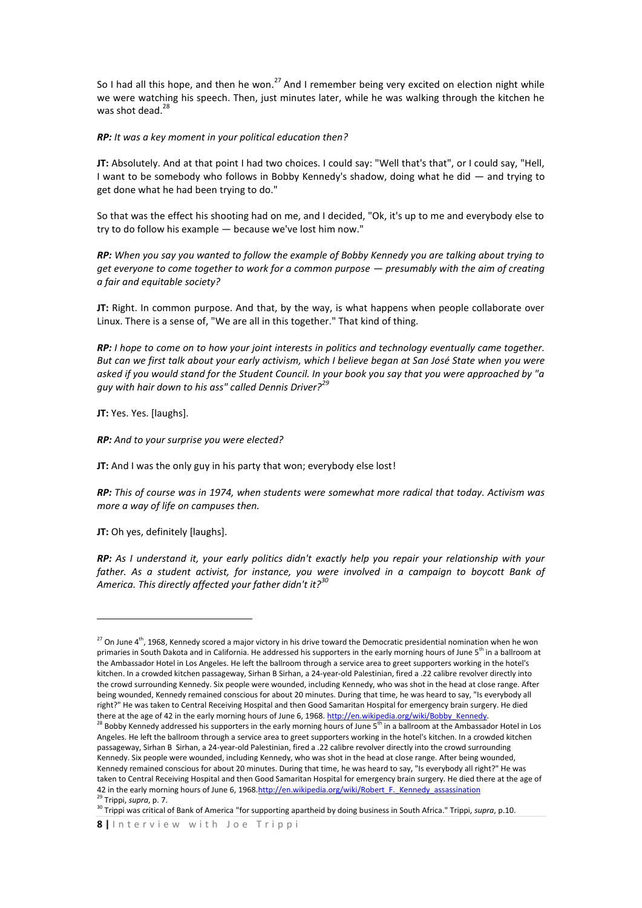So I had all this hope, and then he won.[27] And I remember being very excited on election night while we were watching his speech. Then, just minutes later, while he was walking through the kitchen he was shot dead.[28]

***RP:** It was a key moment in your political education then?*

**JT:** Absolutely. And at that point I had two choices. I could say: "Well that's that", or I could say, "Hell, I want to be somebody who follows in Bobby Kennedy's shadow, doing what he did — and trying to get done what he had been trying to do."

So that was the effect his shooting had on me, and I decided, "Ok, it's up to me and everybody else to try to do follow his example — because we've lost him now."

***RP:** When you say you wanted to follow the example of Bobby Kennedy you are talking about trying to get everyone to come together to work for a common purpose — presumably with the aim of creating a fair and equitable society?*

**JT:** Right. In common purpose. And that, by the way, is what happens when people collaborate over Linux. There is a sense of, "We are all in this together." That kind of thing.

***RP:** I hope to come on to how your joint interests in politics and technology eventually came together. But can we first talk about your early activism, which I believe began at San José State when you were asked if you would stand for the Student Council. In your book you say that you were approached by "a guy with hair down to his ass" called Dennis Driver?[29]*

**JT:** Yes. Yes. [laughs].

***RP:** And to your surprise you were elected?*

**JT:** And I was the only guy in his party that won; everybody else lost!

***RP:** This of course was in 1974, when students were somewhat more radical that today. Activism was more a way of life on campuses then.*

**JT:** Oh yes, definitely [laughs].

***RP:** As I understand it, your early politics didn't exactly help you repair your relationship with your father. As a student activist, for instance, you were involved in a campaign to boycott Bank of America. This directly affected your father didn't it?[30]*

---

[27] On June 4th, 1968, Kennedy scored a major victory in his drive toward the Democratic presidential nomination when he won primaries in South Dakota and in California. He addressed his supporters in the early morning hours of June 5th in a ballroom at the Ambassador Hotel in Los Angeles. He left the ballroom through a service area to greet supporters working in the hotel's kitchen. In a crowded kitchen passageway, Sirhan B Sirhan, a 24-year-old Palestinian, fired a .22 calibre revolver directly into the crowd surrounding Kennedy. Six people were wounded, including Kennedy, who was shot in the head at close range. After being wounded, Kennedy remained conscious for about 20 minutes. During that time, he was heard to say, "Is everybody all right?" He was taken to Central Receiving Hospital and then Good Samaritan Hospital for emergency brain surgery. He died there at the age of 42 in the early morning hours of June 6, 1968. http://en.wikipedia.org/wiki/Bobby_Kennedy.

[28] Bobby Kennedy addressed his supporters in the early morning hours of June 5th in a ballroom at the Ambassador Hotel in Los Angeles. He left the ballroom through a service area to greet supporters working in the hotel's kitchen. In a crowded kitchen passageway, Sirhan B Sirhan, a 24-year-old Palestinian, fired a .22 calibre revolver directly into the crowd surrounding Kennedy. Six people were wounded, including Kennedy, who was shot in the head at close range. After being wounded, Kennedy remained conscious for about 20 minutes. During that time, he was heard to say, "Is everybody all right?" He was taken to Central Receiving Hospital and then Good Samaritan Hospital for emergency brain surgery. He died there at the age of 42 in the early morning hours of June 6, 1968.http://en.wikipedia.org/wiki/Robert_F._Kennedy_assassination

[29] Trippi, *supra*, p. 7.

[30] Trippi was critical of Bank of America "for supporting apartheid by doing business in South Africa." Trippi, *supra*, p.10.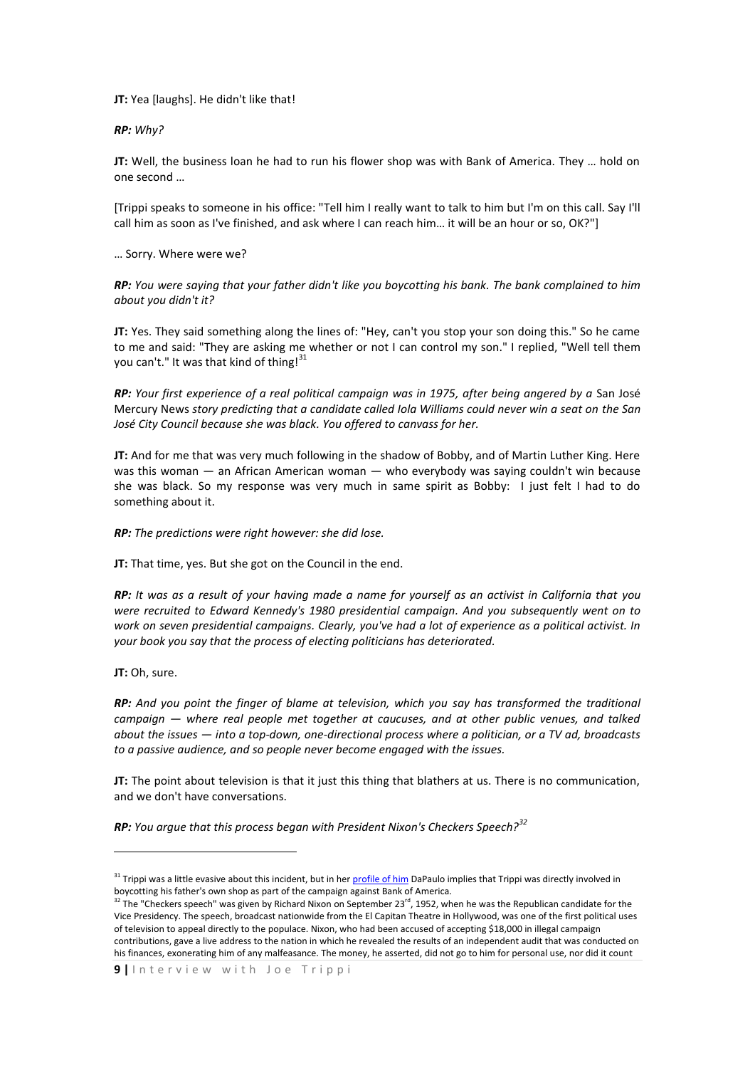**JT:** Yea [laughs]. He didn't like that!

***RP:*** *Why?*

**JT:** Well, the business loan he had to run his flower shop was with Bank of America. They … hold on one second …

[Trippi speaks to someone in his office: "Tell him I really want to talk to him but I'm on this call. Say I'll call him as soon as I've finished, and ask where I can reach him… it will be an hour or so, OK?"]

… Sorry. Where were we?

***RP:*** *You were saying that your father didn't like you boycotting his bank. The bank complained to him about you didn't it?*

**JT:** Yes. They said something along the lines of: "Hey, can't you stop your son doing this." So he came to me and said: "They are asking me whether or not I can control my son." I replied, "Well tell them you can't." It was that kind of thing![31]

***RP:*** *Your first experience of a real political campaign was in 1975, after being angered by a* San José Mercury News *story predicting that a candidate called Iola Williams could never win a seat on the San José City Council because she was black. You offered to canvass for her.*

**JT:** And for me that was very much following in the shadow of Bobby, and of Martin Luther King. Here was this woman — an African American woman — who everybody was saying couldn't win because she was black. So my response was very much in same spirit as Bobby: I just felt I had to do something about it.

***RP:*** *The predictions were right however: she did lose.*

**JT:** That time, yes. But she got on the Council in the end.

***RP:*** *It was as a result of your having made a name for yourself as an activist in California that you were recruited to Edward Kennedy's 1980 presidential campaign. And you subsequently went on to work on seven presidential campaigns. Clearly, you've had a lot of experience as a political activist. In your book you say that the process of electing politicians has deteriorated.*

**JT:** Oh, sure.

***RP:*** *And you point the finger of blame at television, which you say has transformed the traditional campaign — where real people met together at caucuses, and at other public venues, and talked about the issues — into a top-down, one-directional process where a politician, or a TV ad, broadcasts to a passive audience, and so people never become engaged with the issues.*

**JT:** The point about television is that it just this thing that blathers at us. There is no communication, and we don't have conversations.

***RP:*** *You argue that this process began with President Nixon's Checkers Speech?*[32]

---

[31] Trippi was a little evasive about this incident, but in her profile of him DaPaulo implies that Trippi was directly involved in boycotting his father's own shop as part of the campaign against Bank of America.

[32] The "Checkers speech" was given by Richard Nixon on September 23rd, 1952, when he was the Republican candidate for the Vice Presidency. The speech, broadcast nationwide from the El Capitan Theatre in Hollywood, was one of the first political uses of television to appeal directly to the populace. Nixon, who had been accused of accepting $18,000 in illegal campaign contributions, gave a live address to the nation in which he revealed the results of an independent audit that was conducted on his finances, exonerating him of any malfeasance. The money, he asserted, did not go to him for personal use, nor did it count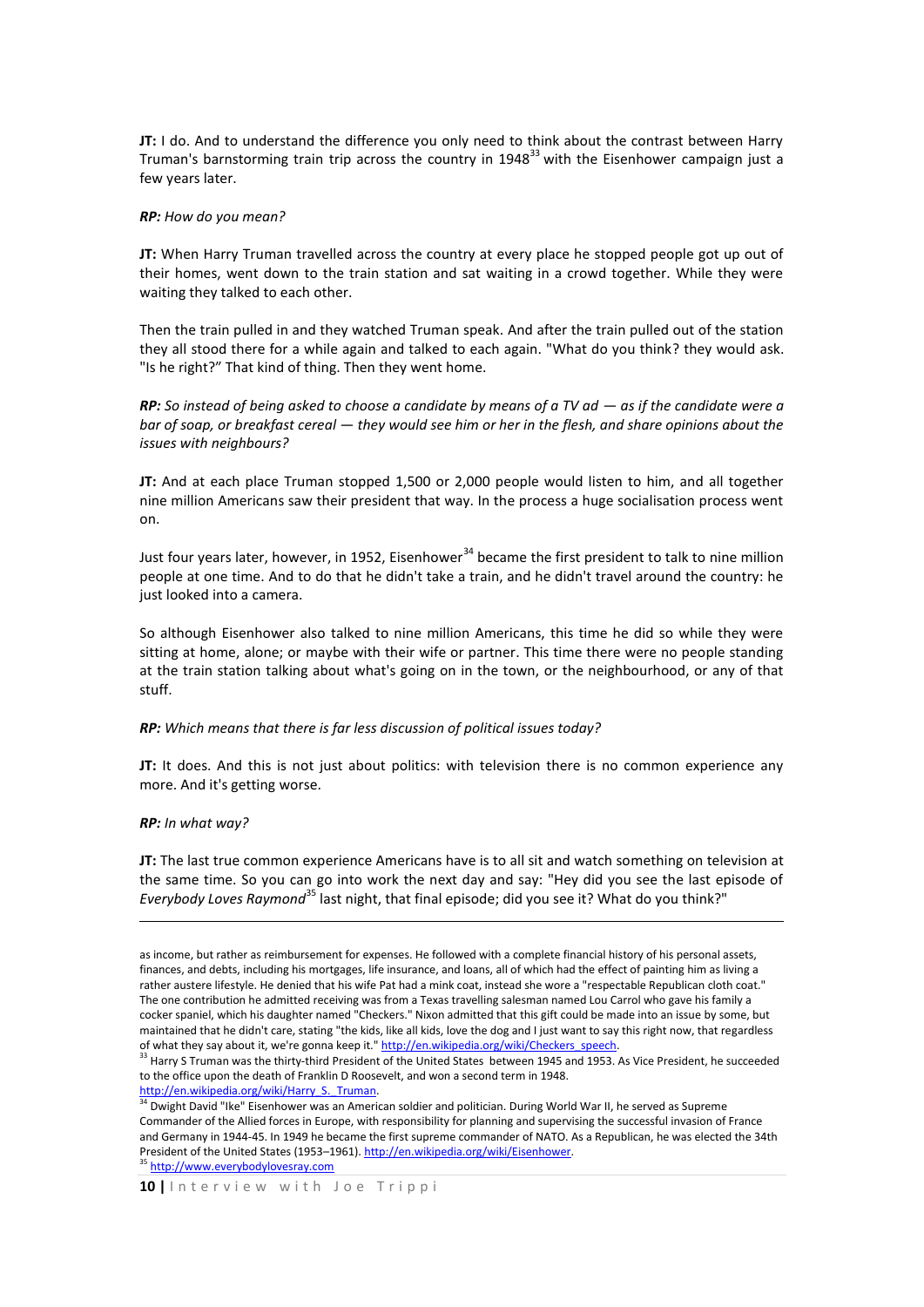**JT:** I do. And to understand the difference you only need to think about the contrast between Harry Truman's barnstorming train trip across the country in 1948[33] with the Eisenhower campaign just a few years later.

***RP:*** *How do you mean?*

**JT:** When Harry Truman travelled across the country at every place he stopped people got up out of their homes, went down to the train station and sat waiting in a crowd together. While they were waiting they talked to each other.

Then the train pulled in and they watched Truman speak. And after the train pulled out of the station they all stood there for a while again and talked to each again. "What do you think? they would ask. "Is he right?" That kind of thing. Then they went home.

***RP:*** *So instead of being asked to choose a candidate by means of a TV ad — as if the candidate were a bar of soap, or breakfast cereal — they would see him or her in the flesh, and share opinions about the issues with neighbours?*

**JT:** And at each place Truman stopped 1,500 or 2,000 people would listen to him, and all together nine million Americans saw their president that way. In the process a huge socialisation process went on.

Just four years later, however, in 1952, Eisenhower[34] became the first president to talk to nine million people at one time. And to do that he didn't take a train, and he didn't travel around the country: he just looked into a camera.

So although Eisenhower also talked to nine million Americans, this time he did so while they were sitting at home, alone; or maybe with their wife or partner. This time there were no people standing at the train station talking about what's going on in the town, or the neighbourhood, or any of that stuff.

***RP:*** *Which means that there is far less discussion of political issues today?*

**JT:** It does. And this is not just about politics: with television there is no common experience any more. And it's getting worse.

***RP:*** *In what way?*

**JT:** The last true common experience Americans have is to all sit and watch something on television at the same time. So you can go into work the next day and say: "Hey did you see the last episode of *Everybody Loves Raymond*[35] last night, that final episode; did you see it? What do you think?"

---

as income, but rather as reimbursement for expenses. He followed with a complete financial history of his personal assets, finances, and debts, including his mortgages, life insurance, and loans, all of which had the effect of painting him as living a rather austere lifestyle. He denied that his wife Pat had a mink coat, instead she wore a "respectable Republican cloth coat." The one contribution he admitted receiving was from a Texas travelling salesman named Lou Carrol who gave his family a cocker spaniel, which his daughter named "Checkers." Nixon admitted that this gift could be made into an issue by some, but maintained that he didn't care, stating "the kids, like all kids, love the dog and I just want to say this right now, that regardless of what they say about it, we're gonna keep it." http://en.wikipedia.org/wiki/Checkers_speech.

[33] Harry S Truman was the thirty-third President of the United States between 1945 and 1953. As Vice President, he succeeded to the office upon the death of Franklin D Roosevelt, and won a second term in 1948. http://en.wikipedia.org/wiki/Harry_S._Truman.

[34] Dwight David "Ike" Eisenhower was an American soldier and politician. During World War II, he served as Supreme Commander of the Allied forces in Europe, with responsibility for planning and supervising the successful invasion of France and Germany in 1944-45. In 1949 he became the first supreme commander of NATO. As a Republican, he was elected the 34th President of the United States (1953–1961). http://en.wikipedia.org/wiki/Eisenhower.

[35] http://www.everybodylovesray.com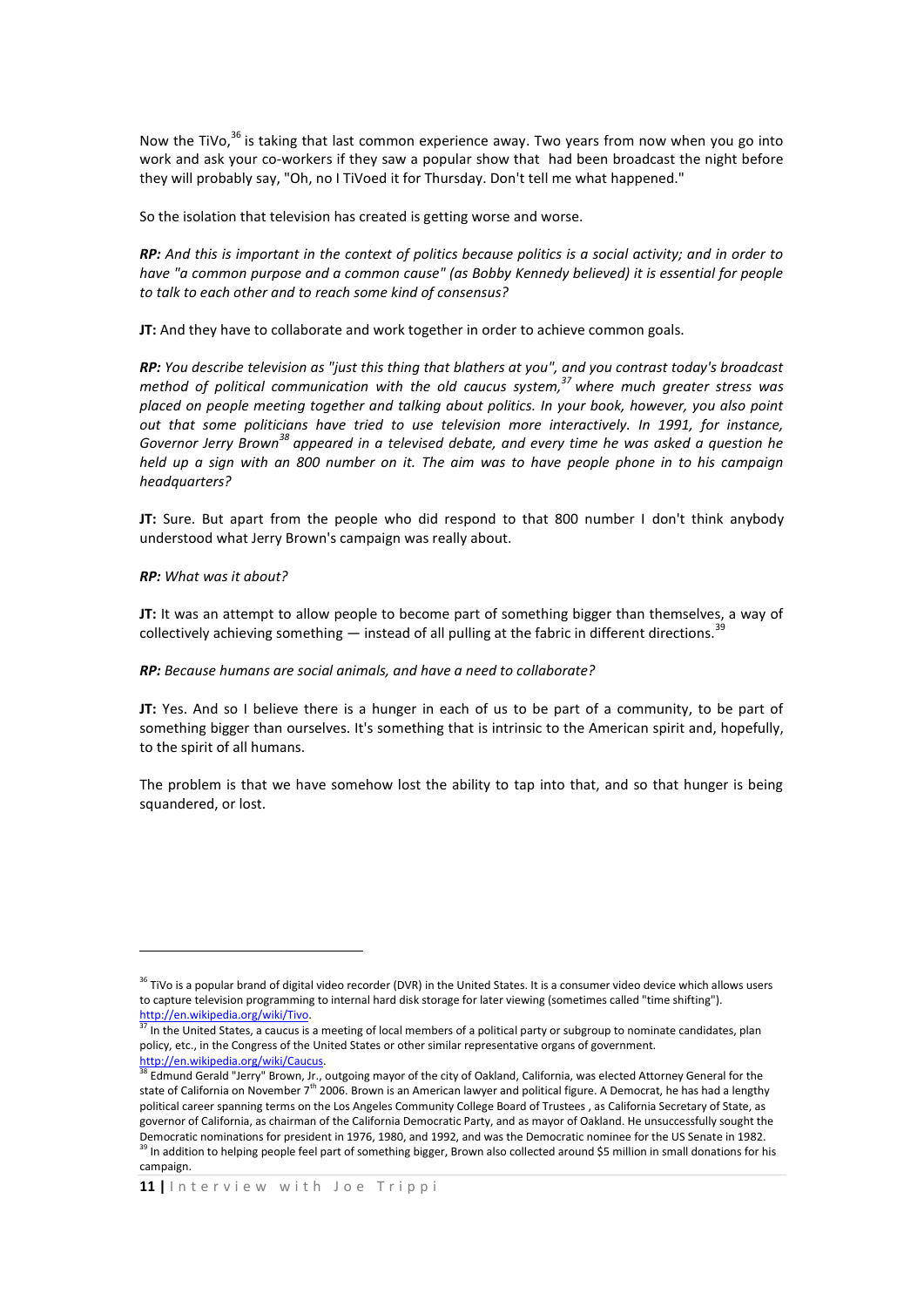Now the TiVo,[36] is taking that last common experience away. Two years from now when you go into work and ask your co-workers if they saw a popular show that had been broadcast the night before they will probably say, "Oh, no I TiVoed it for Thursday. Don't tell me what happened."

So the isolation that television has created is getting worse and worse.

***RP:** And this is important in the context of politics because politics is a social activity; and in order to have "a common purpose and a common cause" (as Bobby Kennedy believed) it is essential for people to talk to each other and to reach some kind of consensus?*

**JT:** And they have to collaborate and work together in order to achieve common goals.

***RP:** You describe television as "just this thing that blathers at you", and you contrast today's broadcast method of political communication with the old caucus system,[37] where much greater stress was placed on people meeting together and talking about politics. In your book, however, you also point out that some politicians have tried to use television more interactively. In 1991, for instance, Governor Jerry Brown[38] appeared in a televised debate, and every time he was asked a question he held up a sign with an 800 number on it. The aim was to have people phone in to his campaign headquarters?*

**JT:** Sure. But apart from the people who did respond to that 800 number I don't think anybody understood what Jerry Brown's campaign was really about.

***RP:** What was it about?*

**JT:** It was an attempt to allow people to become part of something bigger than themselves, a way of collectively achieving something — instead of all pulling at the fabric in different directions.[39]

***RP:** Because humans are social animals, and have a need to collaborate?*

**JT:** Yes. And so I believe there is a hunger in each of us to be part of a community, to be part of something bigger than ourselves. It's something that is intrinsic to the American spirit and, hopefully, to the spirit of all humans.

The problem is that we have somehow lost the ability to tap into that, and so that hunger is being squandered, or lost.

---

[36] TiVo is a popular brand of digital video recorder (DVR) in the United States. It is a consumer video device which allows users to capture television programming to internal hard disk storage for later viewing (sometimes called "time shifting"). http://en.wikipedia.org/wiki/Tivo.

[37] In the United States, a caucus is a meeting of local members of a political party or subgroup to nominate candidates, plan policy, etc., in the Congress of the United States or other similar representative organs of government. http://en.wikipedia.org/wiki/Caucus.

[38] Edmund Gerald "Jerry" Brown, Jr., outgoing mayor of the city of Oakland, California, was elected Attorney General for the state of California on November 7th 2006. Brown is an American lawyer and political figure. A Democrat, he has had a lengthy political career spanning terms on the Los Angeles Community College Board of Trustees , as California Secretary of State, as governor of California, as chairman of the California Democratic Party, and as mayor of Oakland. He unsuccessfully sought the Democratic nominations for president in 1976, 1980, and 1992, and was the Democratic nominee for the US Senate in 1982.

[39] In addition to helping people feel part of something bigger, Brown also collected around $5 million in small donations for his campaign.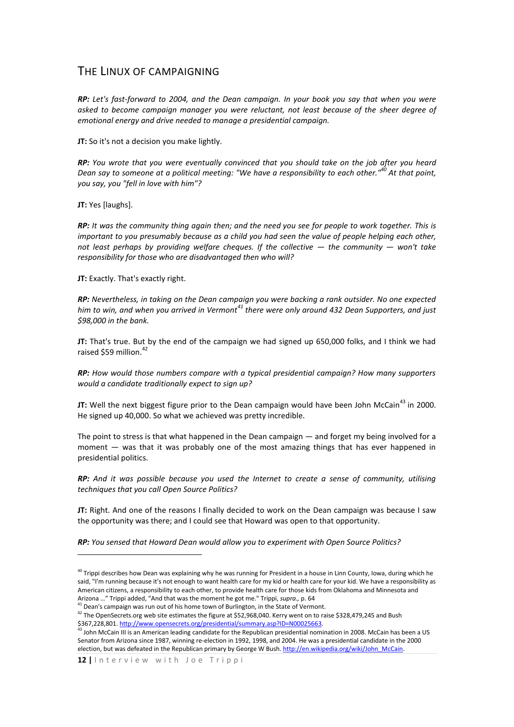## The Linux of Campaigning

***RP:** Let's fast-forward to 2004, and the Dean campaign. In your book you say that when you were asked to become campaign manager you were reluctant, not least because of the sheer degree of emotional energy and drive needed to manage a presidential campaign.*

**JT:** So it's not a decision you make lightly.

***RP:** You wrote that you were eventually convinced that you should take on the job after you heard Dean say to someone at a political meeting: "We have a responsibility to each other."[40] At that point, you say, you "fell in love with him"?*

**JT:** Yes [laughs].

***RP:** It was the community thing again then; and the need you see for people to work together. This is important to you presumably because as a child you had seen the value of people helping each other, not least perhaps by providing welfare cheques. If the collective — the community — won't take responsibility for those who are disadvantaged then who will?*

**JT:** Exactly. That's exactly right.

***RP:** Nevertheless, in taking on the Dean campaign you were backing a rank outsider. No one expected him to win, and when you arrived in Vermont[41] there were only around 432 Dean Supporters, and just $98,000 in the bank.*

**JT:** That's true. But by the end of the campaign we had signed up 650,000 folks, and I think we had raised $59 million.[42]

***RP:** How would those numbers compare with a typical presidential campaign? How many supporters would a candidate traditionally expect to sign up?*

**JT:** Well the next biggest figure prior to the Dean campaign would have been John McCain[43] in 2000. He signed up 40,000. So what we achieved was pretty incredible.

The point to stress is that what happened in the Dean campaign — and forget my being involved for a moment — was that it was probably one of the most amazing things that has ever happened in presidential politics.

***RP:** And it was possible because you used the Internet to create a sense of community, utilising techniques that you call Open Source Politics?*

**JT:** Right. And one of the reasons I finally decided to work on the Dean campaign was because I saw the opportunity was there; and I could see that Howard was open to that opportunity.

***RP:** You sensed that Howard Dean would allow you to experiment with Open Source Politics?*

---

[40] Trippi describes how Dean was explaining why he was running for President in a house in Linn County, Iowa, during which he said, "I'm running because it's not enough to want health care for my kid or health care for your kid. We have a responsibility as American citizens, a responsibility to each other, to provide health care for those kids from Oklahoma and Minnesota and Arizona …" Trippi added, "And that was the moment he got me." Trippi, *supra.*, p. 64

[41] Dean's campaign was run out of his home town of Burlington, in the State of Vermont.

[42] The OpenSecrets.org web site estimates the figure at $52,968,040. Kerry went on to raise $328,479,245 and Bush $367,228,801. http://www.opensecrets.org/presidential/summary.asp?ID=N00025663.

[43] John McCain III is an American leading candidate for the Republican presidential nomination in 2008. McCain has been a US Senator from Arizona since 1987, winning re-election in 1992, 1998, and 2004. He was a presidential candidate in the 2000 election, but was defeated in the Republican primary by George W Bush. http://en.wikipedia.org/wiki/John_McCain.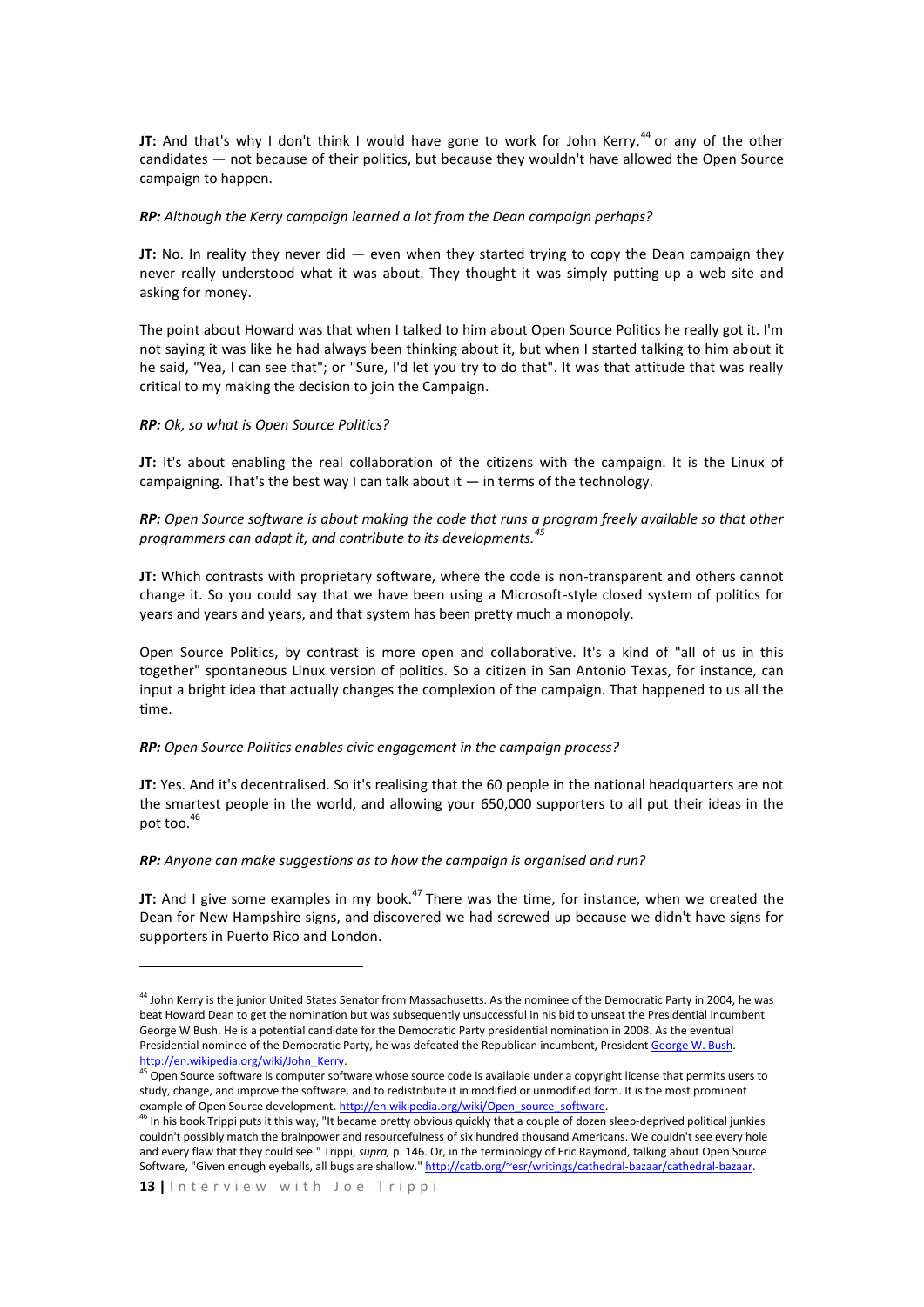**JT:** And that's why I don't think I would have gone to work for John Kerry,[44] or any of the other candidates — not because of their politics, but because they wouldn't have allowed the Open Source campaign to happen.

***RP:** Although the Kerry campaign learned a lot from the Dean campaign perhaps?*

**JT:** No. In reality they never did — even when they started trying to copy the Dean campaign they never really understood what it was about. They thought it was simply putting up a web site and asking for money.

The point about Howard was that when I talked to him about Open Source Politics he really got it. I'm not saying it was like he had always been thinking about it, but when I started talking to him about it he said, "Yea, I can see that"; or "Sure, I'd let you try to do that". It was that attitude that was really critical to my making the decision to join the Campaign.

***RP:** Ok, so what is Open Source Politics?*

**JT:** It's about enabling the real collaboration of the citizens with the campaign. It is the Linux of campaigning. That's the best way I can talk about it — in terms of the technology.

***RP:** Open Source software is about making the code that runs a program freely available so that other programmers can adapt it, and contribute to its developments.*[45]

**JT:** Which contrasts with proprietary software, where the code is non-transparent and others cannot change it. So you could say that we have been using a Microsoft-style closed system of politics for years and years and years, and that system has been pretty much a monopoly.

Open Source Politics, by contrast is more open and collaborative. It's a kind of "all of us in this together" spontaneous Linux version of politics. So a citizen in San Antonio Texas, for instance, can input a bright idea that actually changes the complexion of the campaign. That happened to us all the time.

***RP:** Open Source Politics enables civic engagement in the campaign process?*

**JT:** Yes. And it's decentralised. So it's realising that the 60 people in the national headquarters are not the smartest people in the world, and allowing your 650,000 supporters to all put their ideas in the pot too.[46]

***RP:** Anyone can make suggestions as to how the campaign is organised and run?*

**JT:** And I give some examples in my book.[47] There was the time, for instance, when we created the Dean for New Hampshire signs, and discovered we had screwed up because we didn't have signs for supporters in Puerto Rico and London.

---

[44] John Kerry is the junior United States Senator from Massachusetts. As the nominee of the Democratic Party in 2004, he was beat Howard Dean to get the nomination but was subsequently unsuccessful in his bid to unseat the Presidential incumbent George W Bush. He is a potential candidate for the Democratic Party presidential nomination in 2008. As the eventual Presidential nominee of the Democratic Party, he was defeated the Republican incumbent, President George W. Bush. http://en.wikipedia.org/wiki/John_Kerry.

[45] Open Source software is computer software whose source code is available under a copyright license that permits users to study, change, and improve the software, and to redistribute it in modified or unmodified form. It is the most prominent example of Open Source development. http://en.wikipedia.org/wiki/Open_source_software.

[46] In his book Trippi puts it this way, "It became pretty obvious quickly that a couple of dozen sleep-deprived political junkies couldn't possibly match the brainpower and resourcefulness of six hundred thousand Americans. We couldn't see every hole and every flaw that they could see." Trippi, *supra,* p. 146. Or, in the terminology of Eric Raymond, talking about Open Source Software, "Given enough eyeballs, all bugs are shallow." http://catb.org/~esr/writings/cathedral-bazaar/cathedral-bazaar.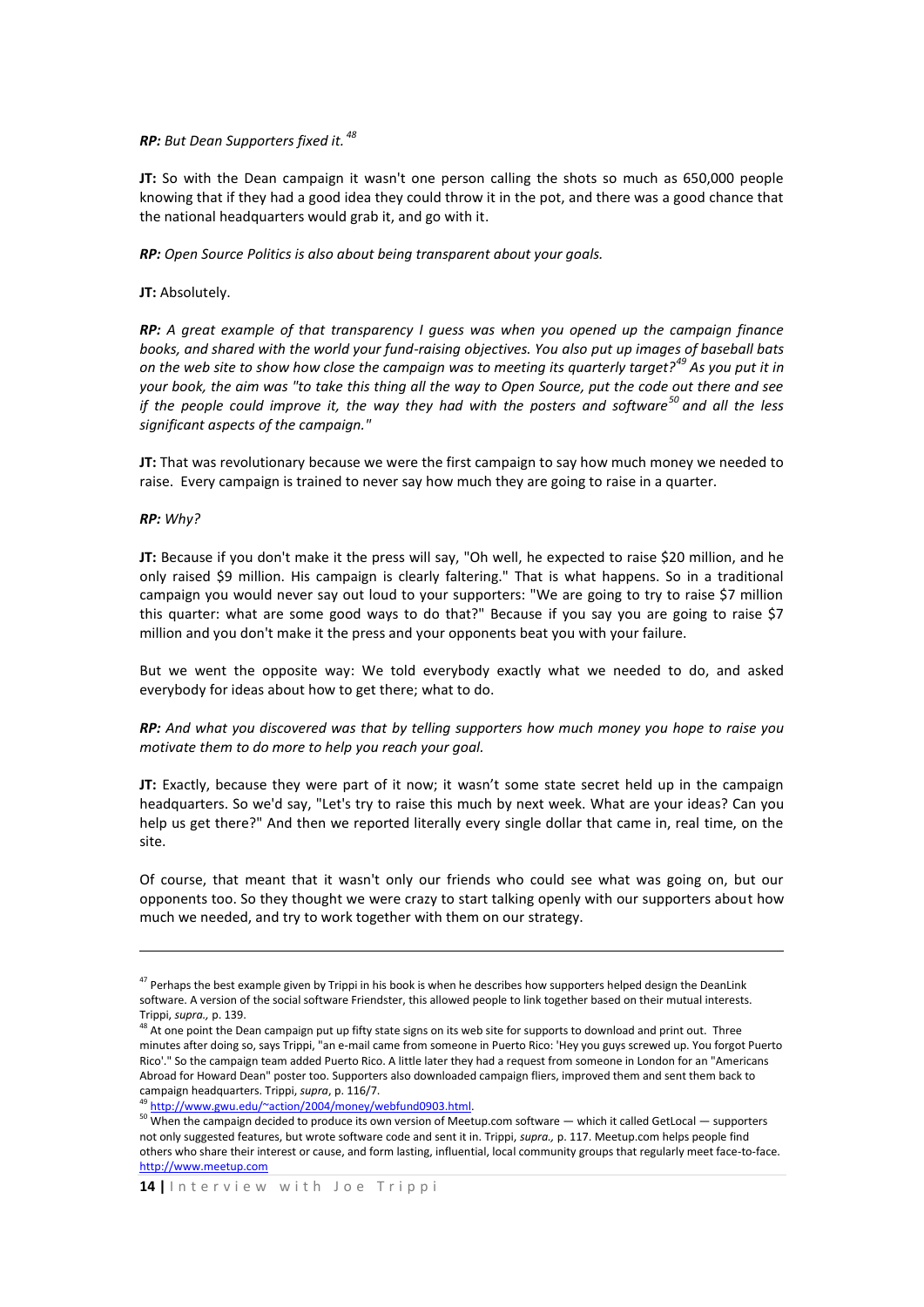***RP:*** *But Dean Supporters fixed it.* [48]

**JT:** So with the Dean campaign it wasn't one person calling the shots so much as 650,000 people knowing that if they had a good idea they could throw it in the pot, and there was a good chance that the national headquarters would grab it, and go with it.

***RP:*** *Open Source Politics is also about being transparent about your goals.*

**JT:** Absolutely.

***RP:*** *A great example of that transparency I guess was when you opened up the campaign finance books, and shared with the world your fund-raising objectives. You also put up images of baseball bats on the web site to show how close the campaign was to meeting its quarterly target?*[49] *As you put it in your book, the aim was "to take this thing all the way to Open Source, put the code out there and see if the people could improve it, the way they had with the posters and software*[50] *and all the less significant aspects of the campaign."*

**JT:** That was revolutionary because we were the first campaign to say how much money we needed to raise. Every campaign is trained to never say how much they are going to raise in a quarter.

***RP:*** *Why?*

**JT:** Because if you don't make it the press will say, "Oh well, he expected to raise $20 million, and he only raised $9 million. His campaign is clearly faltering." That is what happens. So in a traditional campaign you would never say out loud to your supporters: "We are going to try to raise $7 million this quarter: what are some good ways to do that?" Because if you say you are going to raise $7 million and you don't make it the press and your opponents beat you with your failure.

But we went the opposite way: We told everybody exactly what we needed to do, and asked everybody for ideas about how to get there; what to do.

***RP:*** *And what you discovered was that by telling supporters how much money you hope to raise you motivate them to do more to help you reach your goal.*

**JT:** Exactly, because they were part of it now; it wasn't some state secret held up in the campaign headquarters. So we'd say, "Let's try to raise this much by next week. What are your ideas? Can you help us get there?" And then we reported literally every single dollar that came in, real time, on the site.

Of course, that meant that it wasn't only our friends who could see what was going on, but our opponents too. So they thought we were crazy to start talking openly with our supporters about how much we needed, and try to work together with them on our strategy.

---

[47] Perhaps the best example given by Trippi in his book is when he describes how supporters helped design the DeanLink software. A version of the social software Friendster, this allowed people to link together based on their mutual interests. Trippi, *supra.,* p. 139.

[48] At one point the Dean campaign put up fifty state signs on its web site for supports to download and print out. Three minutes after doing so, says Trippi, "an e-mail came from someone in Puerto Rico: 'Hey you guys screwed up. You forgot Puerto Rico'." So the campaign team added Puerto Rico. A little later they had a request from someone in London for an "Americans Abroad for Howard Dean" poster too. Supporters also downloaded campaign fliers, improved them and sent them back to campaign headquarters. Trippi, *supra*, p. 116/7.

[49] http://www.gwu.edu/~action/2004/money/webfund0903.html.

[50] When the campaign decided to produce its own version of Meetup.com software — which it called GetLocal — supporters not only suggested features, but wrote software code and sent it in. Trippi, *supra.,* p. 117. Meetup.com helps people find others who share their interest or cause, and form lasting, influential, local community groups that regularly meet face-to-face. http://www.meetup.com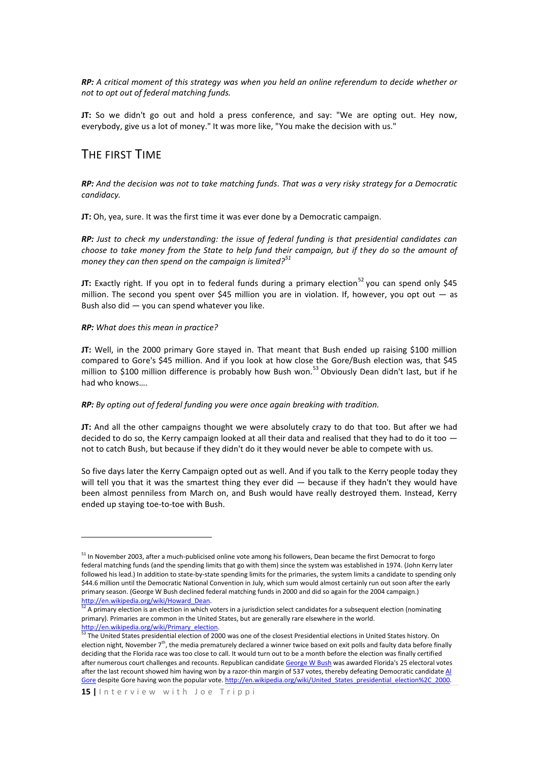***RP:*** *A critical moment of this strategy was when you held an online referendum to decide whether or not to opt out of federal matching funds.*

**JT:** So we didn't go out and hold a press conference, and say: "We are opting out. Hey now, everybody, give us a lot of money." It was more like, "You make the decision with us."

## THE FIRST TIME

***RP:*** *And the decision was not to take matching funds. That was a very risky strategy for a Democratic candidacy.*

**JT:** Oh, yea, sure. It was the first time it was ever done by a Democratic campaign.

***RP:*** *Just to check my understanding: the issue of federal funding is that presidential candidates can choose to take money from the State to help fund their campaign, but if they do so the amount of money they can then spend on the campaign is limited?*[51]

**JT:** Exactly right. If you opt in to federal funds during a primary election[52] you can spend only $45 million. The second you spent over $45 million you are in violation. If, however, you opt out — as Bush also did — you can spend whatever you like.

***RP:*** *What does this mean in practice?*

**JT:** Well, in the 2000 primary Gore stayed in. That meant that Bush ended up raising $100 million compared to Gore's $45 million. And if you look at how close the Gore/Bush election was, that $45 million to $100 million difference is probably how Bush won.[53] Obviously Dean didn't last, but if he had who knows….

***RP:*** *By opting out of federal funding you were once again breaking with tradition.*

**JT:** And all the other campaigns thought we were absolutely crazy to do that too. But after we had decided to do so, the Kerry campaign looked at all their data and realised that they had to do it too — not to catch Bush, but because if they didn't do it they would never be able to compete with us.

So five days later the Kerry Campaign opted out as well. And if you talk to the Kerry people today they will tell you that it was the smartest thing they ever did — because if they hadn't they would have been almost penniless from March on, and Bush would have really destroyed them. Instead, Kerry ended up staying toe-to-toe with Bush.

---

[51] In November 2003, after a much-publicised online vote among his followers, Dean became the first Democrat to forgo federal matching funds (and the spending limits that go with them) since the system was established in 1974. (John Kerry later followed his lead.) In addition to state-by-state spending limits for the primaries, the system limits a candidate to spending only $44.6 million until the Democratic National Convention in July, which sum would almost certainly run out soon after the early primary season. (George W Bush declined federal matching funds in 2000 and did so again for the 2004 campaign.) http://en.wikipedia.org/wiki/Howard_Dean.

[52] A primary election is an election in which voters in a jurisdiction select candidates for a subsequent election (nominating primary). Primaries are common in the United States, but are generally rare elsewhere in the world. http://en.wikipedia.org/wiki/Primary_election.

[53] The United States presidential election of 2000 was one of the closest Presidential elections in United States history. On election night, November 7th, the media prematurely declared a winner twice based on exit polls and faulty data before finally deciding that the Florida race was too close to call. It would turn out to be a month before the election was finally certified after numerous court challenges and recounts. Republican candidate George W Bush was awarded Florida's 25 electoral votes after the last recount showed him having won by a razor-thin margin of 537 votes, thereby defeating Democratic candidate Al Gore despite Gore having won the popular vote. http://en.wikipedia.org/wiki/United_States_presidential_election%2C_2000.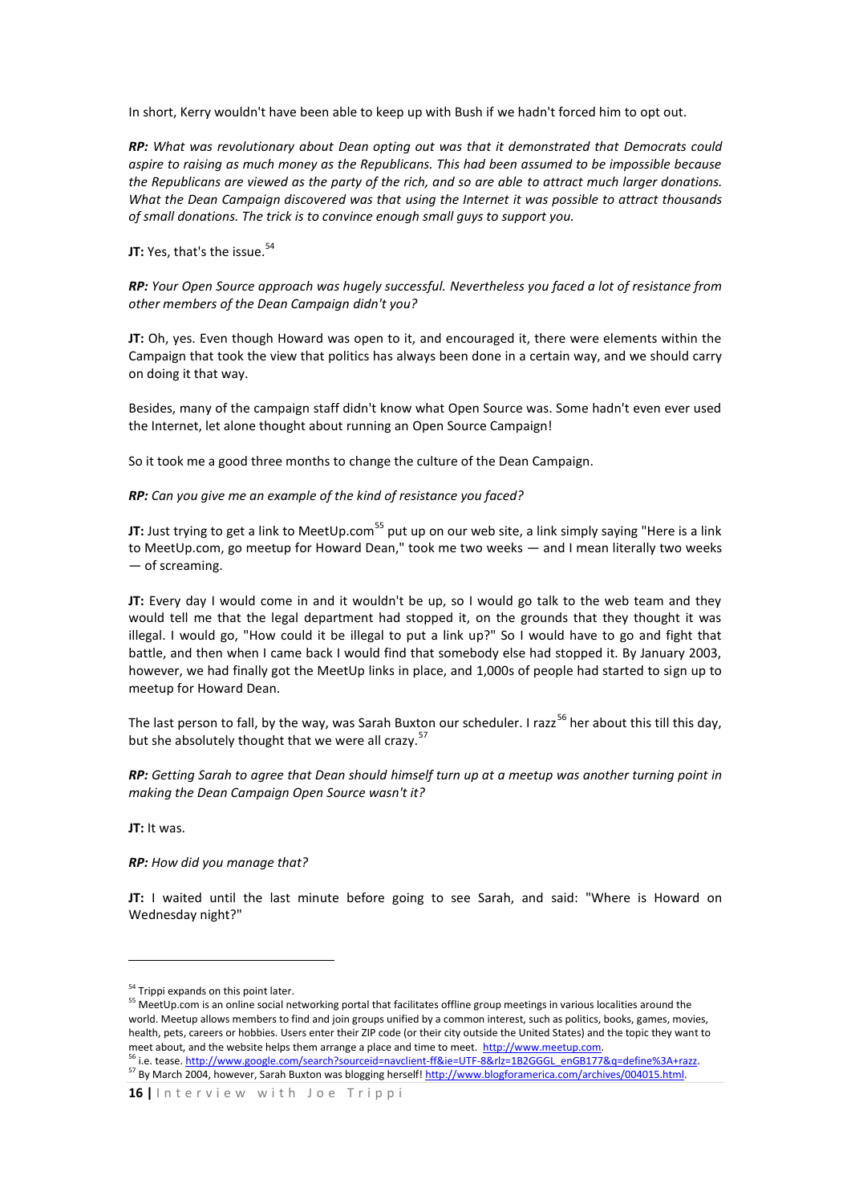In short, Kerry wouldn't have been able to keep up with Bush if we hadn't forced him to opt out.

***RP:*** *What was revolutionary about Dean opting out was that it demonstrated that Democrats could aspire to raising as much money as the Republicans. This had been assumed to be impossible because the Republicans are viewed as the party of the rich, and so are able to attract much larger donations. What the Dean Campaign discovered was that using the Internet it was possible to attract thousands of small donations. The trick is to convince enough small guys to support you.*

**JT:** Yes, that's the issue.[54]

***RP:*** *Your Open Source approach was hugely successful. Nevertheless you faced a lot of resistance from other members of the Dean Campaign didn't you?*

**JT:** Oh, yes. Even though Howard was open to it, and encouraged it, there were elements within the Campaign that took the view that politics has always been done in a certain way, and we should carry on doing it that way.

Besides, many of the campaign staff didn't know what Open Source was. Some hadn't even ever used the Internet, let alone thought about running an Open Source Campaign!

So it took me a good three months to change the culture of the Dean Campaign.

***RP:*** *Can you give me an example of the kind of resistance you faced?*

**JT:** Just trying to get a link to MeetUp.com[55] put up on our web site, a link simply saying "Here is a link to MeetUp.com, go meetup for Howard Dean," took me two weeks — and I mean literally two weeks — of screaming.

**JT:** Every day I would come in and it wouldn't be up, so I would go talk to the web team and they would tell me that the legal department had stopped it, on the grounds that they thought it was illegal. I would go, "How could it be illegal to put a link up?" So I would have to go and fight that battle, and then when I came back I would find that somebody else had stopped it. By January 2003, however, we had finally got the MeetUp links in place, and 1,000s of people had started to sign up to meetup for Howard Dean.

The last person to fall, by the way, was Sarah Buxton our scheduler. I razz[56] her about this till this day, but she absolutely thought that we were all crazy.[57]

***RP:*** *Getting Sarah to agree that Dean should himself turn up at a meetup was another turning point in making the Dean Campaign Open Source wasn't it?*

**JT:** It was.

***RP:*** *How did you manage that?*

**JT:** I waited until the last minute before going to see Sarah, and said: "Where is Howard on Wednesday night?"

---

[54] Trippi expands on this point later.

[55] MeetUp.com is an online social networking portal that facilitates offline group meetings in various localities around the world. Meetup allows members to find and join groups unified by a common interest, such as politics, books, games, movies, health, pets, careers or hobbies. Users enter their ZIP code (or their city outside the United States) and the topic they want to meet about, and the website helps them arrange a place and time to meet. http://www.meetup.com.

[56] i.e. tease. http://www.google.com/search?sourceid=navclient-ff&ie=UTF-8&rlz=1B2GGGL_enGB177&q=define%3A+razz.

[57] By March 2004, however, Sarah Buxton was blogging herself! http://www.blogforamerica.com/archives/004015.html.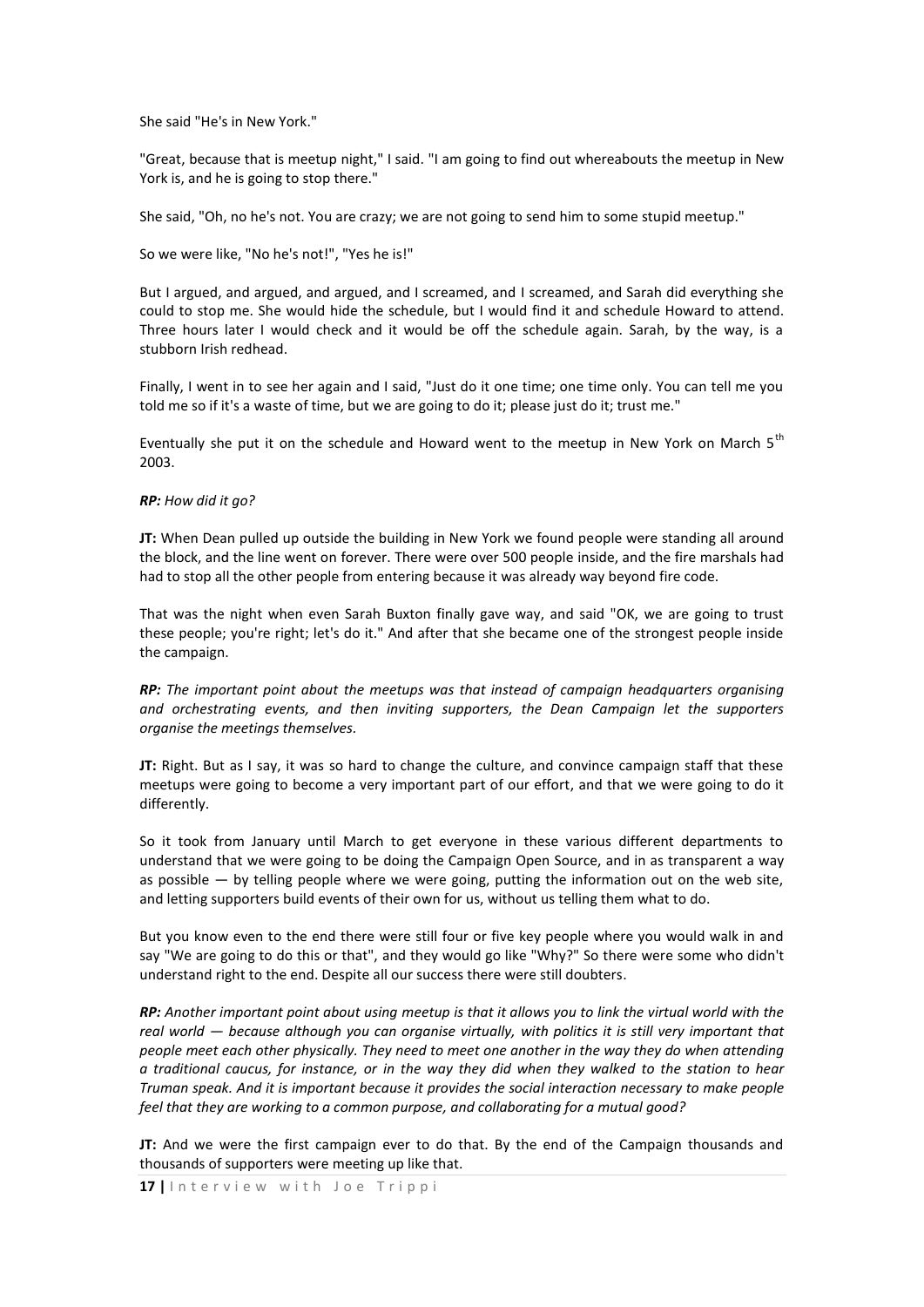She said "He's in New York."

"Great, because that is meetup night," I said. "I am going to find out whereabouts the meetup in New York is, and he is going to stop there."

She said, "Oh, no he's not. You are crazy; we are not going to send him to some stupid meetup."

So we were like, "No he's not!", "Yes he is!"

But I argued, and argued, and argued, and I screamed, and I screamed, and Sarah did everything she could to stop me. She would hide the schedule, but I would find it and schedule Howard to attend. Three hours later I would check and it would be off the schedule again. Sarah, by the way, is a stubborn Irish redhead.

Finally, I went in to see her again and I said, "Just do it one time; one time only. You can tell me you told me so if it's a waste of time, but we are going to do it; please just do it; trust me."

Eventually she put it on the schedule and Howard went to the meetup in New York on March 5th 2003.

***RP:*** *How did it go?*

**JT:** When Dean pulled up outside the building in New York we found people were standing all around the block, and the line went on forever. There were over 500 people inside, and the fire marshals had had to stop all the other people from entering because it was already way beyond fire code.

That was the night when even Sarah Buxton finally gave way, and said "OK, we are going to trust these people; you're right; let's do it." And after that she became one of the strongest people inside the campaign.

***RP:*** *The important point about the meetups was that instead of campaign headquarters organising and orchestrating events, and then inviting supporters, the Dean Campaign let the supporters organise the meetings themselves.*

**JT:** Right. But as I say, it was so hard to change the culture, and convince campaign staff that these meetups were going to become a very important part of our effort, and that we were going to do it differently.

So it took from January until March to get everyone in these various different departments to understand that we were going to be doing the Campaign Open Source, and in as transparent a way as possible — by telling people where we were going, putting the information out on the web site, and letting supporters build events of their own for us, without us telling them what to do.

But you know even to the end there were still four or five key people where you would walk in and say "We are going to do this or that", and they would go like "Why?" So there were some who didn't understand right to the end. Despite all our success there were still doubters.

***RP:*** *Another important point about using meetup is that it allows you to link the virtual world with the real world — because although you can organise virtually, with politics it is still very important that people meet each other physically. They need to meet one another in the way they do when attending a traditional caucus, for instance, or in the way they did when they walked to the station to hear Truman speak. And it is important because it provides the social interaction necessary to make people feel that they are working to a common purpose, and collaborating for a mutual good?*

**JT:** And we were the first campaign ever to do that. By the end of the Campaign thousands and thousands of supporters were meeting up like that.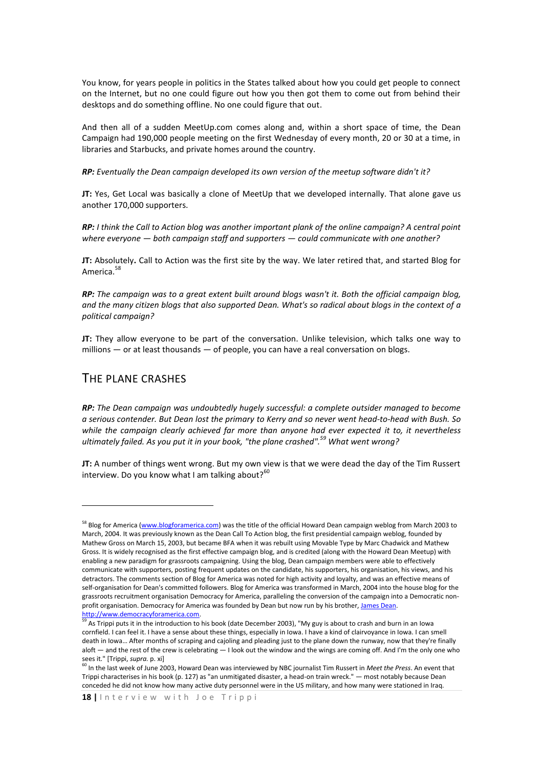You know, for years people in politics in the States talked about how you could get people to connect on the Internet, but no one could figure out how you then got them to come out from behind their desktops and do something offline. No one could figure that out.

And then all of a sudden MeetUp.com comes along and, within a short space of time, the Dean Campaign had 190,000 people meeting on the first Wednesday of every month, 20 or 30 at a time, in libraries and Starbucks, and private homes around the country.

***RP:*** *Eventually the Dean campaign developed its own version of the meetup software didn't it?*

**JT:** Yes, Get Local was basically a clone of MeetUp that we developed internally. That alone gave us another 170,000 supporters.

***RP:*** *I think the Call to Action blog was another important plank of the online campaign? A central point where everyone — both campaign staff and supporters — could communicate with one another?*

**JT:** Absolutely**.** Call to Action was the first site by the way. We later retired that, and started Blog for America.[58]

***RP:*** *The campaign was to a great extent built around blogs wasn't it. Both the official campaign blog, and the many citizen blogs that also supported Dean. What's so radical about blogs in the context of a political campaign?*

**JT:** They allow everyone to be part of the conversation. Unlike television, which talks one way to millions — or at least thousands — of people, you can have a real conversation on blogs.

## The plane crashes

***RP:*** *The Dean campaign was undoubtedly hugely successful: a complete outsider managed to become a serious contender. But Dean lost the primary to Kerry and so never went head-to-head with Bush. So while the campaign clearly achieved far more than anyone had ever expected it to, it nevertheless ultimately failed. As you put it in your book, "the plane crashed".[59] What went wrong?*

**JT:** A number of things went wrong. But my own view is that we were dead the day of the Tim Russert interview. Do you know what I am talking about?[60]

---

[58] Blog for America (www.blogforamerica.com) was the title of the official Howard Dean campaign weblog from March 2003 to March, 2004. It was previously known as the Dean Call To Action blog, the first presidential campaign weblog, founded by Mathew Gross on March 15, 2003, but became BFA when it was rebuilt using Movable Type by Marc Chadwick and Mathew Gross. It is widely recognised as the first effective campaign blog, and is credited (along with the Howard Dean Meetup) with enabling a new paradigm for grassroots campaigning. Using the blog, Dean campaign members were able to effectively communicate with supporters, posting frequent updates on the candidate, his supporters, his organisation, his views, and his detractors. The comments section of Blog for America was noted for high activity and loyalty, and was an effective means of self-organisation for Dean's committed followers. Blog for America was transformed in March, 2004 into the house blog for the grassroots recruitment organisation Democracy for America, paralleling the conversion of the campaign into a Democratic non-profit organisation. Democracy for America was founded by Dean but now run by his brother, James Dean. http://www.democracyforamerica.com.

[59] As Trippi puts it in the introduction to his book (date December 2003), "My guy is about to crash and burn in an Iowa cornfield. I can feel it. I have a sense about these things, especially in Iowa. I have a kind of clairvoyance in Iowa. I can smell death in Iowa… After months of scraping and cajoling and pleading just to the plane down the runway, now that they're finally aloft — and the rest of the crew is celebrating — I look out the window and the wings are coming off. And I'm the only one who sees it." [Trippi, *supra.* p. xi]

[60] In the last week of June 2003, Howard Dean was interviewed by NBC journalist Tim Russert in *Meet the Press*. An event that Trippi characterises in his book (p. 127) as "an unmitigated disaster, a head-on train wreck." — most notably because Dean conceded he did not know how many active duty personnel were in the US military, and how many were stationed in Iraq.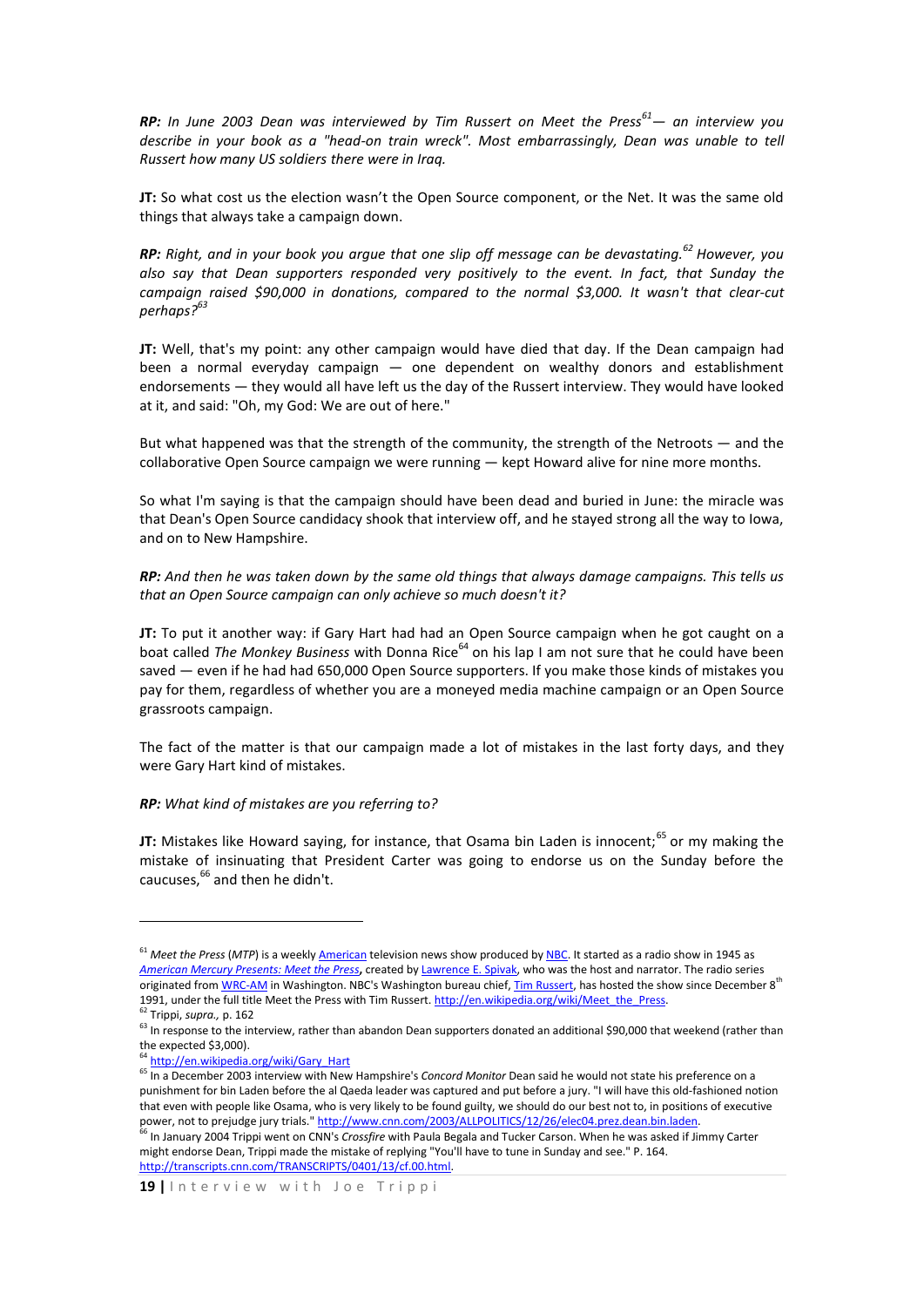***RP:** In June 2003 Dean was interviewed by Tim Russert on Meet the Press[61]— an interview you describe in your book as a "head-on train wreck". Most embarrassingly, Dean was unable to tell Russert how many US soldiers there were in Iraq.*

**JT:** So what cost us the election wasn't the Open Source component, or the Net. It was the same old things that always take a campaign down.

***RP:** Right, and in your book you argue that one slip off message can be devastating.[62] However, you also say that Dean supporters responded very positively to the event. In fact, that Sunday the campaign raised $90,000 in donations, compared to the normal $3,000. It wasn't that clear-cut perhaps?[63]*

**JT:** Well, that's my point: any other campaign would have died that day. If the Dean campaign had been a normal everyday campaign — one dependent on wealthy donors and establishment endorsements — they would all have left us the day of the Russert interview. They would have looked at it, and said: "Oh, my God: We are out of here."

But what happened was that the strength of the community, the strength of the Netroots — and the collaborative Open Source campaign we were running — kept Howard alive for nine more months.

So what I'm saying is that the campaign should have been dead and buried in June: the miracle was that Dean's Open Source candidacy shook that interview off, and he stayed strong all the way to Iowa, and on to New Hampshire.

***RP:** And then he was taken down by the same old things that always damage campaigns. This tells us that an Open Source campaign can only achieve so much doesn't it?*

**JT:** To put it another way: if Gary Hart had had an Open Source campaign when he got caught on a boat called *The Monkey Business* with Donna Rice[64] on his lap I am not sure that he could have been saved — even if he had had 650,000 Open Source supporters. If you make those kinds of mistakes you pay for them, regardless of whether you are a moneyed media machine campaign or an Open Source grassroots campaign.

The fact of the matter is that our campaign made a lot of mistakes in the last forty days, and they were Gary Hart kind of mistakes.

***RP:** What kind of mistakes are you referring to?*

**JT:** Mistakes like Howard saying, for instance, that Osama bin Laden is innocent;[65] or my making the mistake of insinuating that President Carter was going to endorse us on the Sunday before the caucuses,[66] and then he didn't.

---

[61] *Meet the Press* (*MTP*) is a weekly American television news show produced by NBC. It started as a radio show in 1945 as *American Mercury Presents: Meet the Press*, created by Lawrence E. Spivak, who was the host and narrator. The radio series originated from WRC-AM in Washington. NBC's Washington bureau chief, Tim Russert, has hosted the show since December 8th 1991, under the full title Meet the Press with Tim Russert. http://en.wikipedia.org/wiki/Meet_the_Press.

[62] Trippi, *supra.,* p. 162

[63] In response to the interview, rather than abandon Dean supporters donated an additional $90,000 that weekend (rather than the expected $3,000).

[64] http://en.wikipedia.org/wiki/Gary_Hart

[65] In a December 2003 interview with New Hampshire's *Concord Monitor* Dean said he would not state his preference on a punishment for bin Laden before the al Qaeda leader was captured and put before a jury. "I will have this old-fashioned notion that even with people like Osama, who is very likely to be found guilty, we should do our best not to, in positions of executive power, not to prejudge jury trials." http://www.cnn.com/2003/ALLPOLITICS/12/26/elec04.prez.dean.bin.laden.

[66] In January 2004 Trippi went on CNN's *Crossfire* with Paula Begala and Tucker Carson. When he was asked if Jimmy Carter might endorse Dean, Trippi made the mistake of replying "You'll have to tune in Sunday and see." P. 164. http://transcripts.cnn.com/TRANSCRIPTS/0401/13/cf.00.html.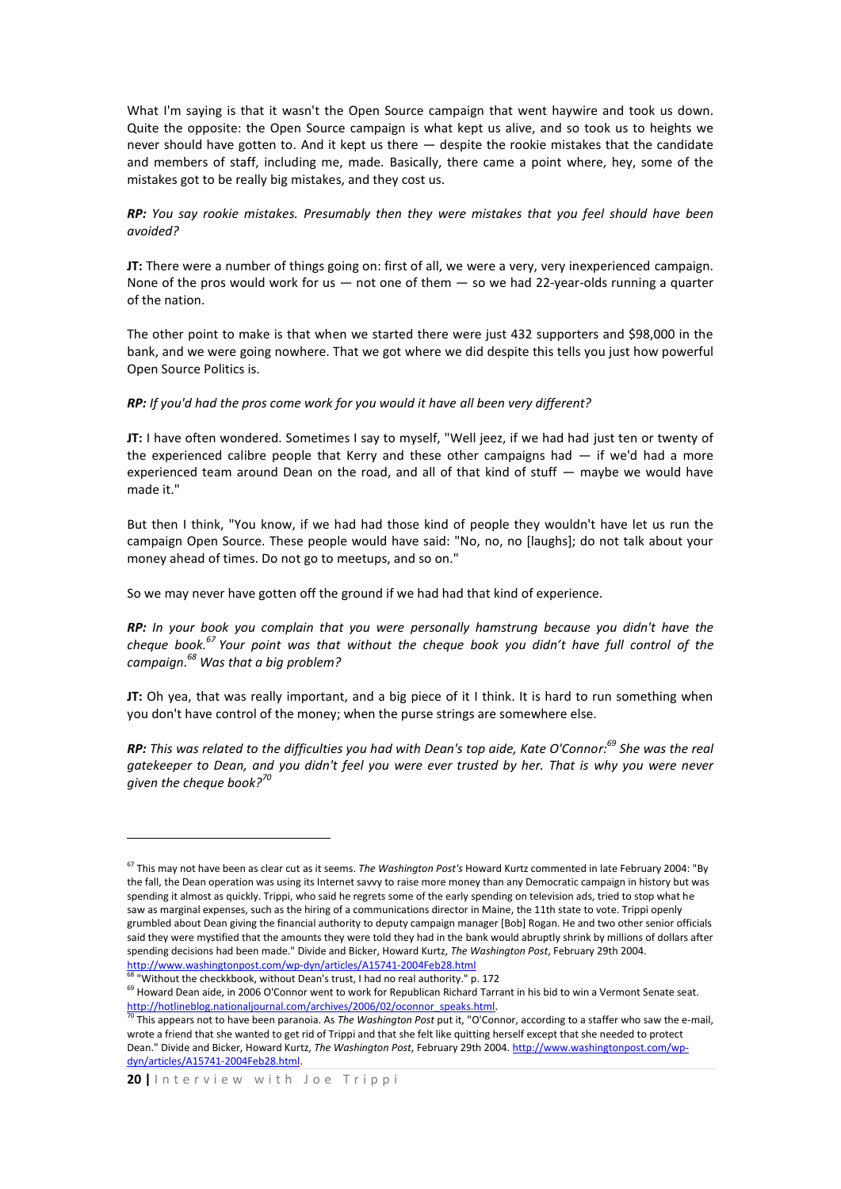What I'm saying is that it wasn't the Open Source campaign that went haywire and took us down. Quite the opposite: the Open Source campaign is what kept us alive, and so took us to heights we never should have gotten to. And it kept us there — despite the rookie mistakes that the candidate and members of staff, including me, made. Basically, there came a point where, hey, some of the mistakes got to be really big mistakes, and they cost us.

***RP:*** *You say rookie mistakes. Presumably then they were mistakes that you feel should have been avoided?*

**JT:** There were a number of things going on: first of all, we were a very, very inexperienced campaign. None of the pros would work for us — not one of them — so we had 22-year-olds running a quarter of the nation.

The other point to make is that when we started there were just 432 supporters and $98,000 in the bank, and we were going nowhere. That we got where we did despite this tells you just how powerful Open Source Politics is.

***RP:*** *If you'd had the pros come work for you would it have all been very different?*

**JT:** I have often wondered. Sometimes I say to myself, "Well jeez, if we had had just ten or twenty of the experienced calibre people that Kerry and these other campaigns had — if we'd had a more experienced team around Dean on the road, and all of that kind of stuff — maybe we would have made it."

But then I think, "You know, if we had had those kind of people they wouldn't have let us run the campaign Open Source. These people would have said: "No, no, no [laughs]; do not talk about your money ahead of times. Do not go to meetups, and so on."

So we may never have gotten off the ground if we had had that kind of experience.

***RP:*** *In your book you complain that you were personally hamstrung because you didn't have the cheque book.[67] Your point was that without the cheque book you didn't have full control of the campaign.[68] Was that a big problem?*

**JT:** Oh yea, that was really important, and a big piece of it I think. It is hard to run something when you don't have control of the money; when the purse strings are somewhere else.

***RP:*** *This was related to the difficulties you had with Dean's top aide, Kate O'Connor:[69] She was the real gatekeeper to Dean, and you didn't feel you were ever trusted by her. That is why you were never given the cheque book?[70]*

---

[67] This may not have been as clear cut as it seems. *The Washington Post's* Howard Kurtz commented in late February 2004: "By the fall, the Dean operation was using its Internet savvy to raise more money than any Democratic campaign in history but was spending it almost as quickly. Trippi, who said he regrets some of the early spending on television ads, tried to stop what he saw as marginal expenses, such as the hiring of a communications director in Maine, the 11th state to vote. Trippi openly grumbled about Dean giving the financial authority to deputy campaign manager [Bob] Rogan. He and two other senior officials said they were mystified that the amounts they were told they had in the bank would abruptly shrink by millions of dollars after spending decisions had been made." Divide and Bicker, Howard Kurtz, *The Washington Post*, February 29th 2004. http://www.washingtonpost.com/wp-dyn/articles/A15741-2004Feb28.html

[68] "Without the checkkbook, without Dean's trust, I had no real authority." p. 172

[69] Howard Dean aide, in 2006 O'Connor went to work for Republican Richard Tarrant in his bid to win a Vermont Senate seat. http://hotlineblog.nationaljournal.com/archives/2006/02/oconnor_speaks.html.

[70] This appears not to have been paranoia. As *The Washington Post* put it, "O'Connor, according to a staffer who saw the e-mail, wrote a friend that she wanted to get rid of Trippi and that she felt like quitting herself except that she needed to protect Dean." Divide and Bicker, Howard Kurtz, *The Washington Post*, February 29th 2004. http://www.washingtonpost.com/wp-dyn/articles/A15741-2004Feb28.html.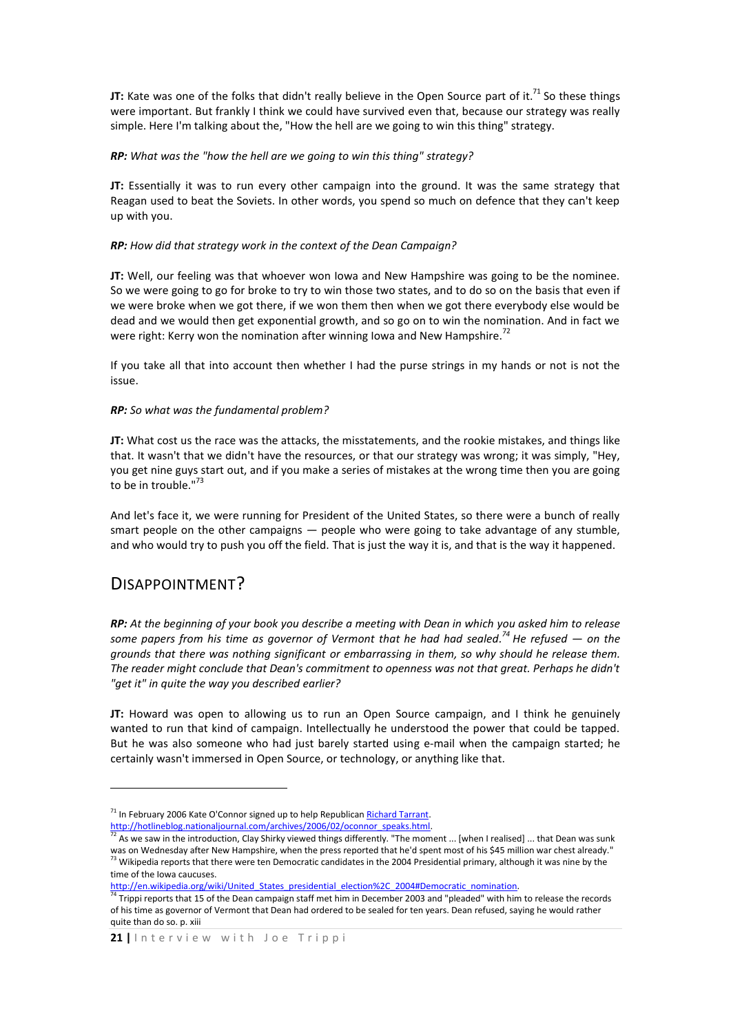**JT:** Kate was one of the folks that didn't really believe in the Open Source part of it.[71] So these things were important. But frankly I think we could have survived even that, because our strategy was really simple. Here I'm talking about the, "How the hell are we going to win this thing" strategy.

***RP:** What was the "how the hell are we going to win this thing" strategy?*

**JT:** Essentially it was to run every other campaign into the ground. It was the same strategy that Reagan used to beat the Soviets. In other words, you spend so much on defence that they can't keep up with you.

***RP:** How did that strategy work in the context of the Dean Campaign?*

**JT:** Well, our feeling was that whoever won Iowa and New Hampshire was going to be the nominee. So we were going to go for broke to try to win those two states, and to do so on the basis that even if we were broke when we got there, if we won them then when we got there everybody else would be dead and we would then get exponential growth, and so go on to win the nomination. And in fact we were right: Kerry won the nomination after winning Iowa and New Hampshire.[72]

If you take all that into account then whether I had the purse strings in my hands or not is not the issue.

***RP:** So what was the fundamental problem?*

**JT:** What cost us the race was the attacks, the misstatements, and the rookie mistakes, and things like that. It wasn't that we didn't have the resources, or that our strategy was wrong; it was simply, "Hey, you get nine guys start out, and if you make a series of mistakes at the wrong time then you are going to be in trouble."[73]

And let's face it, we were running for President of the United States, so there were a bunch of really smart people on the other campaigns — people who were going to take advantage of any stumble, and who would try to push you off the field. That is just the way it is, and that is the way it happened.

## Disappointment?

***RP:** At the beginning of your book you describe a meeting with Dean in which you asked him to release some papers from his time as governor of Vermont that he had had sealed.[74] He refused — on the grounds that there was nothing significant or embarrassing in them, so why should he release them. The reader might conclude that Dean's commitment to openness was not that great. Perhaps he didn't "get it" in quite the way you described earlier?*

**JT:** Howard was open to allowing us to run an Open Source campaign, and I think he genuinely wanted to run that kind of campaign. Intellectually he understood the power that could be tapped. But he was also someone who had just barely started using e-mail when the campaign started; he certainly wasn't immersed in Open Source, or technology, or anything like that.

---

[71] In February 2006 Kate O'Connor signed up to help Republican Richard Tarrant. http://hotlineblog.nationaljournal.com/archives/2006/02/oconnor_speaks.html.

[72] As we saw in the introduction, Clay Shirky viewed things differently. "The moment ... [when I realised] ... that Dean was sunk was on Wednesday after New Hampshire, when the press reported that he'd spent most of his $45 million war chest already."

[73] Wikipedia reports that there were ten Democratic candidates in the 2004 Presidential primary, although it was nine by the time of the Iowa caucuses. http://en.wikipedia.org/wiki/United_States_presidential_election%2C_2004#Democratic_nomination.

[74] Trippi reports that 15 of the Dean campaign staff met him in December 2003 and "pleaded" with him to release the records of his time as governor of Vermont that Dean had ordered to be sealed for ten years. Dean refused, saying he would rather quite than do so. p. xiii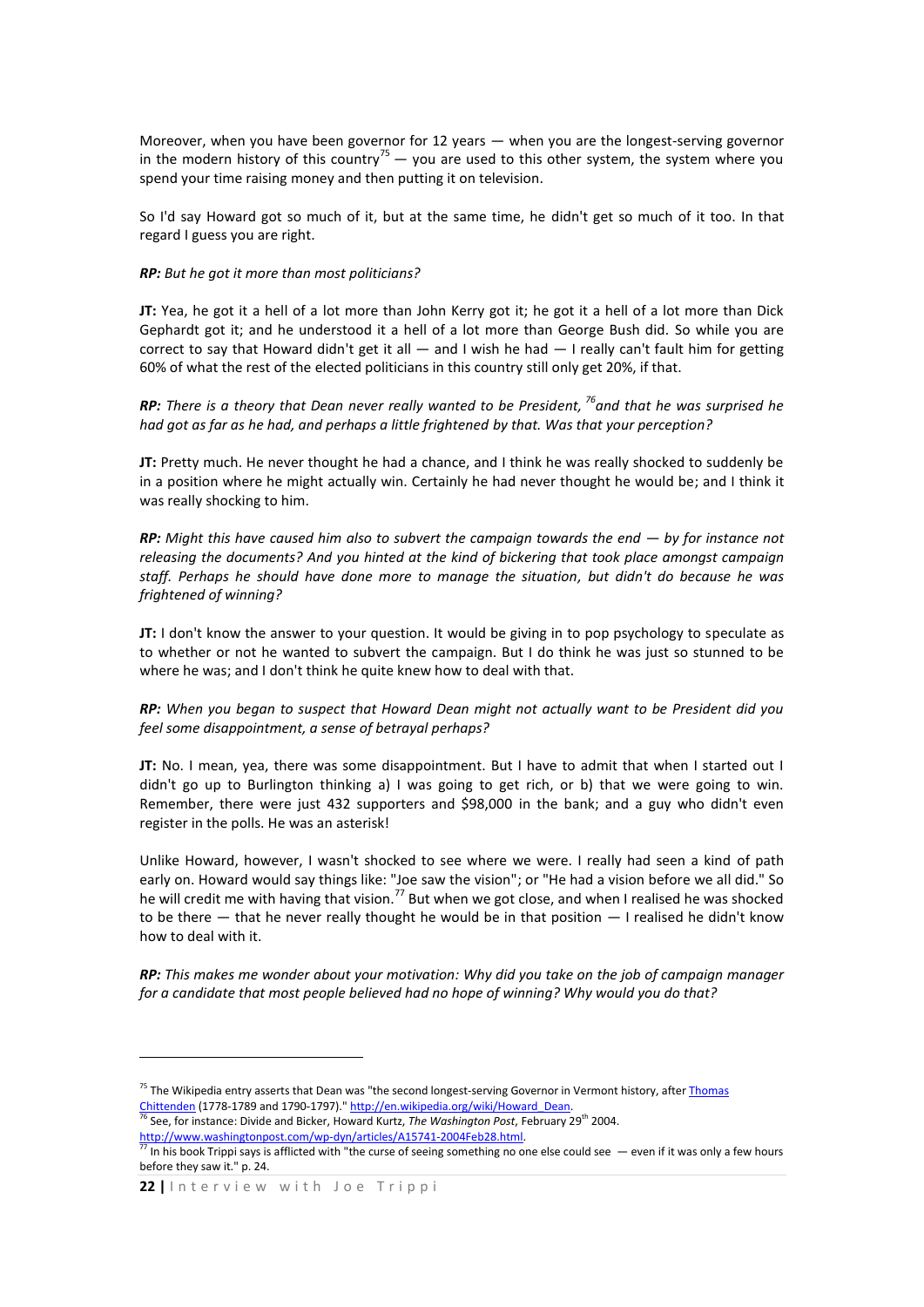Moreover, when you have been governor for 12 years — when you are the longest-serving governor in the modern history of this country[75] — you are used to this other system, the system where you spend your time raising money and then putting it on television.

So I'd say Howard got so much of it, but at the same time, he didn't get so much of it too. In that regard I guess you are right.

***RP:*** *But he got it more than most politicians?*

**JT:** Yea, he got it a hell of a lot more than John Kerry got it; he got it a hell of a lot more than Dick Gephardt got it; and he understood it a hell of a lot more than George Bush did. So while you are correct to say that Howard didn't get it all — and I wish he had — I really can't fault him for getting 60% of what the rest of the elected politicians in this country still only get 20%, if that.

***RP:*** *There is a theory that Dean never really wanted to be President,* [76]*and that he was surprised he had got as far as he had, and perhaps a little frightened by that. Was that your perception?*

**JT:** Pretty much. He never thought he had a chance, and I think he was really shocked to suddenly be in a position where he might actually win. Certainly he had never thought he would be; and I think it was really shocking to him.

***RP:*** *Might this have caused him also to subvert the campaign towards the end — by for instance not releasing the documents? And you hinted at the kind of bickering that took place amongst campaign staff. Perhaps he should have done more to manage the situation, but didn't do because he was frightened of winning?*

**JT:** I don't know the answer to your question. It would be giving in to pop psychology to speculate as to whether or not he wanted to subvert the campaign. But I do think he was just so stunned to be where he was; and I don't think he quite knew how to deal with that.

***RP:*** *When you began to suspect that Howard Dean might not actually want to be President did you feel some disappointment, a sense of betrayal perhaps?*

**JT:** No. I mean, yea, there was some disappointment. But I have to admit that when I started out I didn't go up to Burlington thinking a) I was going to get rich, or b) that we were going to win. Remember, there were just 432 supporters and $98,000 in the bank; and a guy who didn't even register in the polls. He was an asterisk!

Unlike Howard, however, I wasn't shocked to see where we were. I really had seen a kind of path early on. Howard would say things like: "Joe saw the vision"; or "He had a vision before we all did." So he will credit me with having that vision.[77] But when we got close, and when I realised he was shocked to be there — that he never really thought he would be in that position — I realised he didn't know how to deal with it.

***RP:*** *This makes me wonder about your motivation: Why did you take on the job of campaign manager for a candidate that most people believed had no hope of winning? Why would you do that?*

---

[75] The Wikipedia entry asserts that Dean was "the second longest-serving Governor in Vermont history, after [Thomas Chittenden](http://en.wikipedia.org/wiki/Thomas_Chittenden) (1778-1789 and 1790-1797)." http://en.wikipedia.org/wiki/Howard_Dean.

[76] See, for instance: Divide and Bicker, Howard Kurtz, *The Washington Post*, February 29th 2004. http://www.washingtonpost.com/wp-dyn/articles/A15741-2004Feb28.html.

[77] In his book Trippi says is afflicted with "the curse of seeing something no one else could see — even if it was only a few hours before they saw it." p. 24.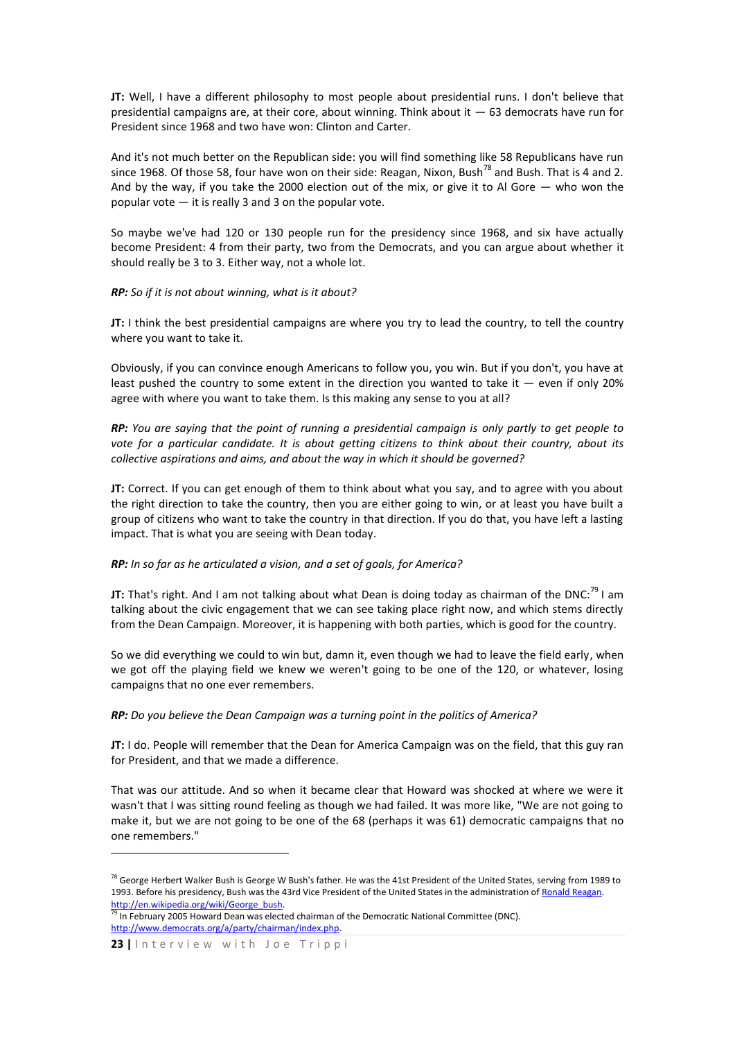**JT:** Well, I have a different philosophy to most people about presidential runs. I don't believe that presidential campaigns are, at their core, about winning. Think about it — 63 democrats have run for President since 1968 and two have won: Clinton and Carter.

And it's not much better on the Republican side: you will find something like 58 Republicans have run since 1968. Of those 58, four have won on their side: Reagan, Nixon, Bush[78] and Bush. That is 4 and 2. And by the way, if you take the 2000 election out of the mix, or give it to Al Gore — who won the popular vote — it is really 3 and 3 on the popular vote.

So maybe we've had 120 or 130 people run for the presidency since 1968, and six have actually become President: 4 from their party, two from the Democrats, and you can argue about whether it should really be 3 to 3. Either way, not a whole lot.

***RP:*** *So if it is not about winning, what is it about?*

**JT:** I think the best presidential campaigns are where you try to lead the country, to tell the country where you want to take it.

Obviously, if you can convince enough Americans to follow you, you win. But if you don't, you have at least pushed the country to some extent in the direction you wanted to take it — even if only 20% agree with where you want to take them. Is this making any sense to you at all?

***RP:*** *You are saying that the point of running a presidential campaign is only partly to get people to vote for a particular candidate. It is about getting citizens to think about their country, about its collective aspirations and aims, and about the way in which it should be governed?*

**JT:** Correct. If you can get enough of them to think about what you say, and to agree with you about the right direction to take the country, then you are either going to win, or at least you have built a group of citizens who want to take the country in that direction. If you do that, you have left a lasting impact. That is what you are seeing with Dean today.

***RP:*** *In so far as he articulated a vision, and a set of goals, for America?*

**JT:** That's right. And I am not talking about what Dean is doing today as chairman of the DNC:[79] I am talking about the civic engagement that we can see taking place right now, and which stems directly from the Dean Campaign. Moreover, it is happening with both parties, which is good for the country.

So we did everything we could to win but, damn it, even though we had to leave the field early, when we got off the playing field we knew we weren't going to be one of the 120, or whatever, losing campaigns that no one ever remembers.

***RP:*** *Do you believe the Dean Campaign was a turning point in the politics of America?*

**JT:** I do. People will remember that the Dean for America Campaign was on the field, that this guy ran for President, and that we made a difference.

That was our attitude. And so when it became clear that Howard was shocked at where we were it wasn't that I was sitting round feeling as though we had failed. It was more like, "We are not going to make it, but we are not going to be one of the 68 (perhaps it was 61) democratic campaigns that no one remembers."

---

[78] George Herbert Walker Bush is George W Bush's father. He was the 41st President of the United States, serving from 1989 to 1993. Before his presidency, Bush was the 43rd Vice President of the United States in the administration of Ronald Reagan. http://en.wikipedia.org/wiki/George_bush.

[79] In February 2005 Howard Dean was elected chairman of the Democratic National Committee (DNC). http://www.democrats.org/a/party/chairman/index.php.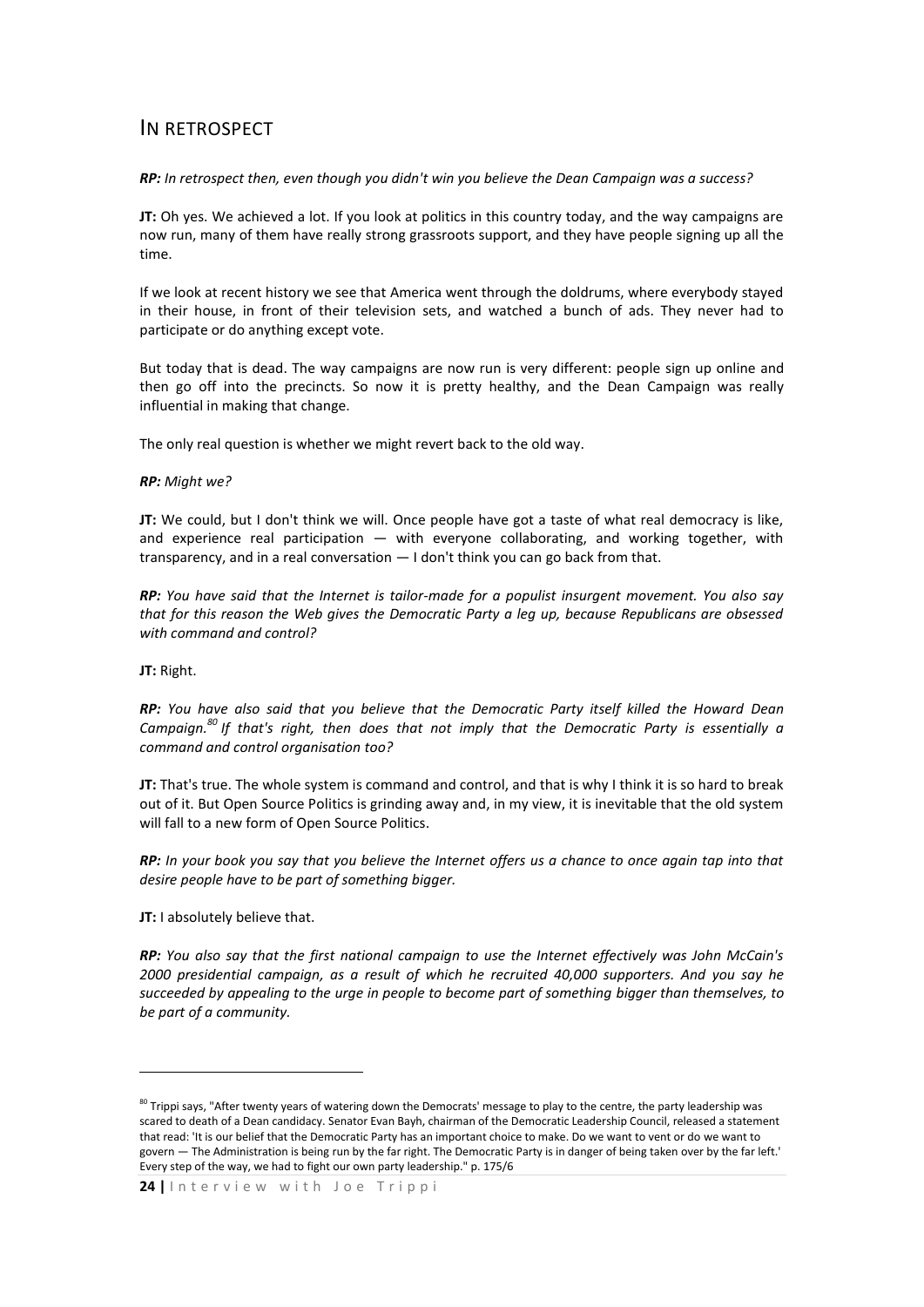## IN RETROSPECT

***RP:*** *In retrospect then, even though you didn't win you believe the Dean Campaign was a success?*

**JT:** Oh yes. We achieved a lot. If you look at politics in this country today, and the way campaigns are now run, many of them have really strong grassroots support, and they have people signing up all the time.

If we look at recent history we see that America went through the doldrums, where everybody stayed in their house, in front of their television sets, and watched a bunch of ads. They never had to participate or do anything except vote.

But today that is dead. The way campaigns are now run is very different: people sign up online and then go off into the precincts. So now it is pretty healthy, and the Dean Campaign was really influential in making that change.

The only real question is whether we might revert back to the old way.

***RP:*** *Might we?*

**JT:** We could, but I don't think we will. Once people have got a taste of what real democracy is like, and experience real participation — with everyone collaborating, and working together, with transparency, and in a real conversation — I don't think you can go back from that.

***RP:*** *You have said that the Internet is tailor-made for a populist insurgent movement. You also say that for this reason the Web gives the Democratic Party a leg up, because Republicans are obsessed with command and control?*

**JT:** Right.

***RP:*** *You have also said that you believe that the Democratic Party itself killed the Howard Dean Campaign.[80] If that's right, then does that not imply that the Democratic Party is essentially a command and control organisation too?*

**JT:** That's true. The whole system is command and control, and that is why I think it is so hard to break out of it. But Open Source Politics is grinding away and, in my view, it is inevitable that the old system will fall to a new form of Open Source Politics.

***RP:*** *In your book you say that you believe the Internet offers us a chance to once again tap into that desire people have to be part of something bigger.*

**JT:** I absolutely believe that.

***RP:*** *You also say that the first national campaign to use the Internet effectively was John McCain's 2000 presidential campaign, as a result of which he recruited 40,000 supporters. And you say he succeeded by appealing to the urge in people to become part of something bigger than themselves, to be part of a community.*

---

[80] Trippi says, "After twenty years of watering down the Democrats' message to play to the centre, the party leadership was scared to death of a Dean candidacy. Senator Evan Bayh, chairman of the Democratic Leadership Council, released a statement that read: 'It is our belief that the Democratic Party has an important choice to make. Do we want to vent or do we want to govern — The Administration is being run by the far right. The Democratic Party is in danger of being taken over by the far left.' Every step of the way, we had to fight our own party leadership." p. 175/6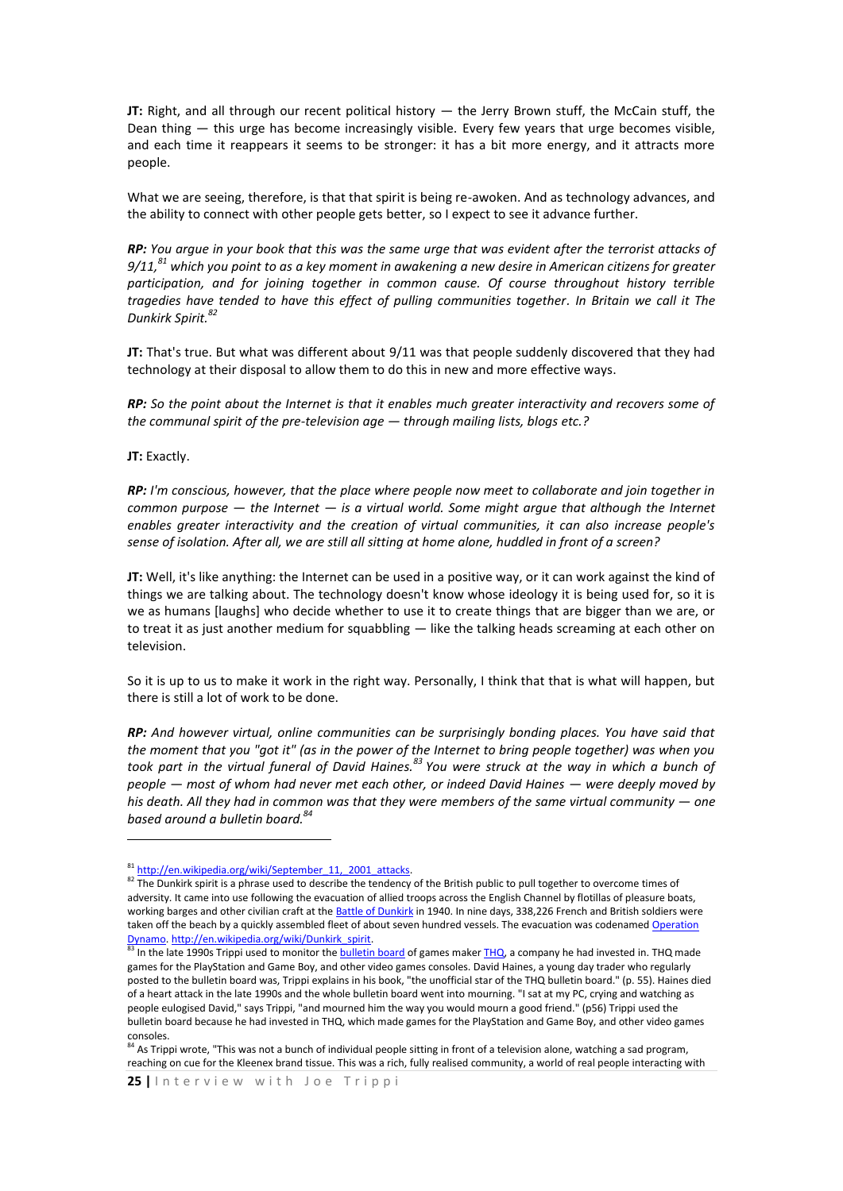**JT:** Right, and all through our recent political history — the Jerry Brown stuff, the McCain stuff, the Dean thing — this urge has become increasingly visible. Every few years that urge becomes visible, and each time it reappears it seems to be stronger: it has a bit more energy, and it attracts more people.

What we are seeing, therefore, is that that spirit is being re-awoken. And as technology advances, and the ability to connect with other people gets better, so I expect to see it advance further.

***RP:** You argue in your book that this was the same urge that was evident after the terrorist attacks of 9/11,[81] which you point to as a key moment in awakening a new desire in American citizens for greater participation, and for joining together in common cause. Of course throughout history terrible tragedies have tended to have this effect of pulling communities together. In Britain we call it The Dunkirk Spirit.[82]*

**JT:** That's true. But what was different about 9/11 was that people suddenly discovered that they had technology at their disposal to allow them to do this in new and more effective ways.

***RP:** So the point about the Internet is that it enables much greater interactivity and recovers some of the communal spirit of the pre-television age — through mailing lists, blogs etc.?*

**JT:** Exactly.

***RP:** I'm conscious, however, that the place where people now meet to collaborate and join together in common purpose — the Internet — is a virtual world. Some might argue that although the Internet enables greater interactivity and the creation of virtual communities, it can also increase people's sense of isolation. After all, we are still all sitting at home alone, huddled in front of a screen?*

**JT:** Well, it's like anything: the Internet can be used in a positive way, or it can work against the kind of things we are talking about. The technology doesn't know whose ideology it is being used for, so it is we as humans [laughs] who decide whether to use it to create things that are bigger than we are, or to treat it as just another medium for squabbling — like the talking heads screaming at each other on television.

So it is up to us to make it work in the right way. Personally, I think that that is what will happen, but there is still a lot of work to be done.

***RP:** And however virtual, online communities can be surprisingly bonding places. You have said that the moment that you "got it" (as in the power of the Internet to bring people together) was when you took part in the virtual funeral of David Haines.[83] You were struck at the way in which a bunch of people — most of whom had never met each other, or indeed David Haines — were deeply moved by his death. All they had in common was that they were members of the same virtual community — one based around a bulletin board.[84]*

---

[81] http://en.wikipedia.org/wiki/September_11,_2001_attacks.

[82] The Dunkirk spirit is a phrase used to describe the tendency of the British public to pull together to overcome times of adversity. It came into use following the evacuation of allied troops across the English Channel by flotillas of pleasure boats, working barges and other civilian craft at the Battle of Dunkirk in 1940. In nine days, 338,226 French and British soldiers were taken off the beach by a quickly assembled fleet of about seven hundred vessels. The evacuation was codenamed Operation Dynamo. http://en.wikipedia.org/wiki/Dunkirk_spirit.

[83] In the late 1990s Trippi used to monitor the bulletin board of games maker THQ, a company he had invested in. THQ made games for the PlayStation and Game Boy, and other video games consoles. David Haines, a young day trader who regularly posted to the bulletin board was, Trippi explains in his book, "the unofficial star of the THQ bulletin board." (p. 55). Haines died of a heart attack in the late 1990s and the whole bulletin board went into mourning. "I sat at my PC, crying and watching as people eulogised David," says Trippi, "and mourned him the way you would mourn a good friend." (p56) Trippi used the bulletin board because he had invested in THQ, which made games for the PlayStation and Game Boy, and other video games consoles.

[84] As Trippi wrote, "This was not a bunch of individual people sitting in front of a television alone, watching a sad program, reaching on cue for the Kleenex brand tissue. This was a rich, fully realised community, a world of real people interacting with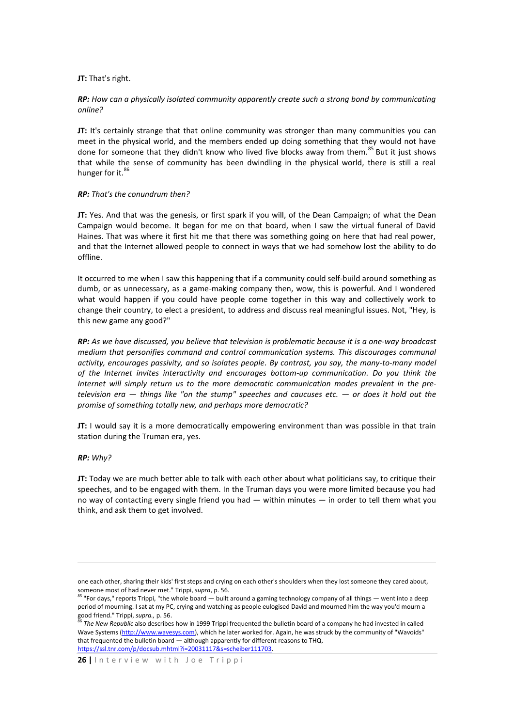**JT:** That's right.

***RP:*** *How can a physically isolated community apparently create such a strong bond by communicating online?*

**JT:** It's certainly strange that that online community was stronger than many communities you can meet in the physical world, and the members ended up doing something that they would not have done for someone that they didn't know who lived five blocks away from them.[85] But it just shows that while the sense of community has been dwindling in the physical world, there is still a real hunger for it.[86]

***RP:*** *That's the conundrum then?*

**JT:** Yes. And that was the genesis, or first spark if you will, of the Dean Campaign; of what the Dean Campaign would become. It began for me on that board, when I saw the virtual funeral of David Haines. That was where it first hit me that there was something going on here that had real power, and that the Internet allowed people to connect in ways that we had somehow lost the ability to do offline.

It occurred to me when I saw this happening that if a community could self-build around something as dumb, or as unnecessary, as a game-making company then, wow, this is powerful. And I wondered what would happen if you could have people come together in this way and collectively work to change their country, to elect a president, to address and discuss real meaningful issues. Not, "Hey, is this new game any good?"

***RP:*** *As we have discussed, you believe that television is problematic because it is a one-way broadcast medium that personifies command and control communication systems. This discourages communal activity, encourages passivity, and so isolates people. By contrast, you say, the many-to-many model of the Internet invites interactivity and encourages bottom-up communication. Do you think the Internet will simply return us to the more democratic communication modes prevalent in the pre-television era — things like "on the stump" speeches and caucuses etc. — or does it hold out the promise of something totally new, and perhaps more democratic?*

**JT:** I would say it is a more democratically empowering environment than was possible in that train station during the Truman era, yes.

***RP:*** *Why?*

**JT:** Today we are much better able to talk with each other about what politicians say, to critique their speeches, and to be engaged with them. In the Truman days you were more limited because you had no way of contacting every single friend you had — within minutes — in order to tell them what you think, and ask them to get involved.

---

one each other, sharing their kids' first steps and crying on each other's shoulders when they lost someone they cared about, someone most of had never met." Trippi, *supra*, p. 56.

[85] "For days," reports Trippi, "the whole board — built around a gaming technology company of all things — went into a deep period of mourning. I sat at my PC, crying and watching as people eulogised David and mourned him the way you'd mourn a good friend." Trippi, *supra.*, p. 56.

[86] *The New Republic* also describes how in 1999 Trippi frequented the bulletin board of a company he had invested in called Wave Systems (http://www.wavesys.com), which he later worked for. Again, he was struck by the community of "Wavoids" that frequented the bulletin board — although apparently for different reasons to THQ. https://ssl.tnr.com/p/docsub.mhtml?i=20031117&s=scheiber111703.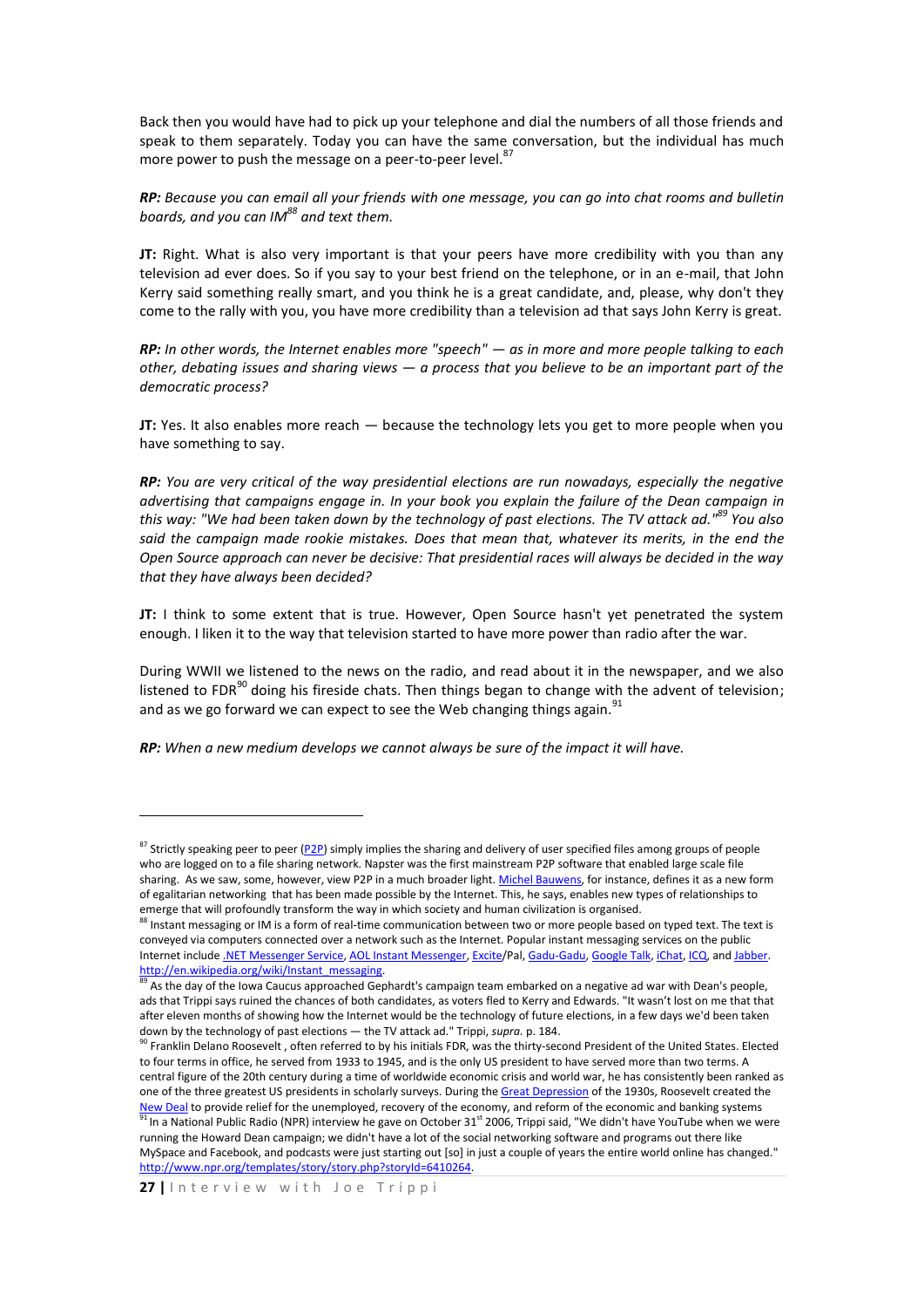Back then you would have had to pick up your telephone and dial the numbers of all those friends and speak to them separately. Today you can have the same conversation, but the individual has much more power to push the message on a peer-to-peer level.[87]

***RP:*** *Because you can email all your friends with one message, you can go into chat rooms and bulletin boards, and you can IM[88] and text them.*

**JT:** Right. What is also very important is that your peers have more credibility with you than any television ad ever does. So if you say to your best friend on the telephone, or in an e-mail, that John Kerry said something really smart, and you think he is a great candidate, and, please, why don't they come to the rally with you, you have more credibility than a television ad that says John Kerry is great.

***RP:*** *In other words, the Internet enables more "speech" — as in more and more people talking to each other, debating issues and sharing views — a process that you believe to be an important part of the democratic process?*

**JT:** Yes. It also enables more reach — because the technology lets you get to more people when you have something to say.

***RP:*** *You are very critical of the way presidential elections are run nowadays, especially the negative advertising that campaigns engage in. In your book you explain the failure of the Dean campaign in this way: "We had been taken down by the technology of past elections. The TV attack ad."[89] You also said the campaign made rookie mistakes. Does that mean that, whatever its merits, in the end the Open Source approach can never be decisive: That presidential races will always be decided in the way that they have always been decided?*

**JT:** I think to some extent that is true. However, Open Source hasn't yet penetrated the system enough. I liken it to the way that television started to have more power than radio after the war.

During WWII we listened to the news on the radio, and read about it in the newspaper, and we also listened to FDR[90] doing his fireside chats. Then things began to change with the advent of television; and as we go forward we can expect to see the Web changing things again.[91]

***RP:*** *When a new medium develops we cannot always be sure of the impact it will have.*

---

[87] Strictly speaking peer to peer (P2P) simply implies the sharing and delivery of user specified files among groups of people who are logged on to a file sharing network. Napster was the first mainstream P2P software that enabled large scale file sharing. As we saw, some, however, view P2P in a much broader light. Michel Bauwens, for instance, defines it as a new form of egalitarian networking that has been made possible by the Internet. This, he says, enables new types of relationships to emerge that will profoundly transform the way in which society and human civilization is organised.

[88] Instant messaging or IM is a form of real-time communication between two or more people based on typed text. The text is conveyed via computers connected over a network such as the Internet. Popular instant messaging services on the public Internet include .NET Messenger Service, AOL Instant Messenger, Excite/Pal, Gadu-Gadu, Google Talk, iChat, ICQ, and Jabber. http://en.wikipedia.org/wiki/Instant_messaging.

[89] As the day of the Iowa Caucus approached Gephardt's campaign team embarked on a negative ad war with Dean's people, ads that Trippi says ruined the chances of both candidates, as voters fled to Kerry and Edwards. "It wasn't lost on me that that after eleven months of showing how the Internet would be the technology of future elections, in a few days we'd been taken down by the technology of past elections — the TV attack ad." Trippi, *supra.* p. 184.

[90] Franklin Delano Roosevelt , often referred to by his initials FDR, was the thirty-second President of the United States. Elected to four terms in office, he served from 1933 to 1945, and is the only US president to have served more than two terms. A central figure of the 20th century during a time of worldwide economic crisis and world war, he has consistently been ranked as one of the three greatest US presidents in scholarly surveys. During the Great Depression of the 1930s, Roosevelt created the New Deal to provide relief for the unemployed, recovery of the economy, and reform of the economic and banking systems

[91] In a National Public Radio (NPR) interview he gave on October 31st 2006, Trippi said, "We didn't have YouTube when we were running the Howard Dean campaign; we didn't have a lot of the social networking software and programs out there like MySpace and Facebook, and podcasts were just starting out [so] in just a couple of years the entire world online has changed." http://www.npr.org/templates/story/story.php?storyId=6410264.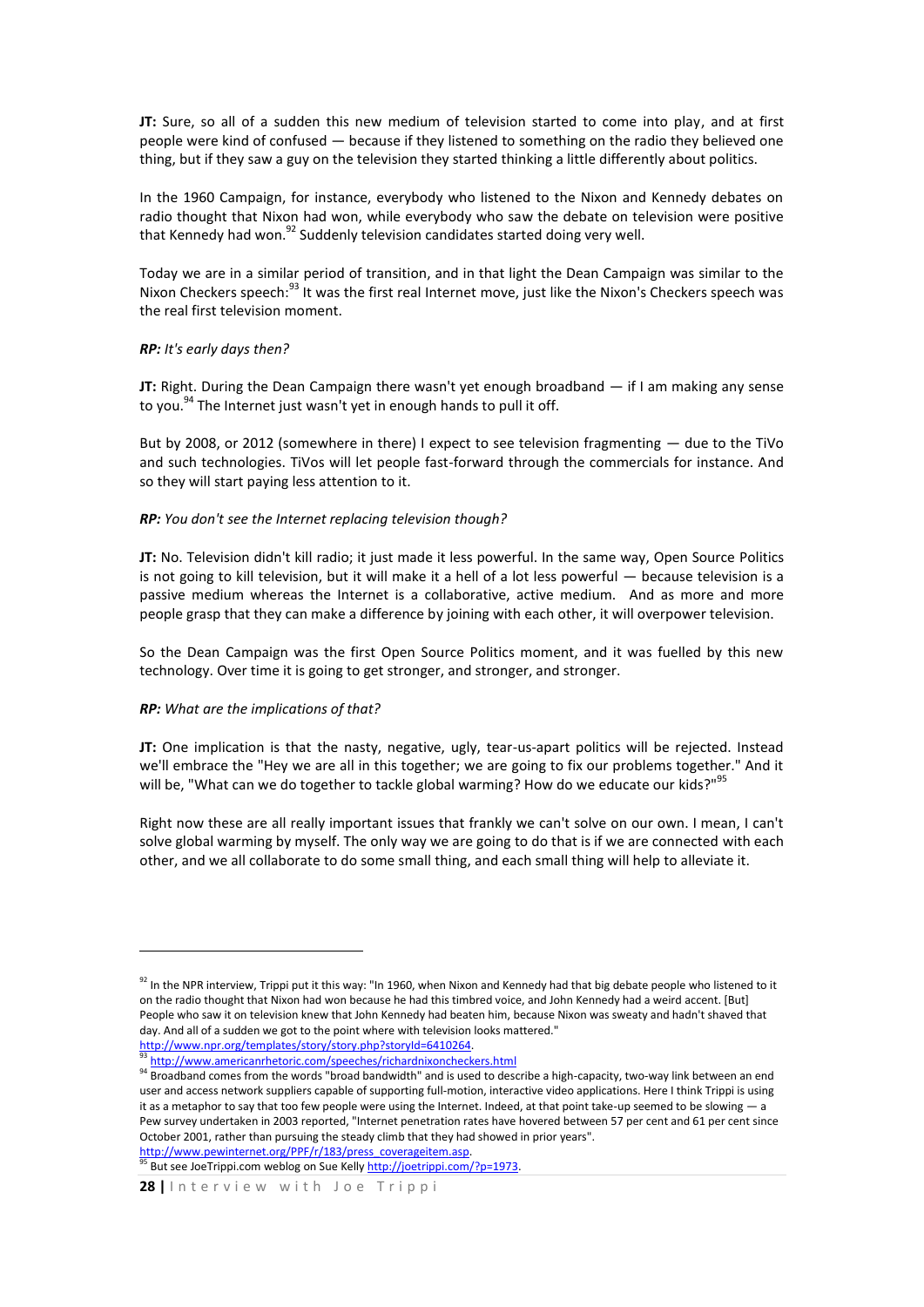**JT:** Sure, so all of a sudden this new medium of television started to come into play, and at first people were kind of confused — because if they listened to something on the radio they believed one thing, but if they saw a guy on the television they started thinking a little differently about politics.

In the 1960 Campaign, for instance, everybody who listened to the Nixon and Kennedy debates on radio thought that Nixon had won, while everybody who saw the debate on television were positive that Kennedy had won.[92] Suddenly television candidates started doing very well.

Today we are in a similar period of transition, and in that light the Dean Campaign was similar to the Nixon Checkers speech:[93] It was the first real Internet move, just like the Nixon's Checkers speech was the real first television moment.

***RP:*** *It's early days then?*

**JT:** Right. During the Dean Campaign there wasn't yet enough broadband — if I am making any sense to you.[94] The Internet just wasn't yet in enough hands to pull it off.

But by 2008, or 2012 (somewhere in there) I expect to see television fragmenting — due to the TiVo and such technologies. TiVos will let people fast-forward through the commercials for instance. And so they will start paying less attention to it.

***RP:*** *You don't see the Internet replacing television though?*

**JT:** No. Television didn't kill radio; it just made it less powerful. In the same way, Open Source Politics is not going to kill television, but it will make it a hell of a lot less powerful — because television is a passive medium whereas the Internet is a collaborative, active medium. And as more and more people grasp that they can make a difference by joining with each other, it will overpower television.

So the Dean Campaign was the first Open Source Politics moment, and it was fuelled by this new technology. Over time it is going to get stronger, and stronger, and stronger.

***RP:*** *What are the implications of that?*

**JT:** One implication is that the nasty, negative, ugly, tear-us-apart politics will be rejected. Instead we'll embrace the "Hey we are all in this together; we are going to fix our problems together." And it will be, "What can we do together to tackle global warming? How do we educate our kids?"[95]

Right now these are all really important issues that frankly we can't solve on our own. I mean, I can't solve global warming by myself. The only way we are going to do that is if we are connected with each other, and we all collaborate to do some small thing, and each small thing will help to alleviate it.

---

[92] In the NPR interview, Trippi put it this way: "In 1960, when Nixon and Kennedy had that big debate people who listened to it on the radio thought that Nixon had won because he had this timbred voice, and John Kennedy had a weird accent. [But] People who saw it on television knew that John Kennedy had beaten him, because Nixon was sweaty and hadn't shaved that day. And all of a sudden we got to the point where with television looks mattered." http://www.npr.org/templates/story/story.php?storyId=6410264.

[93] http://www.americanrhetoric.com/speeches/richardnixoncheckers.html

[94] Broadband comes from the words "broad bandwidth" and is used to describe a high-capacity, two-way link between an end user and access network suppliers capable of supporting full-motion, interactive video applications. Here I think Trippi is using it as a metaphor to say that too few people were using the Internet. Indeed, at that point take-up seemed to be slowing — a Pew survey undertaken in 2003 reported, "Internet penetration rates have hovered between 57 per cent and 61 per cent since October 2001, rather than pursuing the steady climb that they had showed in prior years". http://www.pewinternet.org/PPF/r/183/press_coverageitem.asp.

[95] But see JoeTrippi.com weblog on Sue Kelly http://joetrippi.com/?p=1973.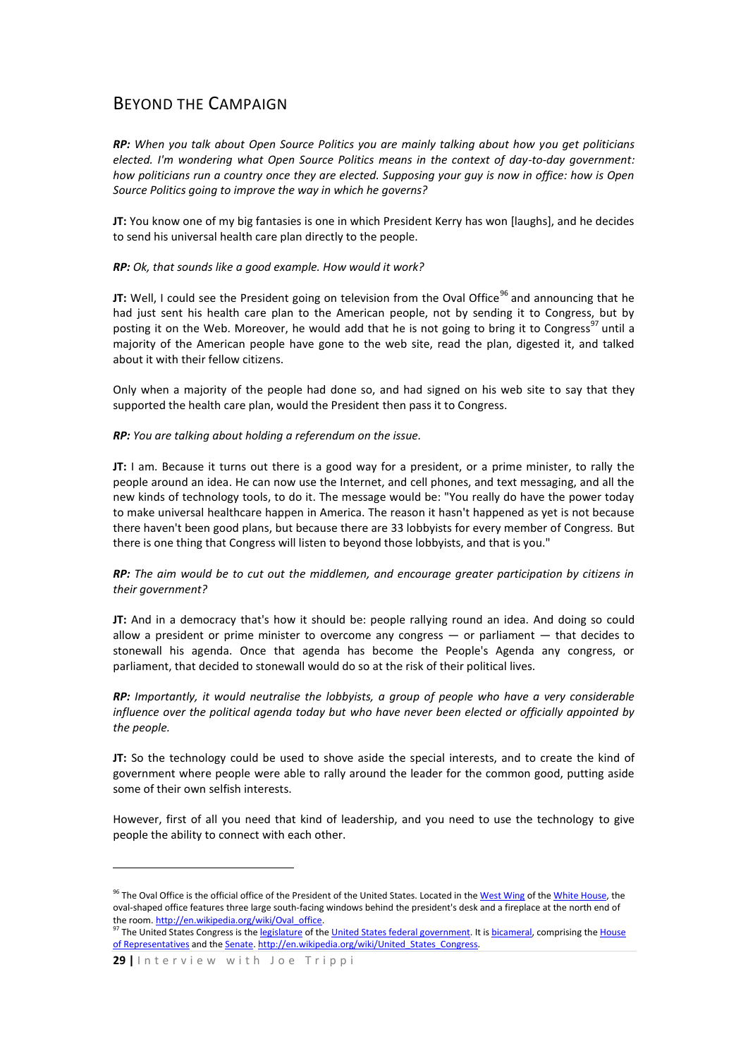## Beyond the Campaign

***RP:** When you talk about Open Source Politics you are mainly talking about how you get politicians elected. I'm wondering what Open Source Politics means in the context of day-to-day government: how politicians run a country once they are elected. Supposing your guy is now in office: how is Open Source Politics going to improve the way in which he governs?*

**JT:** You know one of my big fantasies is one in which President Kerry has won [laughs], and he decides to send his universal health care plan directly to the people.

***RP:** Ok, that sounds like a good example. How would it work?*

**JT:** Well, I could see the President going on television from the Oval Office[96] and announcing that he had just sent his health care plan to the American people, not by sending it to Congress, but by posting it on the Web. Moreover, he would add that he is not going to bring it to Congress[97] until a majority of the American people have gone to the web site, read the plan, digested it, and talked about it with their fellow citizens.

Only when a majority of the people had done so, and had signed on his web site to say that they supported the health care plan, would the President then pass it to Congress.

***RP:** You are talking about holding a referendum on the issue.*

**JT:** I am. Because it turns out there is a good way for a president, or a prime minister, to rally the people around an idea. He can now use the Internet, and cell phones, and text messaging, and all the new kinds of technology tools, to do it. The message would be: "You really do have the power today to make universal healthcare happen in America. The reason it hasn't happened as yet is not because there haven't been good plans, but because there are 33 lobbyists for every member of Congress. But there is one thing that Congress will listen to beyond those lobbyists, and that is you."

***RP:** The aim would be to cut out the middlemen, and encourage greater participation by citizens in their government?*

**JT:** And in a democracy that's how it should be: people rallying round an idea. And doing so could allow a president or prime minister to overcome any congress — or parliament — that decides to stonewall his agenda. Once that agenda has become the People's Agenda any congress, or parliament, that decided to stonewall would do so at the risk of their political lives.

***RP:** Importantly, it would neutralise the lobbyists, a group of people who have a very considerable influence over the political agenda today but who have never been elected or officially appointed by the people.*

**JT:** So the technology could be used to shove aside the special interests, and to create the kind of government where people were able to rally around the leader for the common good, putting aside some of their own selfish interests.

However, first of all you need that kind of leadership, and you need to use the technology to give people the ability to connect with each other.

---

[96] The Oval Office is the official office of the President of the United States. Located in the West Wing of the White House, the oval-shaped office features three large south-facing windows behind the president's desk and a fireplace at the north end of the room. http://en.wikipedia.org/wiki/Oval_office.

[97] The United States Congress is the legislature of the United States federal government. It is bicameral, comprising the House of Representatives and the Senate. http://en.wikipedia.org/wiki/United_States_Congress.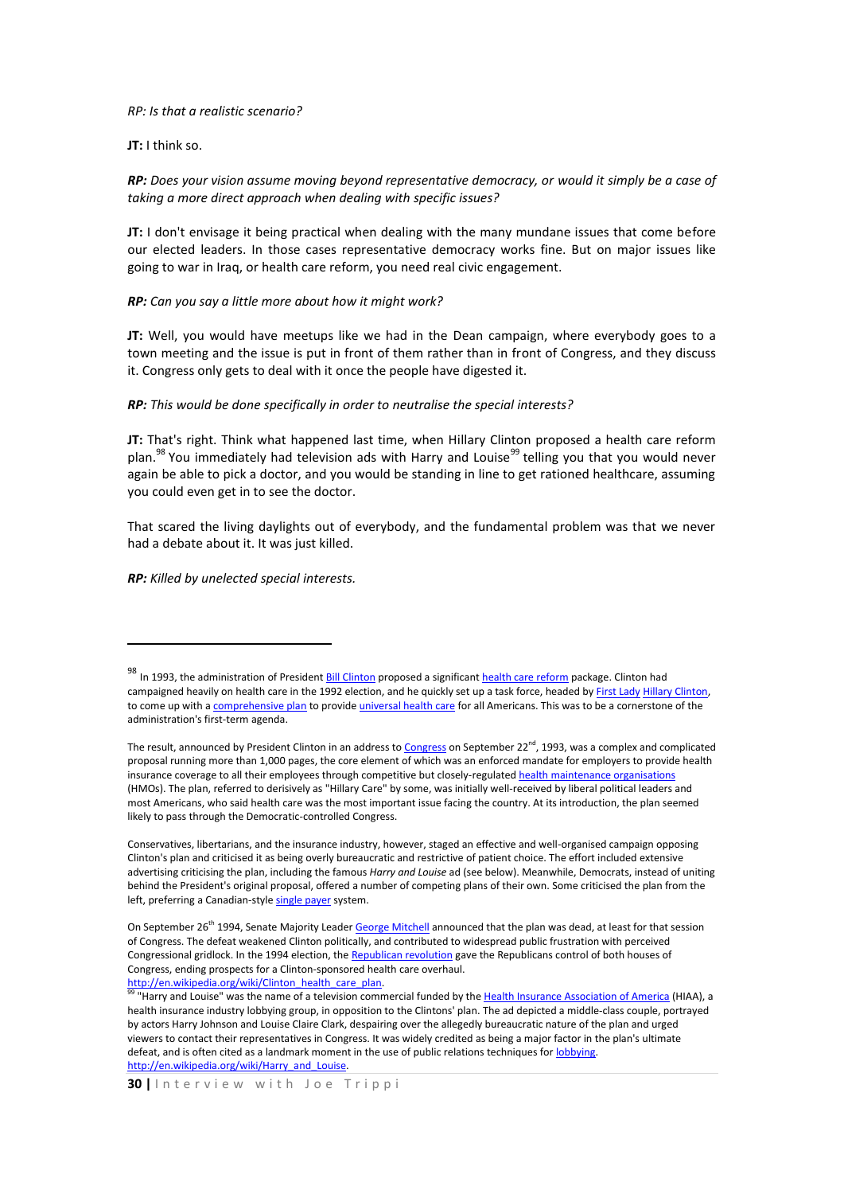*RP: Is that a realistic scenario?*

**JT:** I think so.

***RP:** Does your vision assume moving beyond representative democracy, or would it simply be a case of taking a more direct approach when dealing with specific issues?*

**JT:** I don't envisage it being practical when dealing with the many mundane issues that come before our elected leaders. In those cases representative democracy works fine. But on major issues like going to war in Iraq, or health care reform, you need real civic engagement.

***RP:** Can you say a little more about how it might work?*

**JT:** Well, you would have meetups like we had in the Dean campaign, where everybody goes to a town meeting and the issue is put in front of them rather than in front of Congress, and they discuss it. Congress only gets to deal with it once the people have digested it.

***RP:** This would be done specifically in order to neutralise the special interests?*

**JT:** That's right. Think what happened last time, when Hillary Clinton proposed a health care reform plan.[98] You immediately had television ads with Harry and Louise[99] telling you that you would never again be able to pick a doctor, and you would be standing in line to get rationed healthcare, assuming you could even get in to see the doctor.

That scared the living daylights out of everybody, and the fundamental problem was that we never had a debate about it. It was just killed.

***RP:** Killed by unelected special interests.*

---

[98] In 1993, the administration of President Bill Clinton proposed a significant health care reform package. Clinton had campaigned heavily on health care in the 1992 election, and he quickly set up a task force, headed by First Lady Hillary Clinton, to come up with a comprehensive plan to provide universal health care for all Americans. This was to be a cornerstone of the administration's first-term agenda.

The result, announced by President Clinton in an address to Congress on September 22nd, 1993, was a complex and complicated proposal running more than 1,000 pages, the core element of which was an enforced mandate for employers to provide health insurance coverage to all their employees through competitive but closely-regulated health maintenance organisations (HMOs). The plan, referred to derisively as "Hillary Care" by some, was initially well-received by liberal political leaders and most Americans, who said health care was the most important issue facing the country. At its introduction, the plan seemed likely to pass through the Democratic-controlled Congress.

Conservatives, libertarians, and the insurance industry, however, staged an effective and well-organised campaign opposing Clinton's plan and criticised it as being overly bureaucratic and restrictive of patient choice. The effort included extensive advertising criticising the plan, including the famous *Harry and Louise* ad (see below). Meanwhile, Democrats, instead of uniting behind the President's original proposal, offered a number of competing plans of their own. Some criticised the plan from the left, preferring a Canadian-style single payer system.

On September 26th 1994, Senate Majority Leader George Mitchell announced that the plan was dead, at least for that session of Congress. The defeat weakened Clinton politically, and contributed to widespread public frustration with perceived Congressional gridlock. In the 1994 election, the Republican revolution gave the Republicans control of both houses of Congress, ending prospects for a Clinton-sponsored health care overhaul.
http://en.wikipedia.org/wiki/Clinton_health_care_plan.

[99] "Harry and Louise" was the name of a television commercial funded by the Health Insurance Association of America (HIAA), a health insurance industry lobbying group, in opposition to the Clintons' plan. The ad depicted a middle-class couple, portrayed by actors Harry Johnson and Louise Claire Clark, despairing over the allegedly bureaucratic nature of the plan and urged viewers to contact their representatives in Congress. It was widely credited as being a major factor in the plan's ultimate defeat, and is often cited as a landmark moment in the use of public relations techniques for lobbying.
http://en.wikipedia.org/wiki/Harry_and_Louise.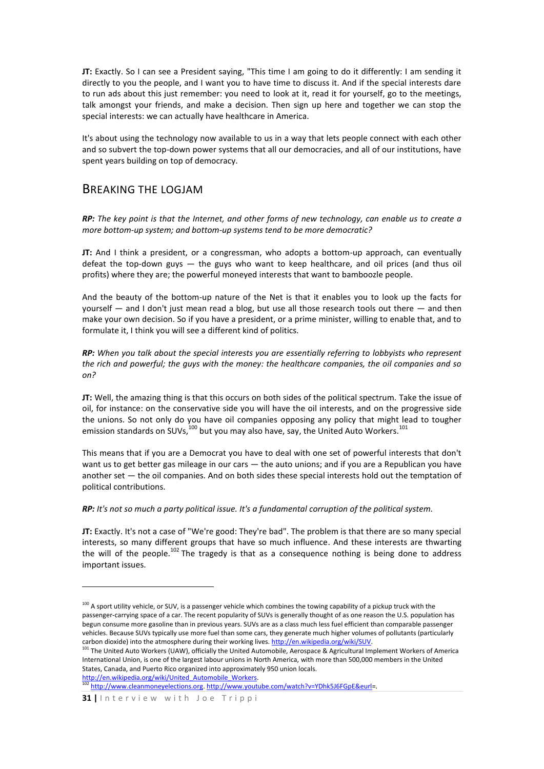**JT:** Exactly. So I can see a President saying, "This time I am going to do it differently: I am sending it directly to you the people, and I want you to have time to discuss it. And if the special interests dare to run ads about this just remember: you need to look at it, read it for yourself, go to the meetings, talk amongst your friends, and make a decision. Then sign up here and together we can stop the special interests: we can actually have healthcare in America.

It's about using the technology now available to us in a way that lets people connect with each other and so subvert the top-down power systems that all our democracies, and all of our institutions, have spent years building on top of democracy.

## Breaking the logjam

***RP:** The key point is that the Internet, and other forms of new technology, can enable us to create a more bottom-up system; and bottom-up systems tend to be more democratic?*

**JT:** And I think a president, or a congressman, who adopts a bottom-up approach, can eventually defeat the top-down guys — the guys who want to keep healthcare, and oil prices (and thus oil profits) where they are; the powerful moneyed interests that want to bamboozle people.

And the beauty of the bottom-up nature of the Net is that it enables you to look up the facts for yourself — and I don't just mean read a blog, but use all those research tools out there — and then make your own decision. So if you have a president, or a prime minister, willing to enable that, and to formulate it, I think you will see a different kind of politics.

***RP:** When you talk about the special interests you are essentially referring to lobbyists who represent the rich and powerful; the guys with the money: the healthcare companies, the oil companies and so on?*

**JT:** Well, the amazing thing is that this occurs on both sides of the political spectrum. Take the issue of oil, for instance: on the conservative side you will have the oil interests, and on the progressive side the unions. So not only do you have oil companies opposing any policy that might lead to tougher emission standards on SUVs,[100] but you may also have, say, the United Auto Workers.[101]

This means that if you are a Democrat you have to deal with one set of powerful interests that don't want us to get better gas mileage in our cars — the auto unions; and if you are a Republican you have another set — the oil companies. And on both sides these special interests hold out the temptation of political contributions.

***RP:** It's not so much a party political issue. It's a fundamental corruption of the political system.*

**JT:** Exactly. It's not a case of "We're good: They're bad". The problem is that there are so many special interests, so many different groups that have so much influence. And these interests are thwarting the will of the people.[102] The tragedy is that as a consequence nothing is being done to address important issues.

---

[100] A sport utility vehicle, or SUV, is a passenger vehicle which combines the towing capability of a pickup truck with the passenger-carrying space of a car. The recent popularity of SUVs is generally thought of as one reason the U.S. population has begun consume more gasoline than in previous years. SUVs are as a class much less fuel efficient than comparable passenger vehicles. Because SUVs typically use more fuel than some cars, they generate much higher volumes of pollutants (particularly carbon dioxide) into the atmosphere during their working lives. http://en.wikipedia.org/wiki/SUV.

[101] The United Auto Workers (UAW), officially the United Automobile, Aerospace & Agricultural Implement Workers of America International Union, is one of the largest labour unions in North America, with more than 500,000 members in the United States, Canada, and Puerto Rico organized into approximately 950 union locals. http://en.wikipedia.org/wiki/United_Automobile_Workers.

[102] http://www.cleanmoneyelections.org. http://www.youtube.com/watch?v=YDhk5J6FGpE&eurl=.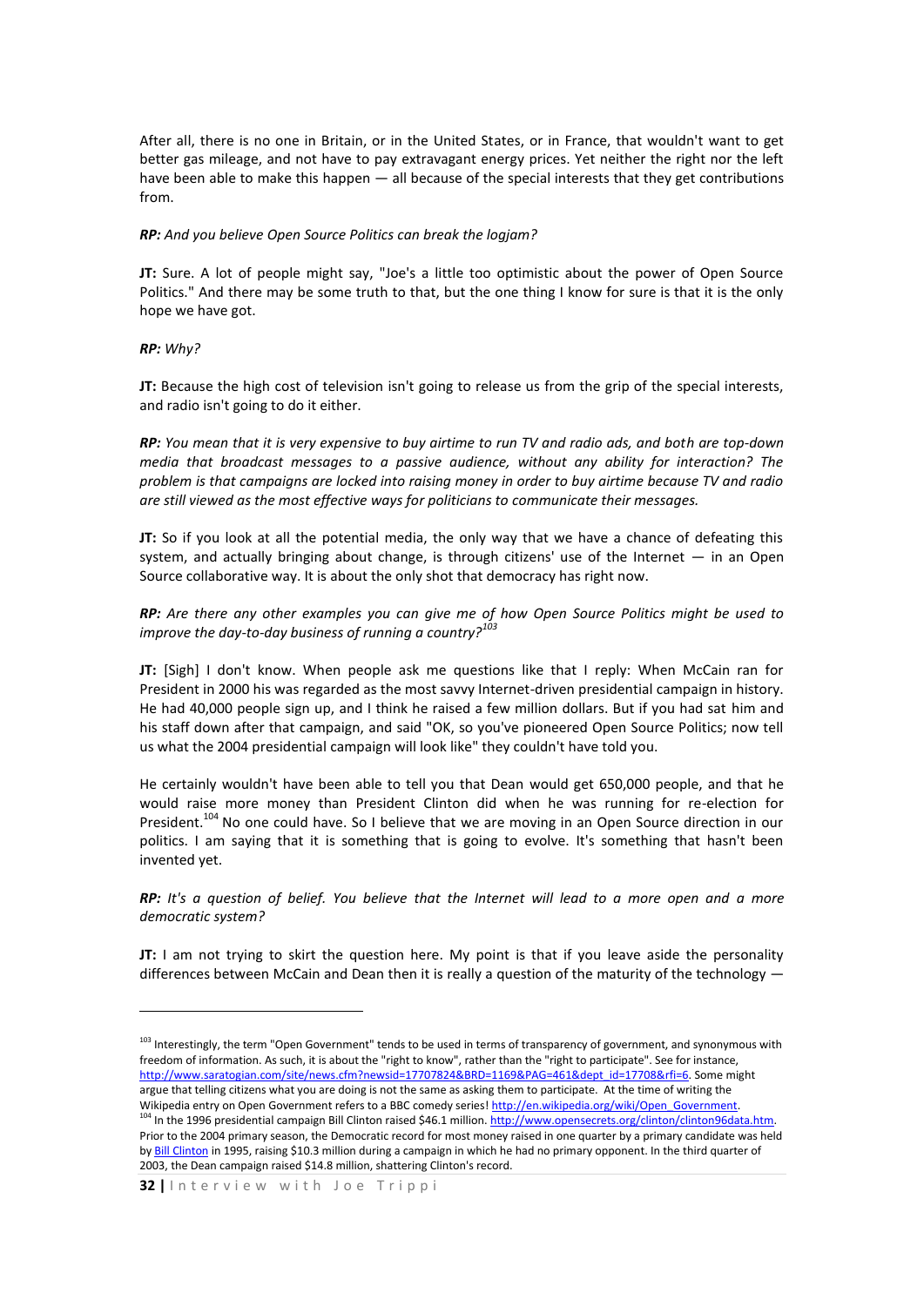After all, there is no one in Britain, or in the United States, or in France, that wouldn't want to get better gas mileage, and not have to pay extravagant energy prices. Yet neither the right nor the left have been able to make this happen — all because of the special interests that they get contributions from.

***RP:*** *And you believe Open Source Politics can break the logjam?*

**JT:** Sure. A lot of people might say, "Joe's a little too optimistic about the power of Open Source Politics." And there may be some truth to that, but the one thing I know for sure is that it is the only hope we have got.

***RP:*** *Why?*

**JT:** Because the high cost of television isn't going to release us from the grip of the special interests, and radio isn't going to do it either.

***RP:*** *You mean that it is very expensive to buy airtime to run TV and radio ads, and both are top-down media that broadcast messages to a passive audience, without any ability for interaction? The problem is that campaigns are locked into raising money in order to buy airtime because TV and radio are still viewed as the most effective ways for politicians to communicate their messages.*

**JT:** So if you look at all the potential media, the only way that we have a chance of defeating this system, and actually bringing about change, is through citizens' use of the Internet — in an Open Source collaborative way. It is about the only shot that democracy has right now.

***RP:*** *Are there any other examples you can give me of how Open Source Politics might be used to improve the day-to-day business of running a country?*[103]

**JT:** [Sigh] I don't know. When people ask me questions like that I reply: When McCain ran for President in 2000 his was regarded as the most savvy Internet-driven presidential campaign in history. He had 40,000 people sign up, and I think he raised a few million dollars. But if you had sat him and his staff down after that campaign, and said "OK, so you've pioneered Open Source Politics; now tell us what the 2004 presidential campaign will look like" they couldn't have told you.

He certainly wouldn't have been able to tell you that Dean would get 650,000 people, and that he would raise more money than President Clinton did when he was running for re-election for President.[104] No one could have. So I believe that we are moving in an Open Source direction in our politics. I am saying that it is something that is going to evolve. It's something that hasn't been invented yet.

***RP:*** *It's a question of belief. You believe that the Internet will lead to a more open and a more democratic system?*

**JT:** I am not trying to skirt the question here. My point is that if you leave aside the personality differences between McCain and Dean then it is really a question of the maturity of the technology —

---

[103] Interestingly, the term "Open Government" tends to be used in terms of transparency of government, and synonymous with freedom of information. As such, it is about the "right to know", rather than the "right to participate". See for instance, http://www.saratogian.com/site/news.cfm?newsid=17707824&BRD=1169&PAG=461&dept_id=17708&rfi=6. Some might argue that telling citizens what you are doing is not the same as asking them to participate. At the time of writing the Wikipedia entry on Open Government refers to a BBC comedy series! http://en.wikipedia.org/wiki/Open_Government.

[104] In the 1996 presidential campaign Bill Clinton raised $46.1 million. http://www.opensecrets.org/clinton/clinton96data.htm. Prior to the 2004 primary season, the Democratic record for most money raised in one quarter by a primary candidate was held by Bill Clinton in 1995, raising $10.3 million during a campaign in which he had no primary opponent. In the third quarter of 2003, the Dean campaign raised $14.8 million, shattering Clinton's record.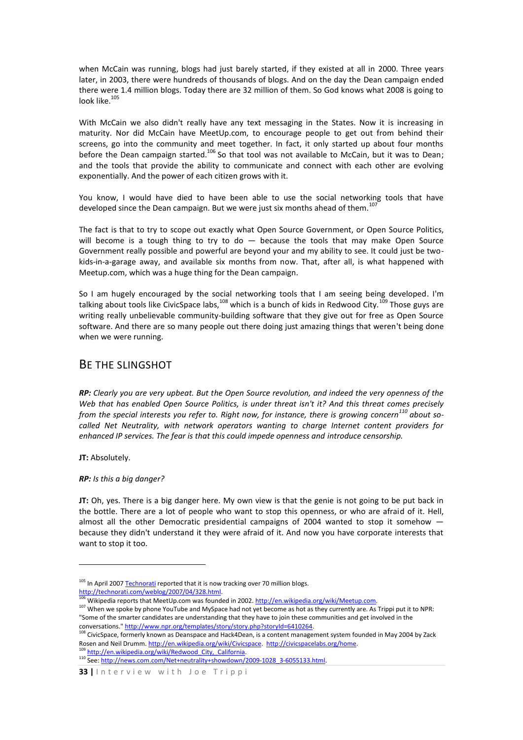when McCain was running, blogs had just barely started, if they existed at all in 2000. Three years later, in 2003, there were hundreds of thousands of blogs. And on the day the Dean campaign ended there were 1.4 million blogs. Today there are 32 million of them. So God knows what 2008 is going to look like.[105]

With McCain we also didn't really have any text messaging in the States. Now it is increasing in maturity. Nor did McCain have MeetUp.com, to encourage people to get out from behind their screens, go into the community and meet together. In fact, it only started up about four months before the Dean campaign started.[106] So that tool was not available to McCain, but it was to Dean; and the tools that provide the ability to communicate and connect with each other are evolving exponentially. And the power of each citizen grows with it.

You know, I would have died to have been able to use the social networking tools that have developed since the Dean campaign. But we were just six months ahead of them.[107]

The fact is that to try to scope out exactly what Open Source Government, or Open Source Politics, will become is a tough thing to try to do — because the tools that may make Open Source Government really possible and powerful are beyond your and my ability to see. It could just be two-kids-in-a-garage away, and available six months from now. That, after all, is what happened with Meetup.com, which was a huge thing for the Dean campaign.

So I am hugely encouraged by the social networking tools that I am seeing being developed. I'm talking about tools like CivicSpace labs,[108] which is a bunch of kids in Redwood City.[109] Those guys are writing really unbelievable community-building software that they give out for free as Open Source software. And there are so many people out there doing just amazing things that weren't being done when we were running.

## BE THE SLINGSHOT

***RP:*** *Clearly you are very upbeat. But the Open Source revolution, and indeed the very openness of the Web that has enabled Open Source Politics, is under threat isn't it? And this threat comes precisely from the special interests you refer to. Right now, for instance, there is growing concern[110] about so-called Net Neutrality, with network operators wanting to charge Internet content providers for enhanced IP services. The fear is that this could impede openness and introduce censorship.*

**JT:** Absolutely.

***RP:*** *Is this a big danger?*

**JT:** Oh, yes. There is a big danger here. My own view is that the genie is not going to be put back in the bottle. There are a lot of people who want to stop this openness, or who are afraid of it. Hell, almost all the other Democratic presidential campaigns of 2004 wanted to stop it somehow — because they didn't understand it they were afraid of it. And now you have corporate interests that want to stop it too.

---

[105] In April 2007 Technorati reported that it is now tracking over 70 million blogs. http://technorati.com/weblog/2007/04/328.html.

[106] Wikipedia reports that MeetUp.com was founded in 2002. http://en.wikipedia.org/wiki/Meetup.com.

[107] When we spoke by phone YouTube and MySpace had not yet become as hot as they currently are. As Trippi put it to NPR: "Some of the smarter candidates are understanding that they have to join these communities and get involved in the conversations." http://www.npr.org/templates/story/story.php?storyId=6410264.

[108] CivicSpace, formerly known as Deanspace and Hack4Dean, is a content management system founded in May 2004 by Zack Rosen and Neil Drumm. http://en.wikipedia.org/wiki/Civicspace. http://civicspacelabs.org/home.

[109] http://en.wikipedia.org/wiki/Redwood_City,_California.

[110] See: http://news.com.com/Net+neutrality+showdown/2009-1028_3-6055133.html.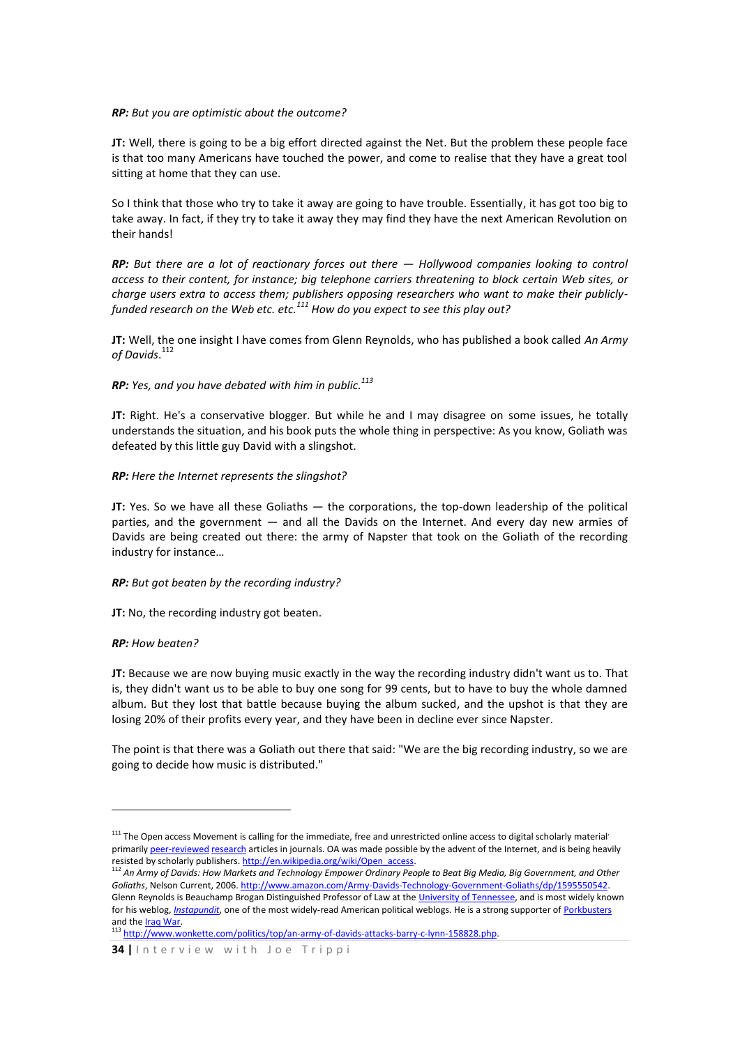***RP:** But you are optimistic about the outcome?*

**JT:** Well, there is going to be a big effort directed against the Net. But the problem these people face is that too many Americans have touched the power, and come to realise that they have a great tool sitting at home that they can use.

So I think that those who try to take it away are going to have trouble. Essentially, it has got too big to take away. In fact, if they try to take it away they may find they have the next American Revolution on their hands!

***RP:** But there are a lot of reactionary forces out there — Hollywood companies looking to control access to their content, for instance; big telephone carriers threatening to block certain Web sites, or charge users extra to access them; publishers opposing researchers who want to make their publicly-funded research on the Web etc. etc.[111] How do you expect to see this play out?*

**JT:** Well, the one insight I have comes from Glenn Reynolds, who has published a book called *An Army of Davids*.[112]

***RP:** Yes, and you have debated with him in public.[113]*

**JT:** Right. He's a conservative blogger. But while he and I may disagree on some issues, he totally understands the situation, and his book puts the whole thing in perspective: As you know, Goliath was defeated by this little guy David with a slingshot.

***RP:** Here the Internet represents the slingshot?*

**JT:** Yes. So we have all these Goliaths — the corporations, the top-down leadership of the political parties, and the government — and all the Davids on the Internet. And every day new armies of Davids are being created out there: the army of Napster that took on the Goliath of the recording industry for instance…

***RP:** But got beaten by the recording industry?*

**JT:** No, the recording industry got beaten.

***RP:** How beaten?*

**JT:** Because we are now buying music exactly in the way the recording industry didn't want us to. That is, they didn't want us to be able to buy one song for 99 cents, but to have to buy the whole damned album. But they lost that battle because buying the album sucked, and the upshot is that they are losing 20% of their profits every year, and they have been in decline ever since Napster.

The point is that there was a Goliath out there that said: "We are the big recording industry, so we are going to decide how music is distributed."

---

[111] The Open access Movement is calling for the immediate, free and unrestricted online access to digital scholarly material primarily peer-reviewed research articles in journals. OA was made possible by the advent of the Internet, and is being heavily resisted by scholarly publishers. http://en.wikipedia.org/wiki/Open_access.

[112] *An Army of Davids: How Markets and Technology Empower Ordinary People to Beat Big Media, Big Government, and Other Goliaths*, Nelson Current, 2006. http://www.amazon.com/Army-Davids-Technology-Government-Goliaths/dp/1595550542. Glenn Reynolds is Beauchamp Brogan Distinguished Professor of Law at the University of Tennessee, and is most widely known for his weblog, *Instapundit*, one of the most widely-read American political weblogs. He is a strong supporter of Porkbusters and the Iraq War.

[113] http://www.wonkette.com/politics/top/an-army-of-davids-attacks-barry-c-lynn-158828.php.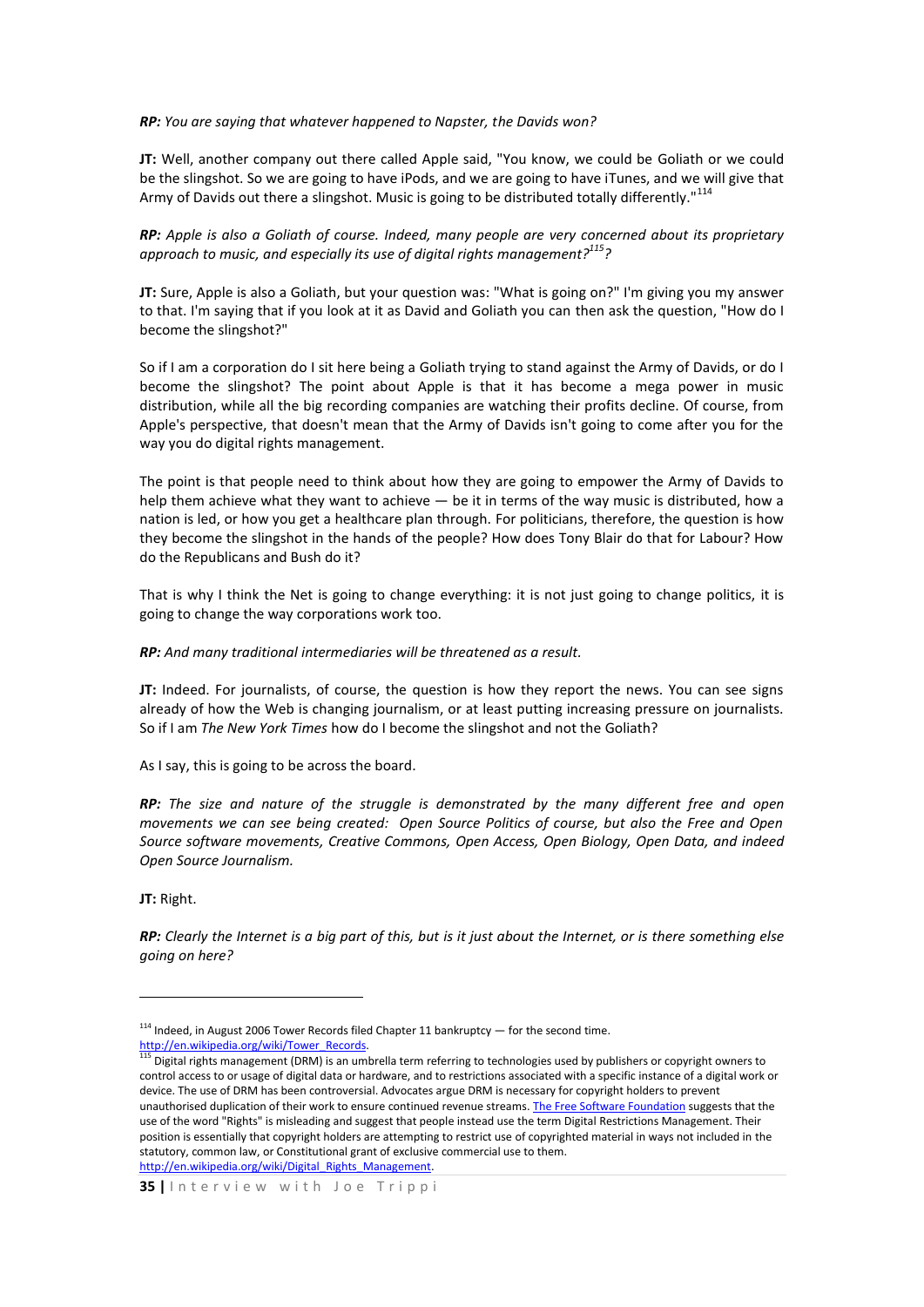***RP:*** *You are saying that whatever happened to Napster, the Davids won?*

**JT:** Well, another company out there called Apple said, "You know, we could be Goliath or we could be the slingshot. So we are going to have iPods, and we are going to have iTunes, and we will give that Army of Davids out there a slingshot. Music is going to be distributed totally differently."[114]

***RP:*** *Apple is also a Goliath of course. Indeed, many people are very concerned about its proprietary approach to music, and especially its use of digital rights management?*[115]*?*

**JT:** Sure, Apple is also a Goliath, but your question was: "What is going on?" I'm giving you my answer to that. I'm saying that if you look at it as David and Goliath you can then ask the question, "How do I become the slingshot?"

So if I am a corporation do I sit here being a Goliath trying to stand against the Army of Davids, or do I become the slingshot? The point about Apple is that it has become a mega power in music distribution, while all the big recording companies are watching their profits decline. Of course, from Apple's perspective, that doesn't mean that the Army of Davids isn't going to come after you for the way you do digital rights management.

The point is that people need to think about how they are going to empower the Army of Davids to help them achieve what they want to achieve — be it in terms of the way music is distributed, how a nation is led, or how you get a healthcare plan through. For politicians, therefore, the question is how they become the slingshot in the hands of the people? How does Tony Blair do that for Labour? How do the Republicans and Bush do it?

That is why I think the Net is going to change everything: it is not just going to change politics, it is going to change the way corporations work too.

***RP:*** *And many traditional intermediaries will be threatened as a result.*

**JT:** Indeed. For journalists, of course, the question is how they report the news. You can see signs already of how the Web is changing journalism, or at least putting increasing pressure on journalists. So if I am *The New York Times* how do I become the slingshot and not the Goliath?

As I say, this is going to be across the board.

***RP:*** *The size and nature of the struggle is demonstrated by the many different free and open movements we can see being created: Open Source Politics of course, but also the Free and Open Source software movements, Creative Commons, Open Access, Open Biology, Open Data, and indeed Open Source Journalism.*

**JT:** Right.

***RP:*** *Clearly the Internet is a big part of this, but is it just about the Internet, or is there something else going on here?*

---

[114] Indeed, in August 2006 Tower Records filed Chapter 11 bankruptcy — for the second time. http://en.wikipedia.org/wiki/Tower_Records.

[115] Digital rights management (DRM) is an umbrella term referring to technologies used by publishers or copyright owners to control access to or usage of digital data or hardware, and to restrictions associated with a specific instance of a digital work or device. The use of DRM has been controversial. Advocates argue DRM is necessary for copyright holders to prevent unauthorised duplication of their work to ensure continued revenue streams. The Free Software Foundation suggests that the use of the word "Rights" is misleading and suggest that people instead use the term Digital Restrictions Management. Their position is essentially that copyright holders are attempting to restrict use of copyrighted material in ways not included in the statutory, common law, or Constitutional grant of exclusive commercial use to them. http://en.wikipedia.org/wiki/Digital_Rights_Management.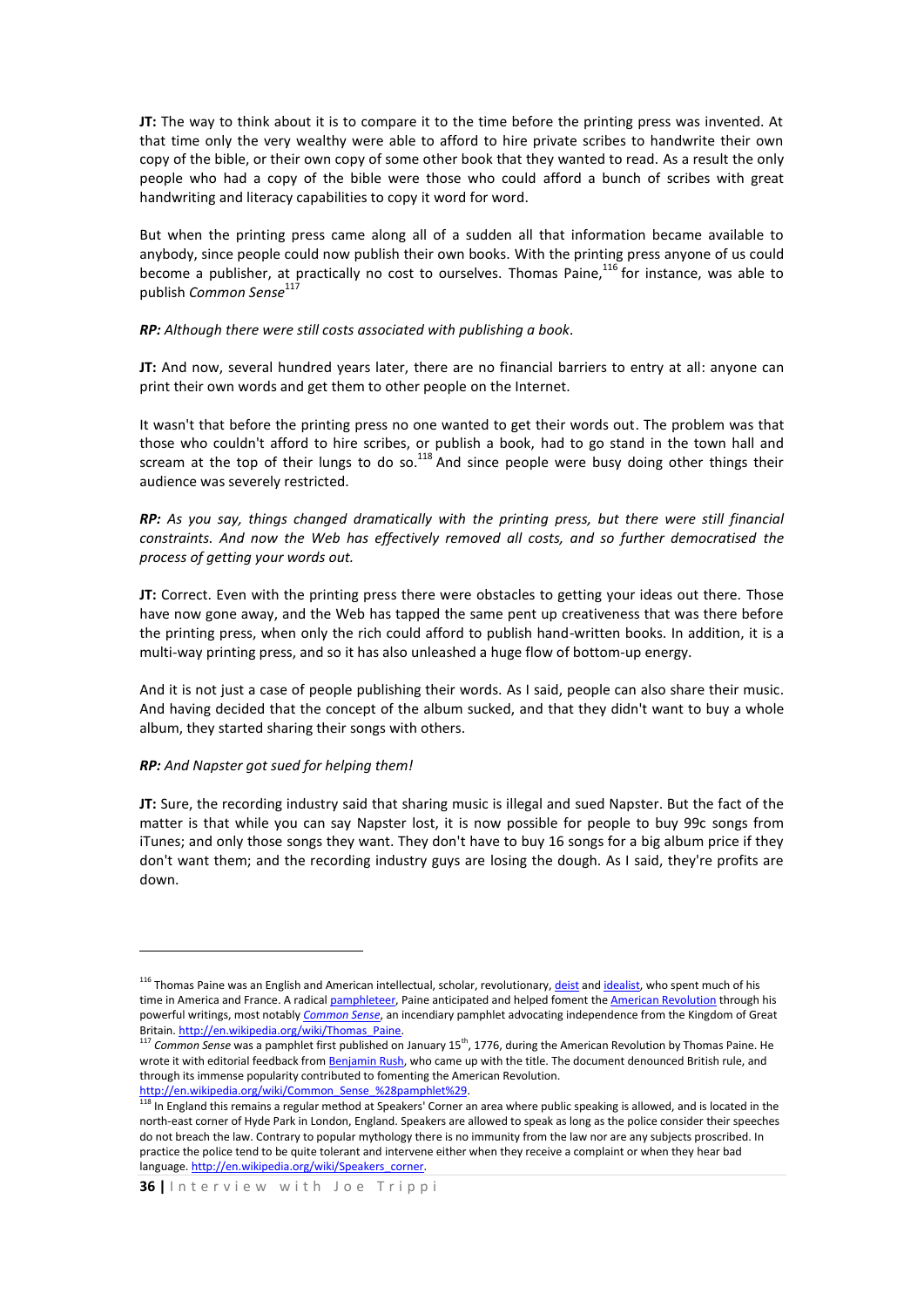**JT:** The way to think about it is to compare it to the time before the printing press was invented. At that time only the very wealthy were able to afford to hire private scribes to handwrite their own copy of the bible, or their own copy of some other book that they wanted to read. As a result the only people who had a copy of the bible were those who could afford a bunch of scribes with great handwriting and literacy capabilities to copy it word for word.

But when the printing press came along all of a sudden all that information became available to anybody, since people could now publish their own books. With the printing press anyone of us could become a publisher, at practically no cost to ourselves. Thomas Paine,[116] for instance, was able to publish *Common Sense*[117]

***RP:** Although there were still costs associated with publishing a book.*

**JT:** And now, several hundred years later, there are no financial barriers to entry at all: anyone can print their own words and get them to other people on the Internet.

It wasn't that before the printing press no one wanted to get their words out. The problem was that those who couldn't afford to hire scribes, or publish a book, had to go stand in the town hall and scream at the top of their lungs to do so.[118] And since people were busy doing other things their audience was severely restricted.

***RP:** As you say, things changed dramatically with the printing press, but there were still financial constraints. And now the Web has effectively removed all costs, and so further democratised the process of getting your words out.*

**JT:** Correct. Even with the printing press there were obstacles to getting your ideas out there. Those have now gone away, and the Web has tapped the same pent up creativeness that was there before the printing press, when only the rich could afford to publish hand-written books. In addition, it is a multi-way printing press, and so it has also unleashed a huge flow of bottom-up energy.

And it is not just a case of people publishing their words. As I said, people can also share their music. And having decided that the concept of the album sucked, and that they didn't want to buy a whole album, they started sharing their songs with others.

***RP:** And Napster got sued for helping them!*

**JT:** Sure, the recording industry said that sharing music is illegal and sued Napster. But the fact of the matter is that while you can say Napster lost, it is now possible for people to buy 99c songs from iTunes; and only those songs they want. They don't have to buy 16 songs for a big album price if they don't want them; and the recording industry guys are losing the dough. As I said, they're profits are down.

---

[116] Thomas Paine was an English and American intellectual, scholar, revolutionary, deist and idealist, who spent much of his time in America and France. A radical pamphleteer, Paine anticipated and helped foment the American Revolution through his powerful writings, most notably *Common Sense*, an incendiary pamphlet advocating independence from the Kingdom of Great Britain. http://en.wikipedia.org/wiki/Thomas_Paine.

[117] *Common Sense* was a pamphlet first published on January 15th, 1776, during the American Revolution by Thomas Paine. He wrote it with editorial feedback from Benjamin Rush, who came up with the title. The document denounced British rule, and through its immense popularity contributed to fomenting the American Revolution. http://en.wikipedia.org/wiki/Common_Sense_%28pamphlet%29.

[118] In England this remains a regular method at Speakers' Corner an area where public speaking is allowed, and is located in the north-east corner of Hyde Park in London, England. Speakers are allowed to speak as long as the police consider their speeches do not breach the law. Contrary to popular mythology there is no immunity from the law nor are any subjects proscribed. In practice the police tend to be quite tolerant and intervene either when they receive a complaint or when they hear bad language. http://en.wikipedia.org/wiki/Speakers_corner.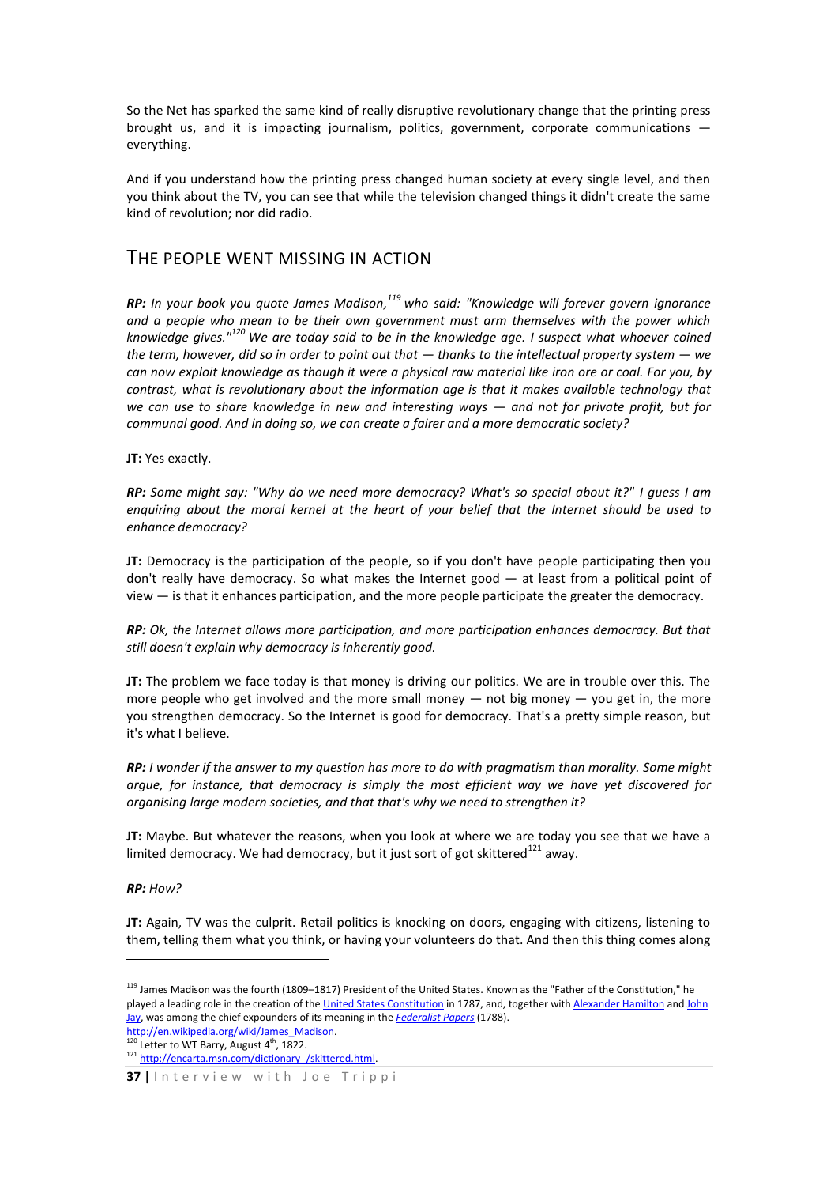So the Net has sparked the same kind of really disruptive revolutionary change that the printing press brought us, and it is impacting journalism, politics, government, corporate communications — everything.

And if you understand how the printing press changed human society at every single level, and then you think about the TV, you can see that while the television changed things it didn't create the same kind of revolution; nor did radio.

## The people went missing in action

***RP:*** *In your book you quote James Madison,*[119] *who said: "Knowledge will forever govern ignorance and a people who mean to be their own government must arm themselves with the power which knowledge gives."*[120] *We are today said to be in the knowledge age. I suspect what whoever coined the term, however, did so in order to point out that — thanks to the intellectual property system — we can now exploit knowledge as though it were a physical raw material like iron ore or coal. For you, by contrast, what is revolutionary about the information age is that it makes available technology that we can use to share knowledge in new and interesting ways — and not for private profit, but for communal good. And in doing so, we can create a fairer and a more democratic society?*

**JT:** Yes exactly.

***RP:*** *Some might say: "Why do we need more democracy? What's so special about it?" I guess I am enquiring about the moral kernel at the heart of your belief that the Internet should be used to enhance democracy?*

**JT:** Democracy is the participation of the people, so if you don't have people participating then you don't really have democracy. So what makes the Internet good — at least from a political point of view — is that it enhances participation, and the more people participate the greater the democracy.

***RP:*** *Ok, the Internet allows more participation, and more participation enhances democracy. But that still doesn't explain why democracy is inherently good.*

**JT:** The problem we face today is that money is driving our politics. We are in trouble over this. The more people who get involved and the more small money — not big money — you get in, the more you strengthen democracy. So the Internet is good for democracy. That's a pretty simple reason, but it's what I believe.

***RP:*** *I wonder if the answer to my question has more to do with pragmatism than morality. Some might argue, for instance, that democracy is simply the most efficient way we have yet discovered for organising large modern societies, and that that's why we need to strengthen it?*

**JT:** Maybe. But whatever the reasons, when you look at where we are today you see that we have a limited democracy. We had democracy, but it just sort of got skittered[121] away.

***RP:*** *How?*

**JT:** Again, TV was the culprit. Retail politics is knocking on doors, engaging with citizens, listening to them, telling them what you think, or having your volunteers do that. And then this thing comes along

---

[119] James Madison was the fourth (1809–1817) President of the United States. Known as the "Father of the Constitution," he played a leading role in the creation of the United States Constitution in 1787, and, together with Alexander Hamilton and John Jay, was among the chief expounders of its meaning in the *Federalist Papers* (1788). http://en.wikipedia.org/wiki/James_Madison.

[120] Letter to WT Barry, August 4th, 1822.

[121] http://encarta.msn.com/dictionary_/skittered.html.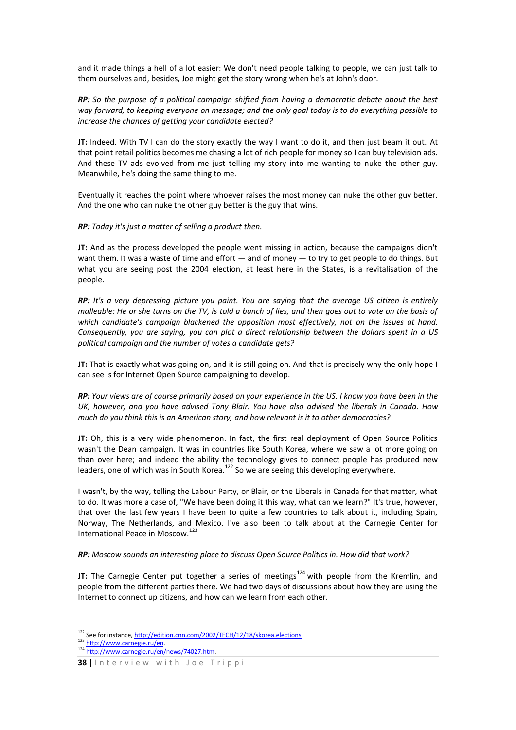and it made things a hell of a lot easier: We don't need people talking to people, we can just talk to them ourselves and, besides, Joe might get the story wrong when he's at John's door.

***RP:*** *So the purpose of a political campaign shifted from having a democratic debate about the best way forward, to keeping everyone on message; and the only goal today is to do everything possible to increase the chances of getting your candidate elected?*

**JT:** Indeed. With TV I can do the story exactly the way I want to do it, and then just beam it out. At that point retail politics becomes me chasing a lot of rich people for money so I can buy television ads. And these TV ads evolved from me just telling my story into me wanting to nuke the other guy. Meanwhile, he's doing the same thing to me.

Eventually it reaches the point where whoever raises the most money can nuke the other guy better. And the one who can nuke the other guy better is the guy that wins.

***RP:*** *Today it's just a matter of selling a product then.*

**JT:** And as the process developed the people went missing in action, because the campaigns didn't want them. It was a waste of time and effort — and of money — to try to get people to do things. But what you are seeing post the 2004 election, at least here in the States, is a revitalisation of the people.

***RP:*** *It's a very depressing picture you paint. You are saying that the average US citizen is entirely malleable: He or she turns on the TV, is told a bunch of lies, and then goes out to vote on the basis of which candidate's campaign blackened the opposition most effectively, not on the issues at hand. Consequently, you are saying, you can plot a direct relationship between the dollars spent in a US political campaign and the number of votes a candidate gets?*

**JT:** That is exactly what was going on, and it is still going on. And that is precisely why the only hope I can see is for Internet Open Source campaigning to develop.

***RP:*** *Your views are of course primarily based on your experience in the US. I know you have been in the UK, however, and you have advised Tony Blair. You have also advised the liberals in Canada. How much do you think this is an American story, and how relevant is it to other democracies?*

**JT:** Oh, this is a very wide phenomenon. In fact, the first real deployment of Open Source Politics wasn't the Dean campaign. It was in countries like South Korea, where we saw a lot more going on than over here; and indeed the ability the technology gives to connect people has produced new leaders, one of which was in South Korea.[122] So we are seeing this developing everywhere.

I wasn't, by the way, telling the Labour Party, or Blair, or the Liberals in Canada for that matter, what to do. It was more a case of, "We have been doing it this way, what can we learn?" It's true, however, that over the last few years I have been to quite a few countries to talk about it, including Spain, Norway, The Netherlands, and Mexico. I've also been to talk about at the Carnegie Center for International Peace in Moscow.[123]

***RP:*** *Moscow sounds an interesting place to discuss Open Source Politics in. How did that work?*

**JT:** The Carnegie Center put together a series of meetings[124] with people from the Kremlin, and people from the different parties there. We had two days of discussions about how they are using the Internet to connect up citizens, and how can we learn from each other.

---

[122] See for instance, http://edition.cnn.com/2002/TECH/12/18/skorea.elections.

[123] http://www.carnegie.ru/en.

[124] http://www.carnegie.ru/en/news/74027.htm.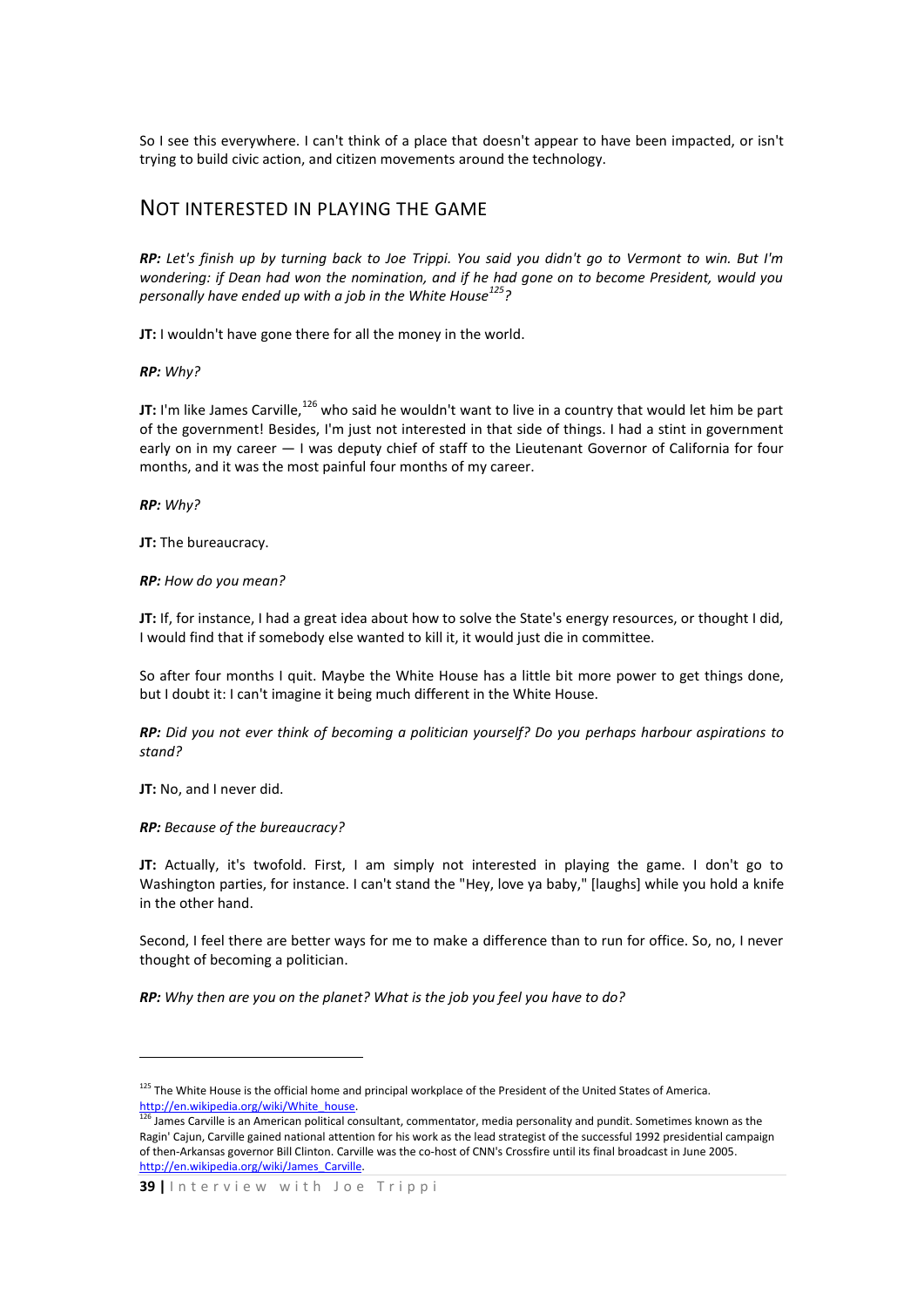So I see this everywhere. I can't think of a place that doesn't appear to have been impacted, or isn't trying to build civic action, and citizen movements around the technology.

## NOT INTERESTED IN PLAYING THE GAME

***RP:*** *Let's finish up by turning back to Joe Trippi. You said you didn't go to Vermont to win. But I'm wondering: if Dean had won the nomination, and if he had gone on to become President, would you personally have ended up with a job in the White House[125]?*

**JT:** I wouldn't have gone there for all the money in the world.

***RP:*** *Why?*

**JT:** I'm like James Carville,[126] who said he wouldn't want to live in a country that would let him be part of the government! Besides, I'm just not interested in that side of things. I had a stint in government early on in my career — I was deputy chief of staff to the Lieutenant Governor of California for four months, and it was the most painful four months of my career.

***RP:*** *Why?*

**JT:** The bureaucracy.

***RP:*** *How do you mean?*

**JT:** If, for instance, I had a great idea about how to solve the State's energy resources, or thought I did, I would find that if somebody else wanted to kill it, it would just die in committee.

So after four months I quit. Maybe the White House has a little bit more power to get things done, but I doubt it: I can't imagine it being much different in the White House.

***RP:*** *Did you not ever think of becoming a politician yourself? Do you perhaps harbour aspirations to stand?*

**JT:** No, and I never did.

***RP:*** *Because of the bureaucracy?*

**JT:** Actually, it's twofold. First, I am simply not interested in playing the game. I don't go to Washington parties, for instance. I can't stand the "Hey, love ya baby," [laughs] while you hold a knife in the other hand.

Second, I feel there are better ways for me to make a difference than to run for office. So, no, I never thought of becoming a politician.

***RP:*** *Why then are you on the planet? What is the job you feel you have to do?*

---

[125] The White House is the official home and principal workplace of the President of the United States of America. http://en.wikipedia.org/wiki/White_house.

[126] James Carville is an American political consultant, commentator, media personality and pundit. Sometimes known as the Ragin' Cajun, Carville gained national attention for his work as the lead strategist of the successful 1992 presidential campaign of then-Arkansas governor Bill Clinton. Carville was the co-host of CNN's Crossfire until its final broadcast in June 2005. http://en.wikipedia.org/wiki/James_Carville.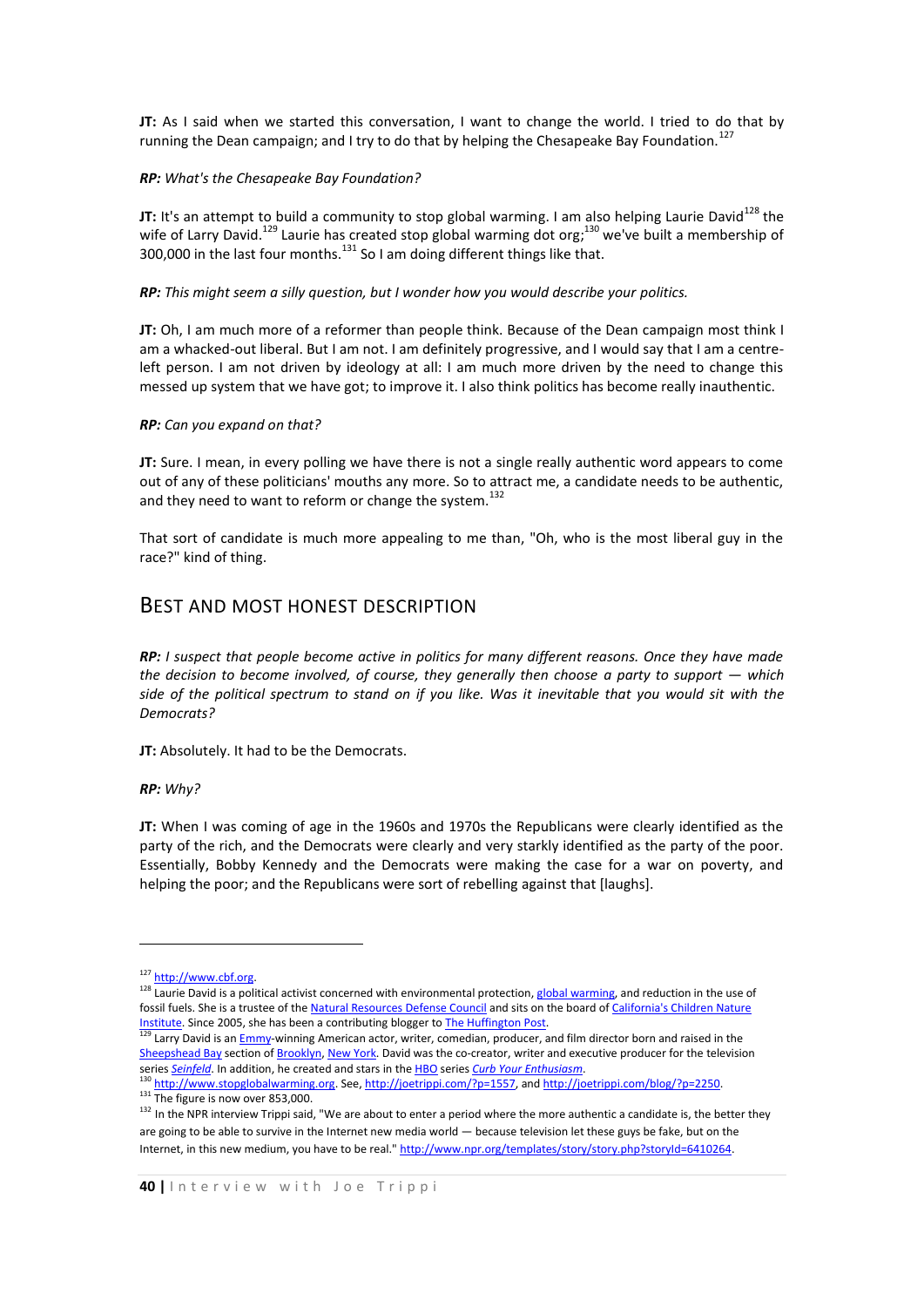**JT:** As I said when we started this conversation, I want to change the world. I tried to do that by running the Dean campaign; and I try to do that by helping the Chesapeake Bay Foundation.[127]

***RP:** What's the Chesapeake Bay Foundation?*

**JT:** It's an attempt to build a community to stop global warming. I am also helping Laurie David[128] the wife of Larry David.[129] Laurie has created stop global warming dot org;[130] we've built a membership of 300,000 in the last four months.[131] So I am doing different things like that.

***RP:** This might seem a silly question, but I wonder how you would describe your politics.*

**JT:** Oh, I am much more of a reformer than people think. Because of the Dean campaign most think I am a whacked-out liberal. But I am not. I am definitely progressive, and I would say that I am a centre-left person. I am not driven by ideology at all: I am much more driven by the need to change this messed up system that we have got; to improve it. I also think politics has become really inauthentic.

***RP:** Can you expand on that?*

**JT:** Sure. I mean, in every polling we have there is not a single really authentic word appears to come out of any of these politicians' mouths any more. So to attract me, a candidate needs to be authentic, and they need to want to reform or change the system.[132]

That sort of candidate is much more appealing to me than, "Oh, who is the most liberal guy in the race?" kind of thing.

## Best and Most Honest Description

***RP:** I suspect that people become active in politics for many different reasons. Once they have made the decision to become involved, of course, they generally then choose a party to support — which side of the political spectrum to stand on if you like. Was it inevitable that you would sit with the Democrats?*

**JT:** Absolutely. It had to be the Democrats.

***RP:** Why?*

**JT:** When I was coming of age in the 1960s and 1970s the Republicans were clearly identified as the party of the rich, and the Democrats were clearly and very starkly identified as the party of the poor. Essentially, Bobby Kennedy and the Democrats were making the case for a war on poverty, and helping the poor; and the Republicans were sort of rebelling against that [laughs].

---

[127] http://www.cbf.org.

[128] Laurie David is a political activist concerned with environmental protection, global warming, and reduction in the use of fossil fuels. She is a trustee of the Natural Resources Defense Council and sits on the board of California's Children Nature Institute. Since 2005, she has been a contributing blogger to The Huffington Post.

[129] Larry David is an Emmy-winning American actor, writer, comedian, producer, and film director born and raised in the Sheepshead Bay section of Brooklyn, New York. David was the co-creator, writer and executive producer for the television series *Seinfeld*. In addition, he created and stars in the HBO series *Curb Your Enthusiasm*.

[130] http://www.stopglobalwarming.org. See, http://joetrippi.com/?p=1557, and http://joetrippi.com/blog/?p=2250.

[131] The figure is now over 853,000.

[132] In the NPR interview Trippi said, "We are about to enter a period where the more authentic a candidate is, the better they are going to be able to survive in the Internet new media world — because television let these guys be fake, but on the Internet, in this new medium, you have to be real." http://www.npr.org/templates/story/story.php?storyId=6410264.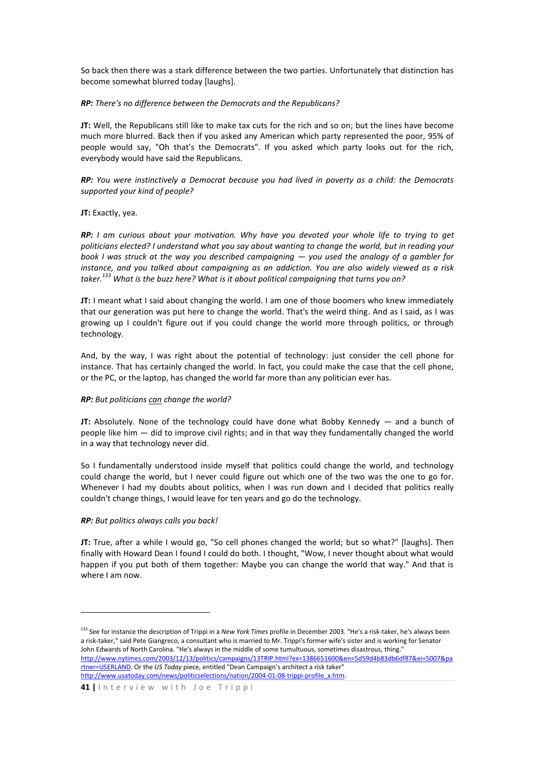So back then there was a stark difference between the two parties. Unfortunately that distinction has become somewhat blurred today [laughs].

***RP:*** *There's no difference between the Democrats and the Republicans?*

**JT:** Well, the Republicans still like to make tax cuts for the rich and so on; but the lines have become much more blurred. Back then if you asked any American which party represented the poor, 95% of people would say, "Oh that's the Democrats". If you asked which party looks out for the rich, everybody would have said the Republicans.

***RP:*** *You were instinctively a Democrat because you had lived in poverty as a child: the Democrats supported your kind of people?*

**JT:** Exactly, yea.

***RP:*** *I am curious about your motivation. Why have you devoted your whole life to trying to get politicians elected? I understand what you say about wanting to change the world, but in reading your book I was struck at the way you described campaigning — you used the analogy of a gambler for instance, and you talked about campaigning as an addiction. You are also widely viewed as a risk taker.*[133] *What is the buzz here? What is it about political campaigning that turns you on?*

**JT:** I meant what I said about changing the world. I am one of those boomers who knew immediately that our generation was put here to change the world. That's the weird thing. And as I said, as I was growing up I couldn't figure out if you could change the world more through politics, or through technology.

And, by the way, I was right about the potential of technology: just consider the cell phone for instance. That has certainly changed the world. In fact, you could make the case that the cell phone, or the PC, or the laptop, has changed the world far more than any politician ever has.

***RP:*** *But politicians <u>can</u> change the world?*

**JT:** Absolutely. None of the technology could have done what Bobby Kennedy — and a bunch of people like him — did to improve civil rights; and in that way they fundamentally changed the world in a way that technology never did.

So I fundamentally understood inside myself that politics could change the world, and technology could change the world, but I never could figure out which one of the two was the one to go for. Whenever I had my doubts about politics, when I was run down and I decided that politics really couldn't change things, I would leave for ten years and go do the technology.

***RP:*** *But politics always calls you back!*

**JT:** True, after a while I would go, "So cell phones changed the world; but so what?" [laughs]. Then finally with Howard Dean I found I could do both. I thought, "Wow, I never thought about what would happen if you put both of them together: Maybe you can change the world that way." And that is where I am now.

---

[133] See for instance the description of Trippi in a *New York Times* profile in December 2003. "He's a risk-taker, he's always been a risk-taker," said Pete Giangreco, a consultant who is married to Mr. Trippi's former wife's sister and is working for Senator John Edwards of North Carolina. "He's always in the middle of some tumultuous, sometimes disastrous, thing." http://www.nytimes.com/2003/12/13/politics/campaigns/13TRIP.html?ex=1386651600&en=5d59d4b83db6df87&ei=5007&partner=USERLAND. Or the *US Today* piece, entitled "Dean Campaign's architect a risk taker" http://www.usatoday.com/news/politicselections/nation/2004-01-08-trippi-profile_x.htm.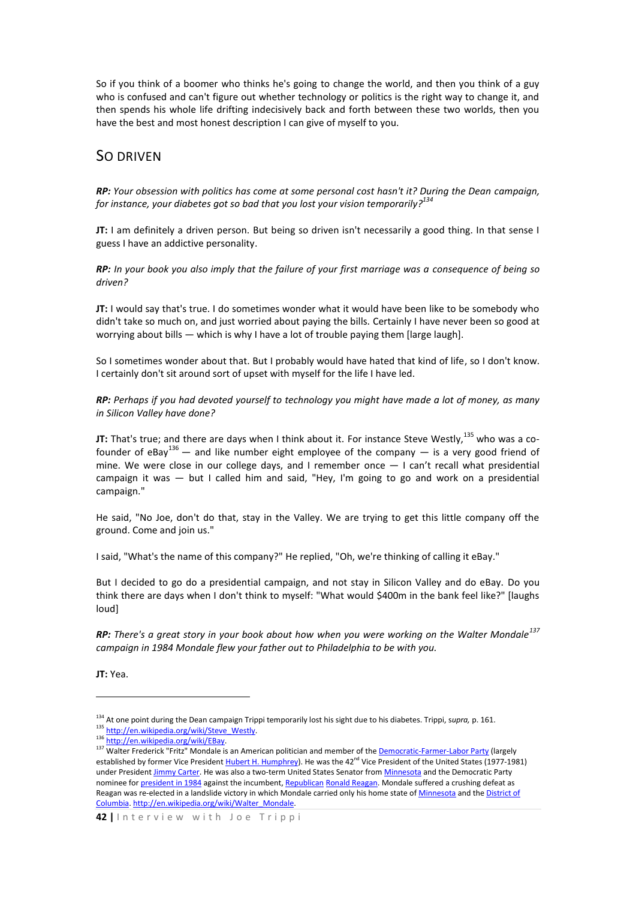So if you think of a boomer who thinks he's going to change the world, and then you think of a guy who is confused and can't figure out whether technology or politics is the right way to change it, and then spends his whole life drifting indecisively back and forth between these two worlds, then you have the best and most honest description I can give of myself to you.

## SO DRIVEN

***RP:*** *Your obsession with politics has come at some personal cost hasn't it? During the Dean campaign, for instance, your diabetes got so bad that you lost your vision temporarily?*[134]

**JT:** I am definitely a driven person. But being so driven isn't necessarily a good thing. In that sense I guess I have an addictive personality.

***RP:*** *In your book you also imply that the failure of your first marriage was a consequence of being so driven?*

**JT:** I would say that's true. I do sometimes wonder what it would have been like to be somebody who didn't take so much on, and just worried about paying the bills. Certainly I have never been so good at worrying about bills — which is why I have a lot of trouble paying them [large laugh].

So I sometimes wonder about that. But I probably would have hated that kind of life, so I don't know. I certainly don't sit around sort of upset with myself for the life I have led.

***RP:*** *Perhaps if you had devoted yourself to technology you might have made a lot of money, as many in Silicon Valley have done?*

**JT:** That's true; and there are days when I think about it. For instance Steve Westly,[135] who was a co-founder of eBay[136] — and like number eight employee of the company — is a very good friend of mine. We were close in our college days, and I remember once — I can't recall what presidential campaign it was — but I called him and said, "Hey, I'm going to go and work on a presidential campaign."

He said, "No Joe, don't do that, stay in the Valley. We are trying to get this little company off the ground. Come and join us."

I said, "What's the name of this company?" He replied, "Oh, we're thinking of calling it eBay."

But I decided to go do a presidential campaign, and not stay in Silicon Valley and do eBay. Do you think there are days when I don't think to myself: "What would $400m in the bank feel like?" [laughs loud]

***RP:*** *There's a great story in your book about how when you were working on the Walter Mondale*[137] *campaign in 1984 Mondale flew your father out to Philadelphia to be with you.*

**JT:** Yea.

---

[134] At one point during the Dean campaign Trippi temporarily lost his sight due to his diabetes. Trippi, *supra,* p. 161.

[135] http://en.wikipedia.org/wiki/Steve_Westly.

[136] http://en.wikipedia.org/wiki/EBay.

[137] Walter Frederick "Fritz" Mondale is an American politician and member of the Democratic-Farmer-Labor Party (largely established by former Vice President Hubert H. Humphrey). He was the 42nd Vice President of the United States (1977-1981) under President Jimmy Carter. He was also a two-term United States Senator from Minnesota and the Democratic Party nominee for president in 1984 against the incumbent, Republican Ronald Reagan. Mondale suffered a crushing defeat as Reagan was re-elected in a landslide victory in which Mondale carried only his home state of Minnesota and the District of Columbia. http://en.wikipedia.org/wiki/Walter_Mondale.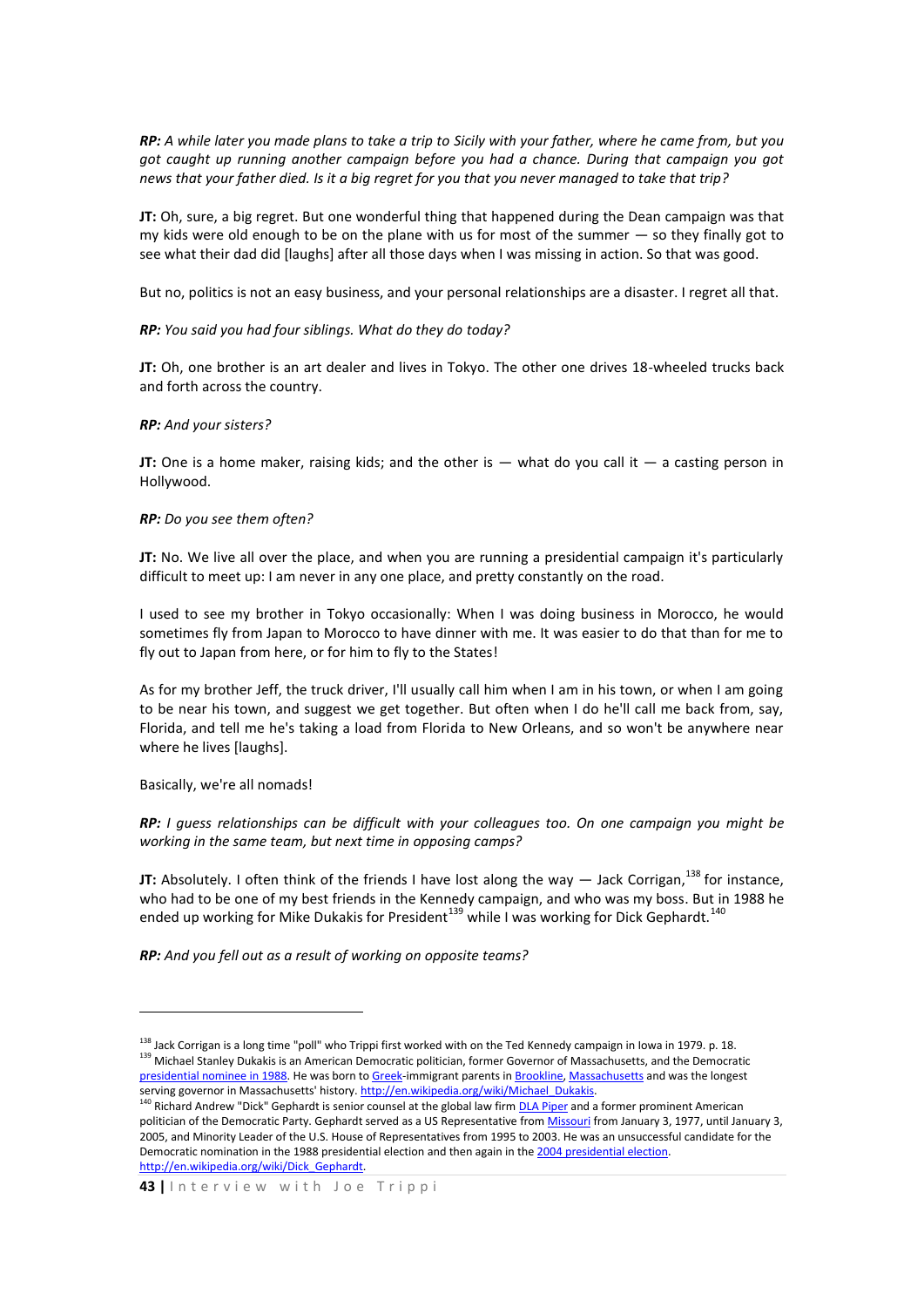***RP:*** *A while later you made plans to take a trip to Sicily with your father, where he came from, but you got caught up running another campaign before you had a chance. During that campaign you got news that your father died. Is it a big regret for you that you never managed to take that trip?*

**JT:** Oh, sure, a big regret. But one wonderful thing that happened during the Dean campaign was that my kids were old enough to be on the plane with us for most of the summer — so they finally got to see what their dad did [laughs] after all those days when I was missing in action. So that was good.

But no, politics is not an easy business, and your personal relationships are a disaster. I regret all that.

***RP:*** *You said you had four siblings. What do they do today?*

**JT:** Oh, one brother is an art dealer and lives in Tokyo. The other one drives 18-wheeled trucks back and forth across the country.

***RP:*** *And your sisters?*

**JT:** One is a home maker, raising kids; and the other is — what do you call it — a casting person in Hollywood.

***RP:*** *Do you see them often?*

**JT:** No. We live all over the place, and when you are running a presidential campaign it's particularly difficult to meet up: I am never in any one place, and pretty constantly on the road.

I used to see my brother in Tokyo occasionally: When I was doing business in Morocco, he would sometimes fly from Japan to Morocco to have dinner with me. It was easier to do that than for me to fly out to Japan from here, or for him to fly to the States!

As for my brother Jeff, the truck driver, I'll usually call him when I am in his town, or when I am going to be near his town, and suggest we get together. But often when I do he'll call me back from, say, Florida, and tell me he's taking a load from Florida to New Orleans, and so won't be anywhere near where he lives [laughs].

Basically, we're all nomads!

***RP:*** *I guess relationships can be difficult with your colleagues too. On one campaign you might be working in the same team, but next time in opposing camps?*

**JT:** Absolutely. I often think of the friends I have lost along the way — Jack Corrigan,[138] for instance, who had to be one of my best friends in the Kennedy campaign, and who was my boss. But in 1988 he ended up working for Mike Dukakis for President[139] while I was working for Dick Gephardt.[140]

***RP:*** *And you fell out as a result of working on opposite teams?*

---

[138] Jack Corrigan is a long time "poll" who Trippi first worked with on the Ted Kennedy campaign in Iowa in 1979. p. 18.

[139] Michael Stanley Dukakis is an American Democratic politician, former Governor of Massachusetts, and the Democratic presidential nominee in 1988. He was born to Greek-immigrant parents in Brookline, Massachusetts and was the longest serving governor in Massachusetts' history. http://en.wikipedia.org/wiki/Michael_Dukakis.

[140] Richard Andrew "Dick" Gephardt is senior counsel at the global law firm DLA Piper and a former prominent American politician of the Democratic Party. Gephardt served as a US Representative from Missouri from January 3, 1977, until January 3, 2005, and Minority Leader of the U.S. House of Representatives from 1995 to 2003. He was an unsuccessful candidate for the Democratic nomination in the 1988 presidential election and then again in the 2004 presidential election. http://en.wikipedia.org/wiki/Dick_Gephardt.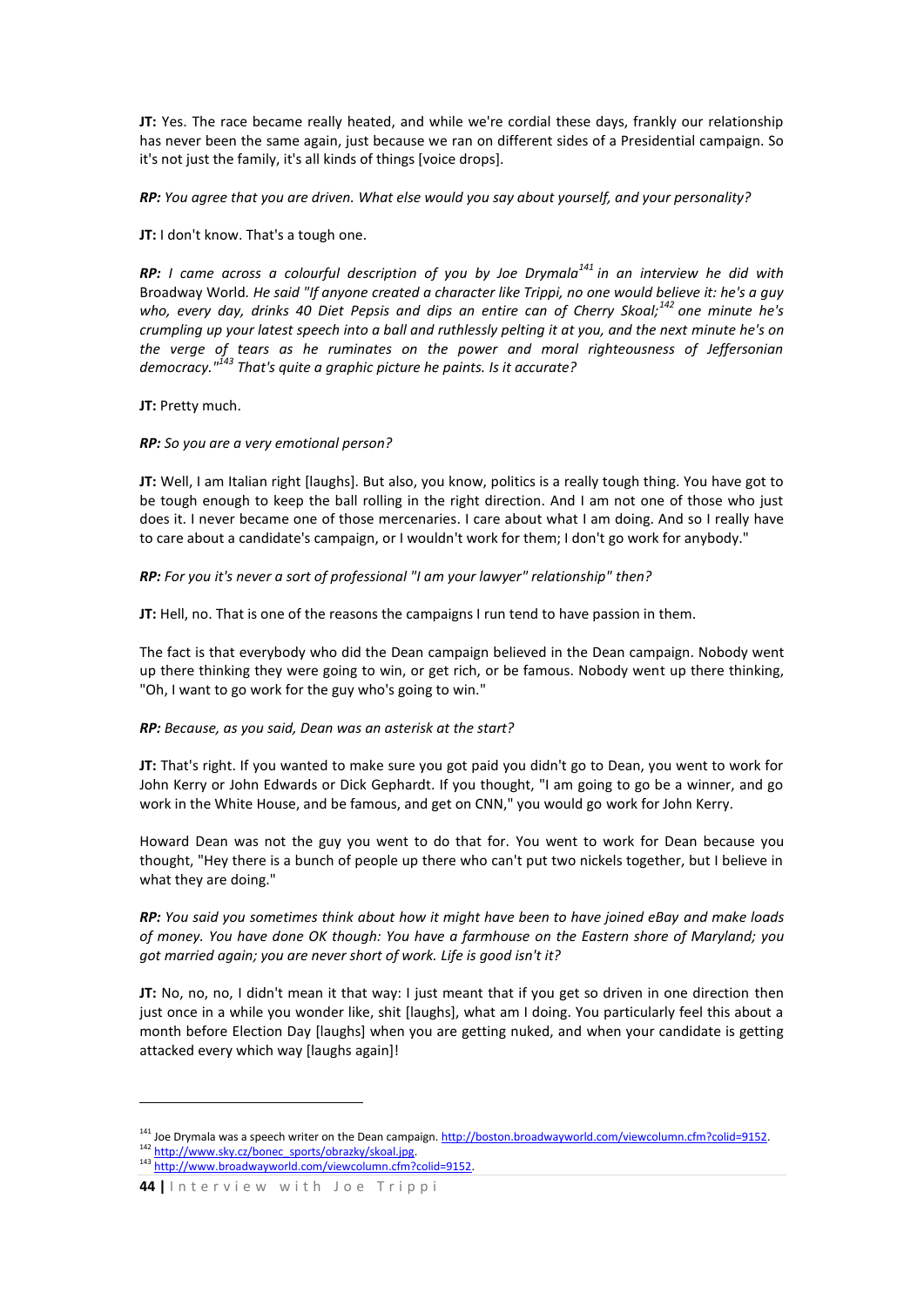**JT:** Yes. The race became really heated, and while we're cordial these days, frankly our relationship has never been the same again, just because we ran on different sides of a Presidential campaign. So it's not just the family, it's all kinds of things [voice drops].

***RP:*** *You agree that you are driven. What else would you say about yourself, and your personality?*

**JT:** I don't know. That's a tough one.

***RP:*** *I came across a colourful description of you by Joe Drymala*[141] *in an interview he did with* Broadway World*. He said "If anyone created a character like Trippi, no one would believe it: he's a guy who, every day, drinks 40 Diet Pepsis and dips an entire can of Cherry Skoal;*[142] *one minute he's crumpling up your latest speech into a ball and ruthlessly pelting it at you, and the next minute he's on the verge of tears as he ruminates on the power and moral righteousness of Jeffersonian democracy."*[143] *That's quite a graphic picture he paints. Is it accurate?*

**JT:** Pretty much.

***RP:*** *So you are a very emotional person?*

**JT:** Well, I am Italian right [laughs]. But also, you know, politics is a really tough thing. You have got to be tough enough to keep the ball rolling in the right direction. And I am not one of those who just does it. I never became one of those mercenaries. I care about what I am doing. And so I really have to care about a candidate's campaign, or I wouldn't work for them; I don't go work for anybody."

***RP:*** *For you it's never a sort of professional "I am your lawyer" relationship" then?*

**JT:** Hell, no. That is one of the reasons the campaigns I run tend to have passion in them.

The fact is that everybody who did the Dean campaign believed in the Dean campaign. Nobody went up there thinking they were going to win, or get rich, or be famous. Nobody went up there thinking, "Oh, I want to go work for the guy who's going to win."

***RP:*** *Because, as you said, Dean was an asterisk at the start?*

**JT:** That's right. If you wanted to make sure you got paid you didn't go to Dean, you went to work for John Kerry or John Edwards or Dick Gephardt. If you thought, "I am going to go be a winner, and go work in the White House, and be famous, and get on CNN," you would go work for John Kerry.

Howard Dean was not the guy you went to do that for. You went to work for Dean because you thought, "Hey there is a bunch of people up there who can't put two nickels together, but I believe in what they are doing."

***RP:*** *You said you sometimes think about how it might have been to have joined eBay and make loads of money. You have done OK though: You have a farmhouse on the Eastern shore of Maryland; you got married again; you are never short of work. Life is good isn't it?*

**JT:** No, no, no, I didn't mean it that way: I just meant that if you get so driven in one direction then just once in a while you wonder like, shit [laughs], what am I doing. You particularly feel this about a month before Election Day [laughs] when you are getting nuked, and when your candidate is getting attacked every which way [laughs again]!

---

[141] Joe Drymala was a speech writer on the Dean campaign. http://boston.broadwayworld.com/viewcolumn.cfm?colid=9152.

[142] http://www.sky.cz/bonec_sports/obrazky/skoal.jpg.

[143] http://www.broadwayworld.com/viewcolumn.cfm?colid=9152.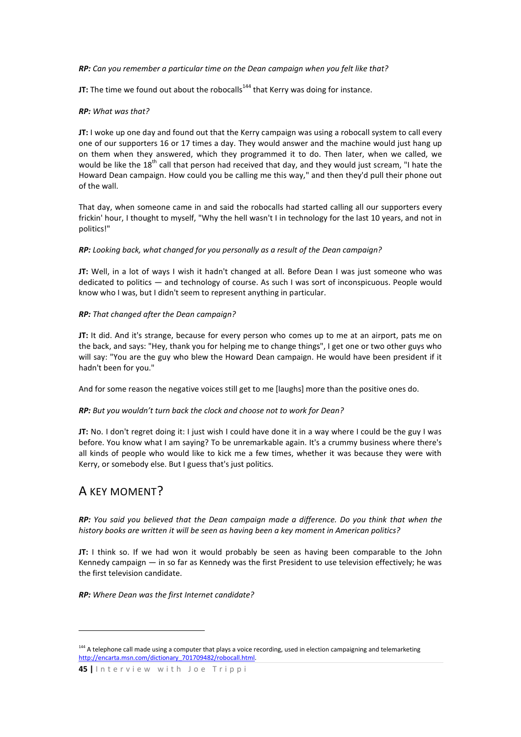***RP:*** *Can you remember a particular time on the Dean campaign when you felt like that?*

**JT:** The time we found out about the robocalls[144] that Kerry was doing for instance.

***RP:*** *What was that?*

**JT:** I woke up one day and found out that the Kerry campaign was using a robocall system to call every one of our supporters 16 or 17 times a day. They would answer and the machine would just hang up on them when they answered, which they programmed it to do. Then later, when we called, we would be like the 18th call that person had received that day, and they would just scream, "I hate the Howard Dean campaign. How could you be calling me this way," and then they'd pull their phone out of the wall.

That day, when someone came in and said the robocalls had started calling all our supporters every frickin' hour, I thought to myself, "Why the hell wasn't I in technology for the last 10 years, and not in politics!"

***RP:*** *Looking back, what changed for you personally as a result of the Dean campaign?*

**JT:** Well, in a lot of ways I wish it hadn't changed at all. Before Dean I was just someone who was dedicated to politics — and technology of course. As such I was sort of inconspicuous. People would know who I was, but I didn't seem to represent anything in particular.

***RP:*** *That changed after the Dean campaign?*

**JT:** It did. And it's strange, because for every person who comes up to me at an airport, pats me on the back, and says: "Hey, thank you for helping me to change things", I get one or two other guys who will say: "You are the guy who blew the Howard Dean campaign. He would have been president if it hadn't been for you."

And for some reason the negative voices still get to me [laughs] more than the positive ones do.

***RP:*** *But you wouldn't turn back the clock and choose not to work for Dean?*

**JT:** No. I don't regret doing it: I just wish I could have done it in a way where I could be the guy I was before. You know what I am saying? To be unremarkable again. It's a crummy business where there's all kinds of people who would like to kick me a few times, whether it was because they were with Kerry, or somebody else. But I guess that's just politics.

## A KEY MOMENT?

***RP:*** *You said you believed that the Dean campaign made a difference. Do you think that when the history books are written it will be seen as having been a key moment in American politics?*

**JT:** I think so. If we had won it would probably be seen as having been comparable to the John Kennedy campaign — in so far as Kennedy was the first President to use television effectively; he was the first television candidate.

***RP:*** *Where Dean was the first Internet candidate?*

---

[144] A telephone call made using a computer that plays a voice recording, used in election campaigning and telemarketing http://encarta.msn.com/dictionary_701709482/robocall.html.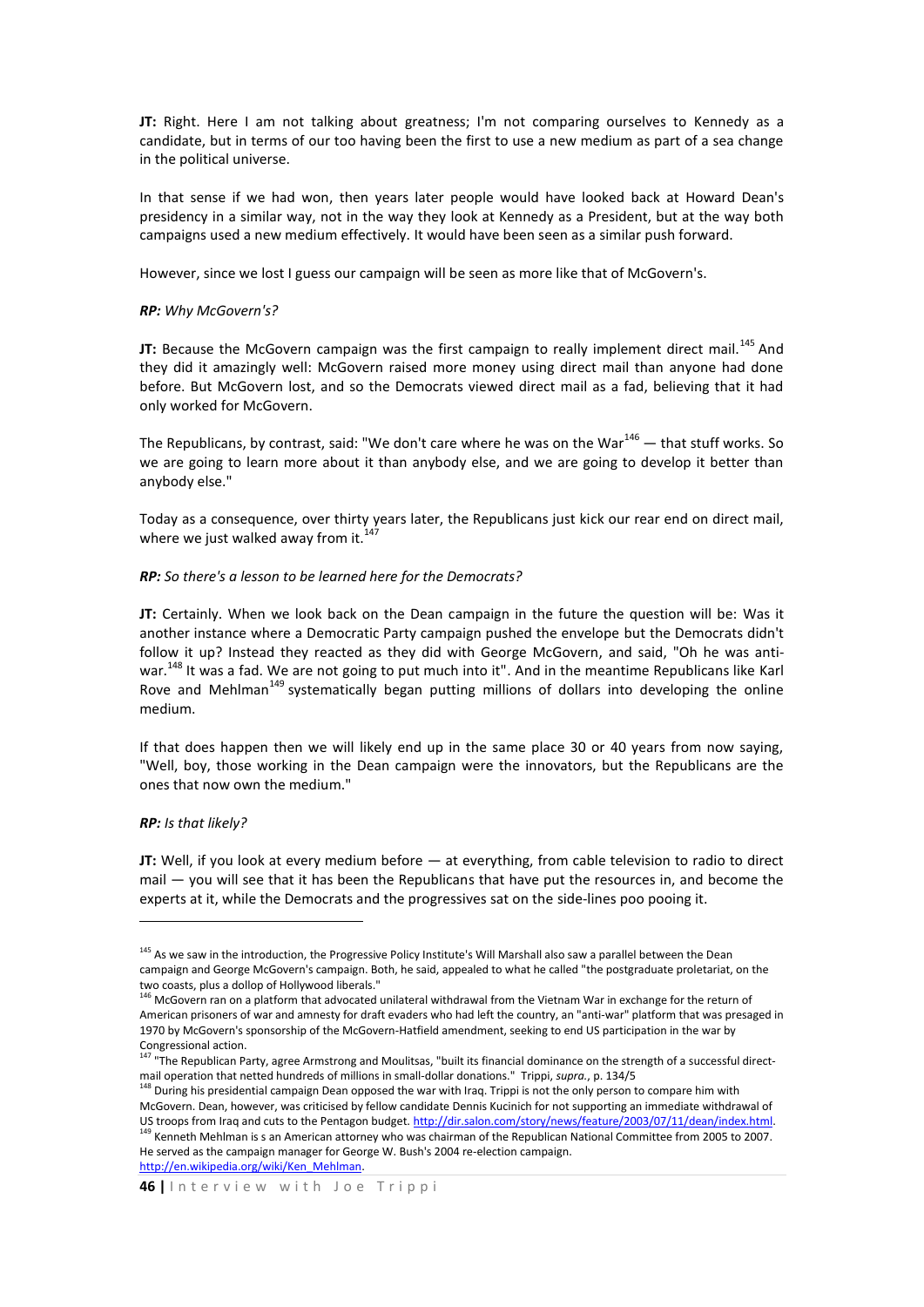**JT:** Right. Here I am not talking about greatness; I'm not comparing ourselves to Kennedy as a candidate, but in terms of our too having been the first to use a new medium as part of a sea change in the political universe.

In that sense if we had won, then years later people would have looked back at Howard Dean's presidency in a similar way, not in the way they look at Kennedy as a President, but at the way both campaigns used a new medium effectively. It would have been seen as a similar push forward.

However, since we lost I guess our campaign will be seen as more like that of McGovern's.

***RP:** Why McGovern's?*

**JT:** Because the McGovern campaign was the first campaign to really implement direct mail.[145] And they did it amazingly well: McGovern raised more money using direct mail than anyone had done before. But McGovern lost, and so the Democrats viewed direct mail as a fad, believing that it had only worked for McGovern.

The Republicans, by contrast, said: "We don't care where he was on the War[146] — that stuff works. So we are going to learn more about it than anybody else, and we are going to develop it better than anybody else."

Today as a consequence, over thirty years later, the Republicans just kick our rear end on direct mail, where we just walked away from it.[147]

***RP:** So there's a lesson to be learned here for the Democrats?*

**JT:** Certainly. When we look back on the Dean campaign in the future the question will be: Was it another instance where a Democratic Party campaign pushed the envelope but the Democrats didn't follow it up? Instead they reacted as they did with George McGovern, and said, "Oh he was anti-war.[148] It was a fad. We are not going to put much into it". And in the meantime Republicans like Karl Rove and Mehlman[149] systematically began putting millions of dollars into developing the online medium.

If that does happen then we will likely end up in the same place 30 or 40 years from now saying, "Well, boy, those working in the Dean campaign were the innovators, but the Republicans are the ones that now own the medium."

***RP:** Is that likely?*

**JT:** Well, if you look at every medium before — at everything, from cable television to radio to direct mail — you will see that it has been the Republicans that have put the resources in, and become the experts at it, while the Democrats and the progressives sat on the side-lines poo pooing it.

---

[145] As we saw in the introduction, the Progressive Policy Institute's Will Marshall also saw a parallel between the Dean campaign and George McGovern's campaign. Both, he said, appealed to what he called "the postgraduate proletariat, on the two coasts, plus a dollop of Hollywood liberals."

[146] McGovern ran on a platform that advocated unilateral withdrawal from the Vietnam War in exchange for the return of American prisoners of war and amnesty for draft evaders who had left the country, an "anti-war" platform that was presaged in 1970 by McGovern's sponsorship of the McGovern-Hatfield amendment, seeking to end US participation in the war by Congressional action.

[147] "The Republican Party, agree Armstrong and Moulitsas, "built its financial dominance on the strength of a successful direct-mail operation that netted hundreds of millions in small-dollar donations." Trippi, *supra.*, p. 134/5

[148] During his presidential campaign Dean opposed the war with Iraq. Trippi is not the only person to compare him with McGovern. Dean, however, was criticised by fellow candidate Dennis Kucinich for not supporting an immediate withdrawal of US troops from Iraq and cuts to the Pentagon budget. http://dir.salon.com/story/news/feature/2003/07/11/dean/index.html.

[149] Kenneth Mehlman is s an American attorney who was chairman of the Republican National Committee from 2005 to 2007. He served as the campaign manager for George W. Bush's 2004 re-election campaign. http://en.wikipedia.org/wiki/Ken_Mehlman.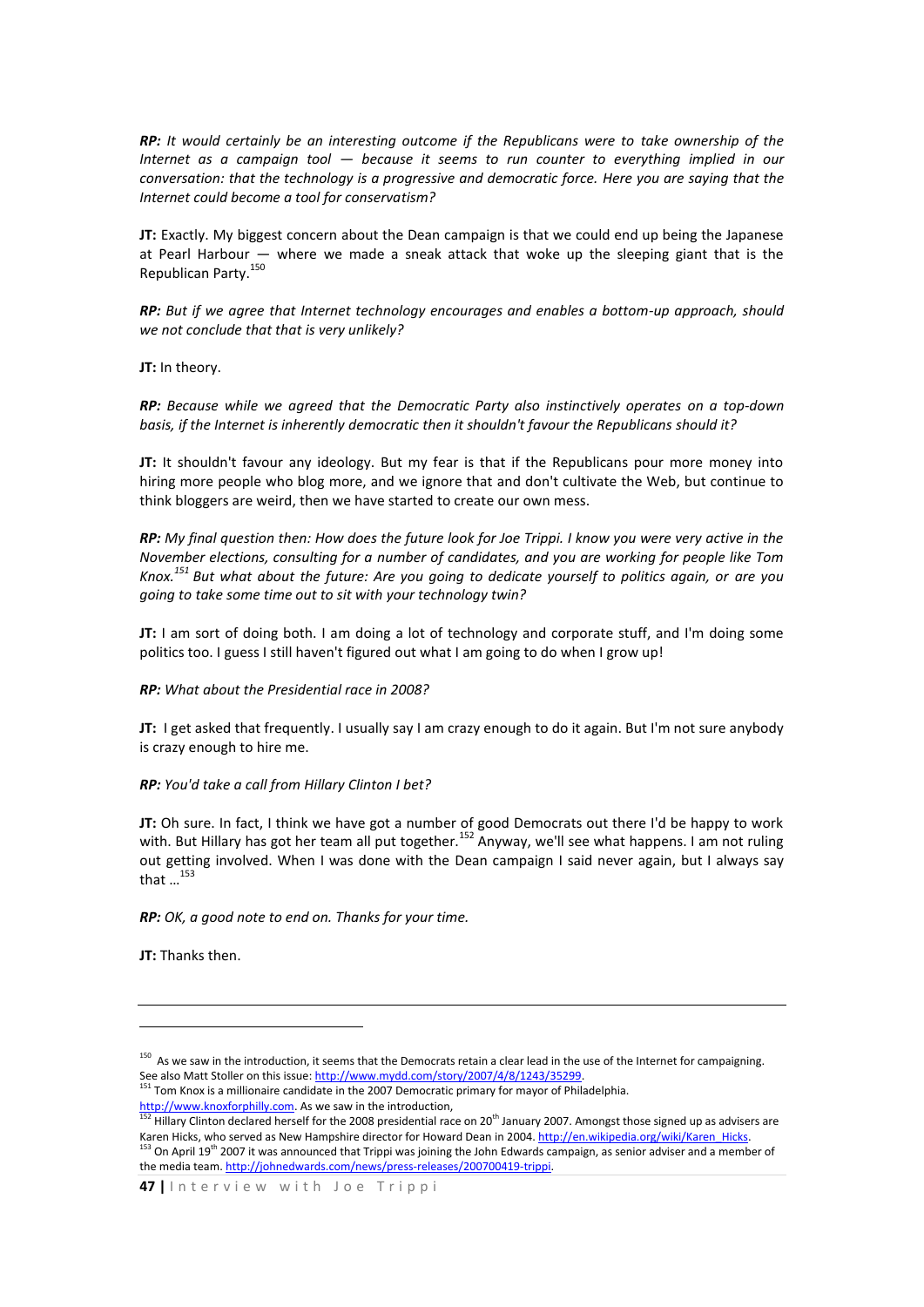***RP:** It would certainly be an interesting outcome if the Republicans were to take ownership of the Internet as a campaign tool — because it seems to run counter to everything implied in our conversation: that the technology is a progressive and democratic force. Here you are saying that the Internet could become a tool for conservatism?*

**JT:** Exactly. My biggest concern about the Dean campaign is that we could end up being the Japanese at Pearl Harbour — where we made a sneak attack that woke up the sleeping giant that is the Republican Party.[150]

***RP:** But if we agree that Internet technology encourages and enables a bottom-up approach, should we not conclude that that is very unlikely?*

**JT:** In theory.

***RP:** Because while we agreed that the Democratic Party also instinctively operates on a top-down basis, if the Internet is inherently democratic then it shouldn't favour the Republicans should it?*

**JT:** It shouldn't favour any ideology. But my fear is that if the Republicans pour more money into hiring more people who blog more, and we ignore that and don't cultivate the Web, but continue to think bloggers are weird, then we have started to create our own mess.

***RP:** My final question then: How does the future look for Joe Trippi. I know you were very active in the November elections, consulting for a number of candidates, and you are working for people like Tom Knox.[151] But what about the future: Are you going to dedicate yourself to politics again, or are you going to take some time out to sit with your technology twin?*

**JT:** I am sort of doing both. I am doing a lot of technology and corporate stuff, and I'm doing some politics too. I guess I still haven't figured out what I am going to do when I grow up!

***RP:** What about the Presidential race in 2008?*

**JT:** I get asked that frequently. I usually say I am crazy enough to do it again. But I'm not sure anybody is crazy enough to hire me.

***RP:** You'd take a call from Hillary Clinton I bet?*

**JT:** Oh sure. In fact, I think we have got a number of good Democrats out there I'd be happy to work with. But Hillary has got her team all put together.[152] Anyway, we'll see what happens. I am not ruling out getting involved. When I was done with the Dean campaign I said never again, but I always say that …[153]

***RP:** OK, a good note to end on. Thanks for your time.*

**JT:** Thanks then.

---

[150] As we saw in the introduction, it seems that the Democrats retain a clear lead in the use of the Internet for campaigning. See also Matt Stoller on this issue: http://www.mydd.com/story/2007/4/8/1243/35299.

[151] Tom Knox is a millionaire candidate in the 2007 Democratic primary for mayor of Philadelphia. http://www.knoxforphilly.com. As we saw in the introduction,

[152] Hillary Clinton declared herself for the 2008 presidential race on 20th January 2007. Amongst those signed up as advisers are Karen Hicks, who served as New Hampshire director for Howard Dean in 2004. http://en.wikipedia.org/wiki/Karen_Hicks.

[153] On April 19th 2007 it was announced that Trippi was joining the John Edwards campaign, as senior adviser and a member of the media team. http://johnedwards.com/news/press-releases/200700419-trippi.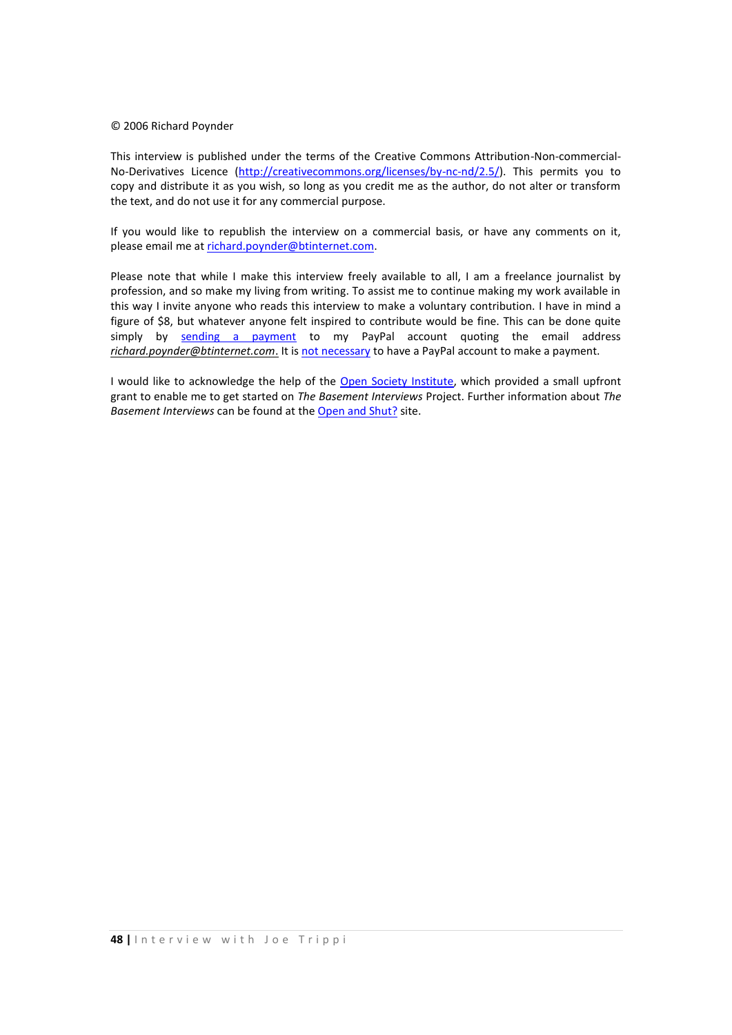© 2006 Richard Poynder

This interview is published under the terms of the Creative Commons Attribution-Non-commercial-No-Derivatives Licence (http://creativecommons.org/licenses/by-nc-nd/2.5/). This permits you to copy and distribute it as you wish, so long as you credit me as the author, do not alter or transform the text, and do not use it for any commercial purpose.

If you would like to republish the interview on a commercial basis, or have any comments on it, please email me at richard.poynder@btinternet.com.

Please note that while I make this interview freely available to all, I am a freelance journalist by profession, and so make my living from writing. To assist me to continue making my work available in this way I invite anyone who reads this interview to make a voluntary contribution. I have in mind a figure of $8, but whatever anyone felt inspired to contribute would be fine. This can be done quite simply by sending a payment to my PayPal account quoting the email address *richard.poynder@btinternet.com*. It is not necessary to have a PayPal account to make a payment.

I would like to acknowledge the help of the Open Society Institute, which provided a small upfront grant to enable me to get started on *The Basement Interviews* Project. Further information about *The Basement Interviews* can be found at the Open and Shut? site.